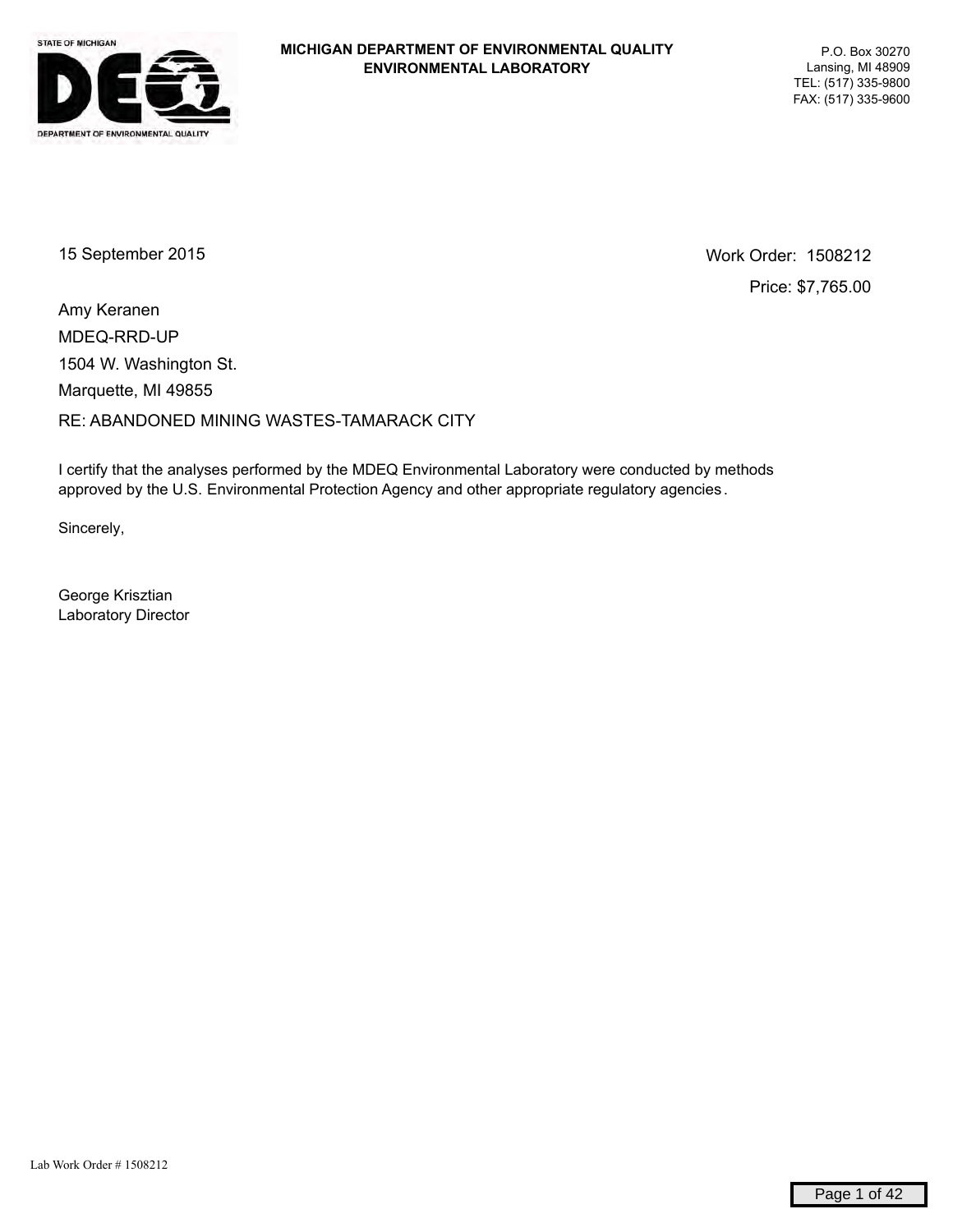**MICHIGAN DEPARTMENT OF ENVIRONMENTAL QUALITY**
**ENVIRONMENTAL LABORATORY**

P.O. Box 30270
Lansing, MI 48909
TEL: (517) 335-9800
FAX: (517) 335-9600

15 September 2015

Work Order: 1508212
Price: $7,765.00

Amy Keranen
MDEQ-RRD-UP
1504 W. Washington St.
Marquette, MI 49855

RE: ABANDONED MINING WASTES-TAMARACK CITY

I certify that the analyses performed by the MDEQ Environmental Laboratory were conducted by methods approved by the U.S. Environmental Protection Agency and other appropriate regulatory agencies.

Sincerely,

George Krisztian
Laboratory Director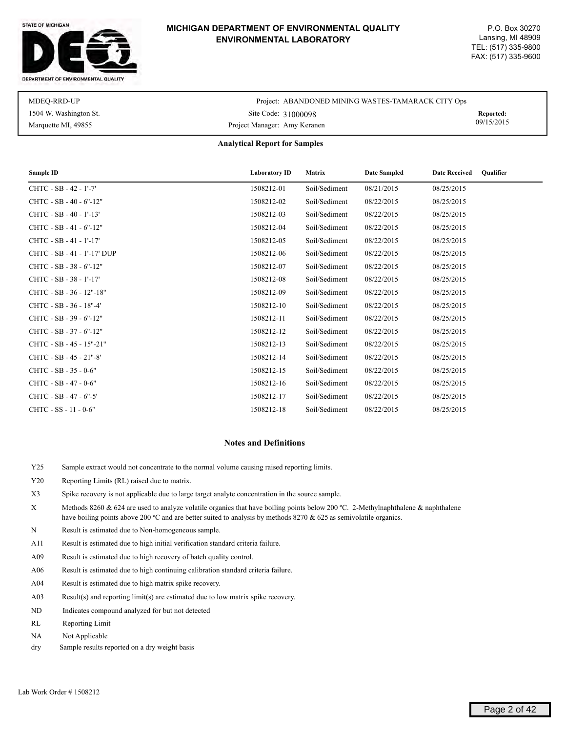**MICHIGAN DEPARTMENT OF ENVIRONMENTAL QUALITY**
**ENVIRONMENTAL LABORATORY**

P.O. Box 30270
Lansing, MI 48909
TEL: (517) 335-9800
FAX: (517) 335-9600

MDEQ-RRD-UP
1504 W. Washington St.
Marquette MI, 49855

Project: ABANDONED MINING WASTES-TAMARACK CITY Ops
Site Code: 31000098
Project Manager: Amy Keranen

**Reported:** 09/15/2015

## Analytical Report for Samples

| Sample ID | Laboratory ID | Matrix | Date Sampled | Date Received | Qualifier |
|---|---|---|---|---|---|
| CHTC - SB - 42 - 1'-7' | 1508212-01 | Soil/Sediment | 08/21/2015 | 08/25/2015 | |
| CHTC - SB - 40 - 6"-12" | 1508212-02 | Soil/Sediment | 08/22/2015 | 08/25/2015 | |
| CHTC - SB - 40 - 1'-13' | 1508212-03 | Soil/Sediment | 08/22/2015 | 08/25/2015 | |
| CHTC - SB - 41 - 6"-12" | 1508212-04 | Soil/Sediment | 08/22/2015 | 08/25/2015 | |
| CHTC - SB - 41 - 1'-17' | 1508212-05 | Soil/Sediment | 08/22/2015 | 08/25/2015 | |
| CHTC - SB - 41 - 1'-17' DUP | 1508212-06 | Soil/Sediment | 08/22/2015 | 08/25/2015 | |
| CHTC - SB - 38 - 6"-12" | 1508212-07 | Soil/Sediment | 08/22/2015 | 08/25/2015 | |
| CHTC - SB - 38 - 1'-17' | 1508212-08 | Soil/Sediment | 08/22/2015 | 08/25/2015 | |
| CHTC - SB - 36 - 12"-18" | 1508212-09 | Soil/Sediment | 08/22/2015 | 08/25/2015 | |
| CHTC - SB - 36 - 18"-4' | 1508212-10 | Soil/Sediment | 08/22/2015 | 08/25/2015 | |
| CHTC - SB - 39 - 6"-12" | 1508212-11 | Soil/Sediment | 08/22/2015 | 08/25/2015 | |
| CHTC - SB - 37 - 6"-12" | 1508212-12 | Soil/Sediment | 08/22/2015 | 08/25/2015 | |
| CHTC - SB - 45 - 15"-21" | 1508212-13 | Soil/Sediment | 08/22/2015 | 08/25/2015 | |
| CHTC - SB - 45 - 21"-8' | 1508212-14 | Soil/Sediment | 08/22/2015 | 08/25/2015 | |
| CHTC - SB - 35 - 0-6" | 1508212-15 | Soil/Sediment | 08/22/2015 | 08/25/2015 | |
| CHTC - SB - 47 - 0-6" | 1508212-16 | Soil/Sediment | 08/22/2015 | 08/25/2015 | |
| CHTC - SB - 47 - 6"-5' | 1508212-17 | Soil/Sediment | 08/22/2015 | 08/25/2015 | |
| CHTC - SS - 11 - 0-6" | 1508212-18 | Soil/Sediment | 08/22/2015 | 08/25/2015 | |

## Notes and Definitions

| | |
|---|---|
| Y25 | Sample extract would not concentrate to the normal volume causing raised reporting limits. |
| Y20 | Reporting Limits (RL) raised due to matrix. |
| X3 | Spike recovery is not applicable due to large target analyte concentration in the source sample. |
| X | Methods 8260 & 624 are used to analyze volatile organics that have boiling points below 200 ºC. 2-Methylnaphthalene & naphthalene have boiling points above 200 ºC and are better suited to analysis by methods 8270 & 625 as semivolatile organics. |
| N | Result is estimated due to Non-homogeneous sample. |
| A11 | Result is estimated due to high initial verification standard criteria failure. |
| A09 | Result is estimated due to high recovery of batch quality control. |
| A06 | Result is estimated due to high continuing calibration standard criteria failure. |
| A04 | Result is estimated due to high matrix spike recovery. |
| A03 | Result(s) and reporting limit(s) are estimated due to low matrix spike recovery. |
| ND | Indicates compound analyzed for but not detected |
| RL | Reporting Limit |
| NA | Not Applicable |
| dry | Sample results reported on a dry weight basis |

Lab Work Order # 1508212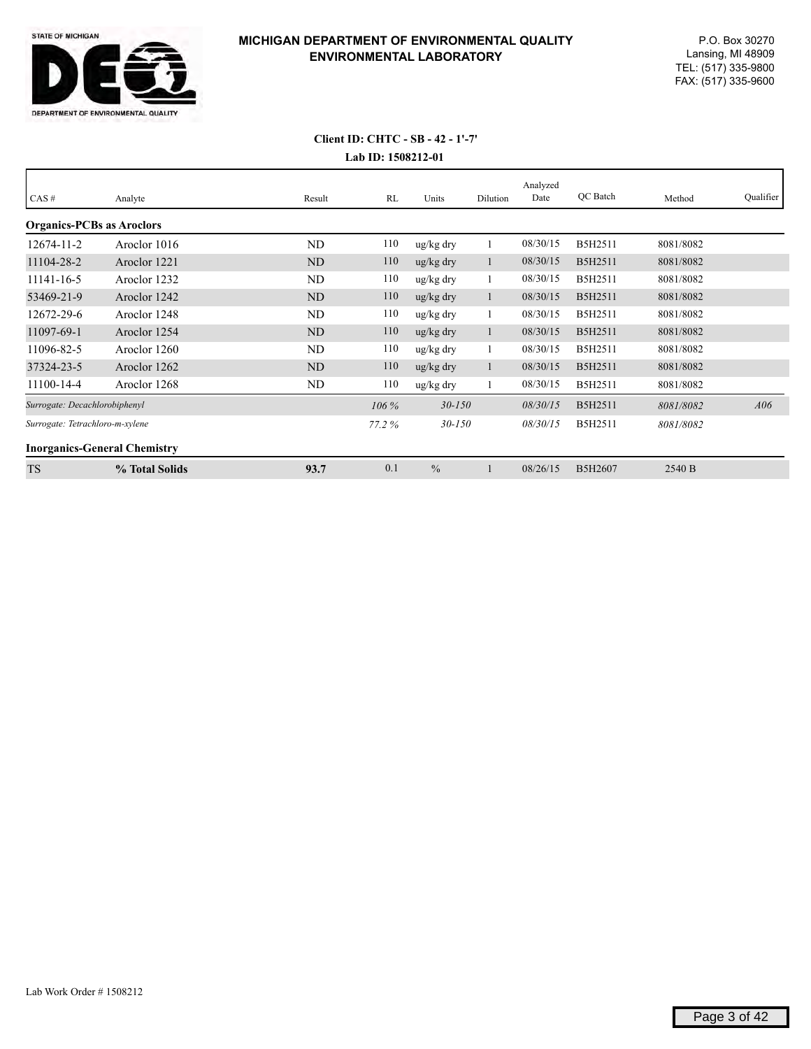# MICHIGAN DEPARTMENT OF ENVIRONMENTAL QUALITY ENVIRONMENTAL LABORATORY

STATE OF MICHIGAN
DEPARTMENT OF ENVIRONMENTAL QUALITY

P.O. Box 30270
Lansing, MI 48909
TEL: (517) 335-9800
FAX: (517) 335-9600

**Client ID: CHTC - SB - 42 - 1'-7'**

**Lab ID: 1508212-01**

| CAS # | Analyte | Result | RL | Units | Dilution | Analyzed Date | QC Batch | Method | Qualifier |
|---|---|---|---|---|---|---|---|---|---|
| **Organics-PCBs as Aroclors** | | | | | | | | | |
| 12674-11-2 | Aroclor 1016 | ND | 110 | ug/kg dry | 1 | 08/30/15 | B5H2511 | 8081/8082 | |
| 11104-28-2 | Aroclor 1221 | ND | 110 | ug/kg dry | 1 | 08/30/15 | B5H2511 | 8081/8082 | |
| 11141-16-5 | Aroclor 1232 | ND | 110 | ug/kg dry | 1 | 08/30/15 | B5H2511 | 8081/8082 | |
| 53469-21-9 | Aroclor 1242 | ND | 110 | ug/kg dry | 1 | 08/30/15 | B5H2511 | 8081/8082 | |
| 12672-29-6 | Aroclor 1248 | ND | 110 | ug/kg dry | 1 | 08/30/15 | B5H2511 | 8081/8082 | |
| 11097-69-1 | Aroclor 1254 | ND | 110 | ug/kg dry | 1 | 08/30/15 | B5H2511 | 8081/8082 | |
| 11096-82-5 | Aroclor 1260 | ND | 110 | ug/kg dry | 1 | 08/30/15 | B5H2511 | 8081/8082 | |
| 37324-23-5 | Aroclor 1262 | ND | 110 | ug/kg dry | 1 | 08/30/15 | B5H2511 | 8081/8082 | |
| 11100-14-4 | Aroclor 1268 | ND | 110 | ug/kg dry | 1 | 08/30/15 | B5H2511 | 8081/8082 | |
| *Surrogate: Decachlorobiphenyl* | | | *106 %* | *30-150* | | *08/30/15* | B5H2511 | *8081/8082* | *A06* |
| *Surrogate: Tetrachloro-m-xylene* | | | *77.2 %* | *30-150* | | *08/30/15* | B5H2511 | *8081/8082* | |
| **Inorganics-General Chemistry** | | | | | | | | | |
| TS | **% Total Solids** | **93.7** | 0.1 | % | 1 | 08/26/15 | B5H2607 | 2540 B | |

Lab Work Order # 1508212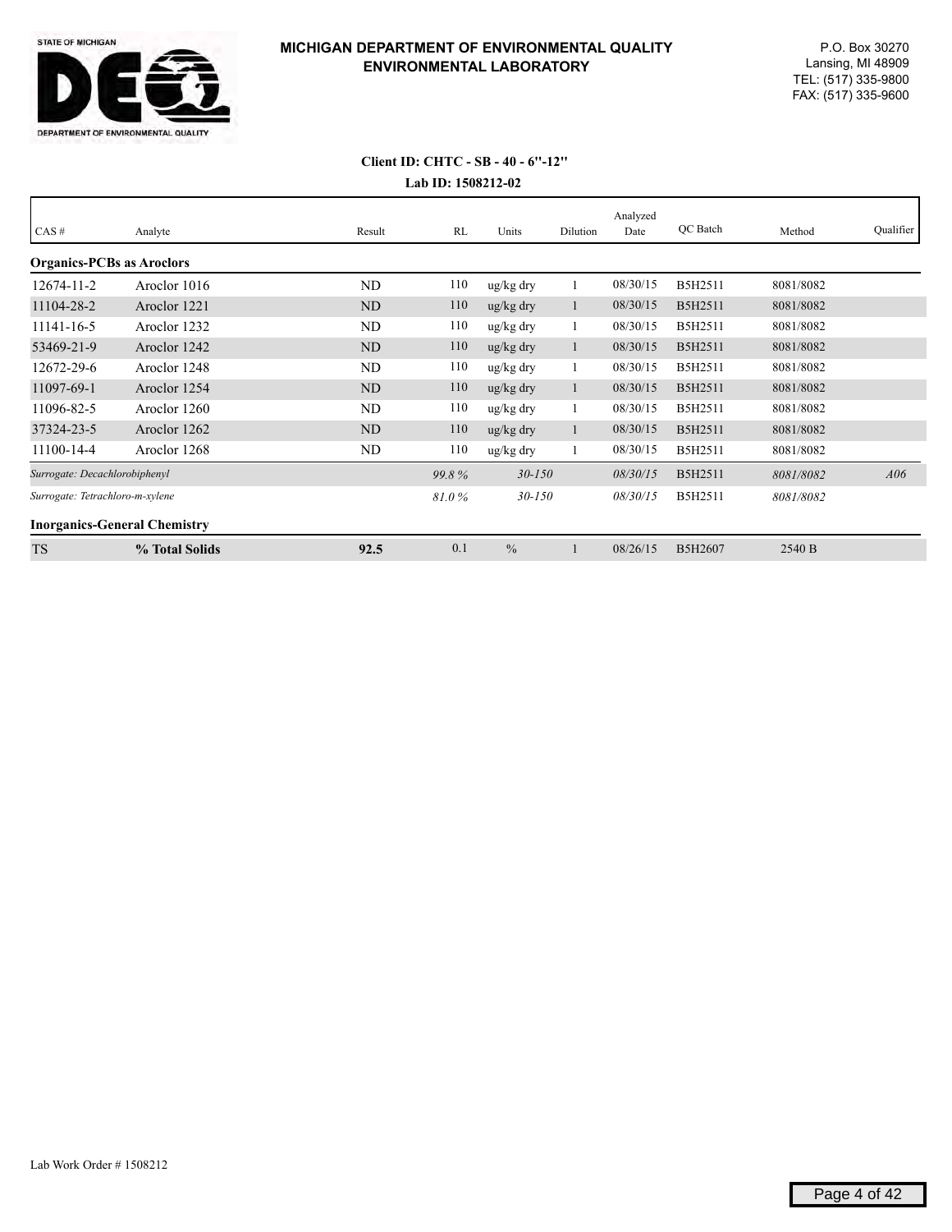STATE OF MICHIGAN

DEPARTMENT OF ENVIRONMENTAL QUALITY

**MICHIGAN DEPARTMENT OF ENVIRONMENTAL QUALITY**
**ENVIRONMENTAL LABORATORY**

P.O. Box 30270
Lansing, MI 48909
TEL: (517) 335-9800
FAX: (517) 335-9600

**Client ID: CHTC - SB - 40 - 6"-12"**

**Lab ID: 1508212-02**

| CAS # | Analyte | Result | RL | Units | Dilution | Analyzed Date | QC Batch | Method | Qualifier |
|---|---|---|---|---|---|---|---|---|---|
| **Organics-PCBs as Aroclors** | | | | | | | | | |
| 12674-11-2 | Aroclor 1016 | ND | 110 | ug/kg dry | 1 | 08/30/15 | B5H2511 | 8081/8082 | |
| 11104-28-2 | Aroclor 1221 | ND | 110 | ug/kg dry | 1 | 08/30/15 | B5H2511 | 8081/8082 | |
| 11141-16-5 | Aroclor 1232 | ND | 110 | ug/kg dry | 1 | 08/30/15 | B5H2511 | 8081/8082 | |
| 53469-21-9 | Aroclor 1242 | ND | 110 | ug/kg dry | 1 | 08/30/15 | B5H2511 | 8081/8082 | |
| 12672-29-6 | Aroclor 1248 | ND | 110 | ug/kg dry | 1 | 08/30/15 | B5H2511 | 8081/8082 | |
| 11097-69-1 | Aroclor 1254 | ND | 110 | ug/kg dry | 1 | 08/30/15 | B5H2511 | 8081/8082 | |
| 11096-82-5 | Aroclor 1260 | ND | 110 | ug/kg dry | 1 | 08/30/15 | B5H2511 | 8081/8082 | |
| 37324-23-5 | Aroclor 1262 | ND | 110 | ug/kg dry | 1 | 08/30/15 | B5H2511 | 8081/8082 | |
| 11100-14-4 | Aroclor 1268 | ND | 110 | ug/kg dry | 1 | 08/30/15 | B5H2511 | 8081/8082 | |
| *Surrogate: Decachlorobiphenyl* | | | *99.8 %* | *30-150* | | *08/30/15* | B5H2511 | *8081/8082* | *A06* |
| *Surrogate: Tetrachloro-m-xylene* | | | *81.0 %* | *30-150* | | *08/30/15* | B5H2511 | *8081/8082* | |
| **Inorganics-General Chemistry** | | | | | | | | | |
| TS | **% Total Solids** | **92.5** | 0.1 | % | 1 | 08/26/15 | B5H2607 | 2540 B | |

Lab Work Order # 1508212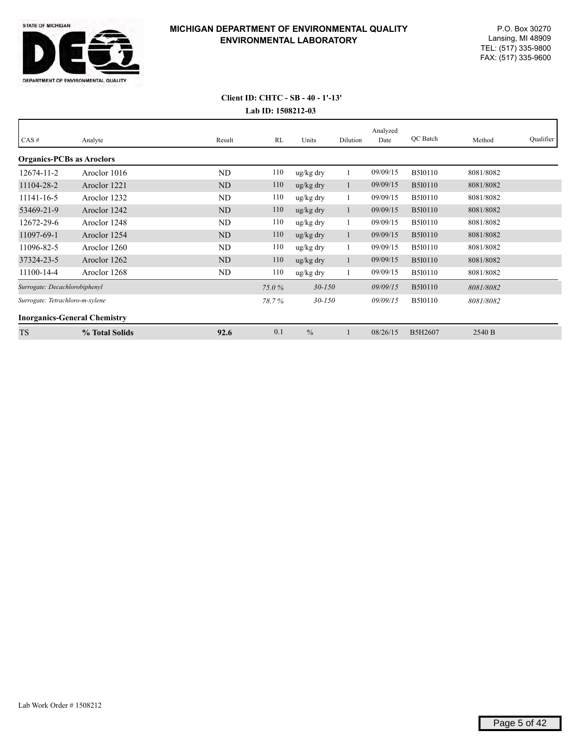**MICHIGAN DEPARTMENT OF ENVIRONMENTAL QUALITY**
**ENVIRONMENTAL LABORATORY**

P.O. Box 30270
Lansing, MI 48909
TEL: (517) 335-9800
FAX: (517) 335-9600

**Client ID: CHTC - SB - 40 - 1'-13'**
**Lab ID: 1508212-03**

| CAS # | Analyte | Result | RL | Units | Dilution | Analyzed Date | QC Batch | Method | Qualifier |
|---|---|---|---|---|---|---|---|---|---|
| **Organics-PCBs as Aroclors** | | | | | | | | | |
| 12674-11-2 | Aroclor 1016 | ND | 110 | ug/kg dry | 1 | 09/09/15 | B5I0110 | 8081/8082 | |
| 11104-28-2 | Aroclor 1221 | ND | 110 | ug/kg dry | 1 | 09/09/15 | B5I0110 | 8081/8082 | |
| 11141-16-5 | Aroclor 1232 | ND | 110 | ug/kg dry | 1 | 09/09/15 | B5I0110 | 8081/8082 | |
| 53469-21-9 | Aroclor 1242 | ND | 110 | ug/kg dry | 1 | 09/09/15 | B5I0110 | 8081/8082 | |
| 12672-29-6 | Aroclor 1248 | ND | 110 | ug/kg dry | 1 | 09/09/15 | B5I0110 | 8081/8082 | |
| 11097-69-1 | Aroclor 1254 | ND | 110 | ug/kg dry | 1 | 09/09/15 | B5I0110 | 8081/8082 | |
| 11096-82-5 | Aroclor 1260 | ND | 110 | ug/kg dry | 1 | 09/09/15 | B5I0110 | 8081/8082 | |
| 37324-23-5 | Aroclor 1262 | ND | 110 | ug/kg dry | 1 | 09/09/15 | B5I0110 | 8081/8082 | |
| 11100-14-4 | Aroclor 1268 | ND | 110 | ug/kg dry | 1 | 09/09/15 | B5I0110 | 8081/8082 | |
| *Surrogate: Decachlorobiphenyl* | | | *75.0 %* | *30-150* | | *09/09/15* | B5I0110 | *8081/8082* | |
| *Surrogate: Tetrachloro-m-xylene* | | | *78.7 %* | *30-150* | | *09/09/15* | B5I0110 | *8081/8082* | |
| **Inorganics-General Chemistry** | | | | | | | | | |
| TS | **% Total Solids** | **92.6** | 0.1 | % | 1 | 08/26/15 | B5H2607 | 2540 B | |

Lab Work Order # 1508212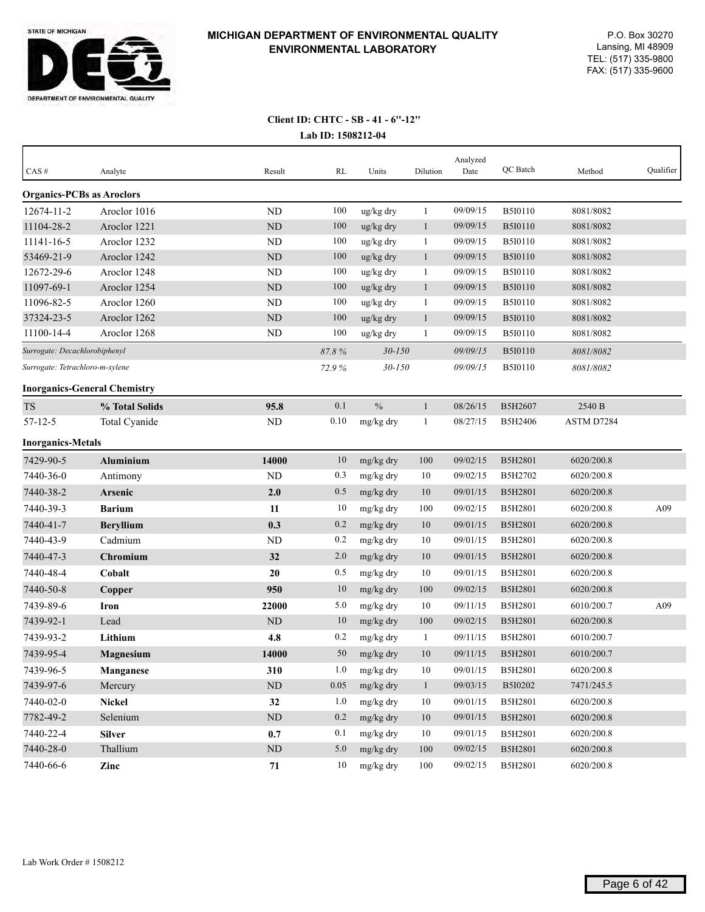# MICHIGAN DEPARTMENT OF ENVIRONMENTAL QUALITY
## ENVIRONMENTAL LABORATORY

STATE OF MICHIGAN
DEPARTMENT OF ENVIRONMENTAL QUALITY

P.O. Box 30270
Lansing, MI 48909
TEL: (517) 335-9800
FAX: (517) 335-9600

**Client ID: CHTC - SB - 41 - 6"-12"**

**Lab ID: 1508212-04**

| CAS # | Analyte | Result | RL | Units | Dilution | Analyzed Date | QC Batch | Method | Qualifier |
|---|---|---|---|---|---|---|---|---|---|
| **Organics-PCBs as Aroclors** | | | | | | | | | |
| 12674-11-2 | Aroclor 1016 | ND | 100 | ug/kg dry | 1 | 09/09/15 | B5I0110 | 8081/8082 | |
| 11104-28-2 | Aroclor 1221 | ND | 100 | ug/kg dry | 1 | 09/09/15 | B5I0110 | 8081/8082 | |
| 11141-16-5 | Aroclor 1232 | ND | 100 | ug/kg dry | 1 | 09/09/15 | B5I0110 | 8081/8082 | |
| 53469-21-9 | Aroclor 1242 | ND | 100 | ug/kg dry | 1 | 09/09/15 | B5I0110 | 8081/8082 | |
| 12672-29-6 | Aroclor 1248 | ND | 100 | ug/kg dry | 1 | 09/09/15 | B5I0110 | 8081/8082 | |
| 11097-69-1 | Aroclor 1254 | ND | 100 | ug/kg dry | 1 | 09/09/15 | B5I0110 | 8081/8082 | |
| 11096-82-5 | Aroclor 1260 | ND | 100 | ug/kg dry | 1 | 09/09/15 | B5I0110 | 8081/8082 | |
| 37324-23-5 | Aroclor 1262 | ND | 100 | ug/kg dry | 1 | 09/09/15 | B5I0110 | 8081/8082 | |
| 11100-14-4 | Aroclor 1268 | ND | 100 | ug/kg dry | 1 | 09/09/15 | B5I0110 | 8081/8082 | |
| *Surrogate: Decachlorobiphenyl* | | | *87.8 %* | *30-150* | | *09/09/15* | B5I0110 | *8081/8082* | |
| *Surrogate: Tetrachloro-m-xylene* | | | *72.9 %* | *30-150* | | *09/09/15* | B5I0110 | *8081/8082* | |
| **Inorganics-General Chemistry** | | | | | | | | | |
| TS | **% Total Solids** | **95.8** | 0.1 | % | 1 | 08/26/15 | B5H2607 | 2540 B | |
| 57-12-5 | Total Cyanide | ND | 0.10 | mg/kg dry | 1 | 08/27/15 | B5H2406 | ASTM D7284 | |
| **Inorganics-Metals** | | | | | | | | | |
| 7429-90-5 | **Aluminium** | **14000** | 10 | mg/kg dry | 100 | 09/02/15 | B5H2801 | 6020/200.8 | |
| 7440-36-0 | Antimony | ND | 0.3 | mg/kg dry | 10 | 09/02/15 | B5H2702 | 6020/200.8 | |
| 7440-38-2 | **Arsenic** | **2.0** | 0.5 | mg/kg dry | 10 | 09/01/15 | B5H2801 | 6020/200.8 | |
| 7440-39-3 | **Barium** | **11** | 10 | mg/kg dry | 100 | 09/02/15 | B5H2801 | 6020/200.8 | A09 |
| 7440-41-7 | **Beryllium** | **0.3** | 0.2 | mg/kg dry | 10 | 09/01/15 | B5H2801 | 6020/200.8 | |
| 7440-43-9 | Cadmium | ND | 0.2 | mg/kg dry | 10 | 09/01/15 | B5H2801 | 6020/200.8 | |
| 7440-47-3 | **Chromium** | **32** | 2.0 | mg/kg dry | 10 | 09/01/15 | B5H2801 | 6020/200.8 | |
| 7440-48-4 | **Cobalt** | **20** | 0.5 | mg/kg dry | 10 | 09/01/15 | B5H2801 | 6020/200.8 | |
| 7440-50-8 | **Copper** | **950** | 10 | mg/kg dry | 100 | 09/02/15 | B5H2801 | 6020/200.8 | |
| 7439-89-6 | **Iron** | **22000** | 5.0 | mg/kg dry | 10 | 09/11/15 | B5H2801 | 6010/200.7 | A09 |
| 7439-92-1 | Lead | ND | 10 | mg/kg dry | 100 | 09/02/15 | B5H2801 | 6020/200.8 | |
| 7439-93-2 | **Lithium** | **4.8** | 0.2 | mg/kg dry | 1 | 09/11/15 | B5H2801 | 6010/200.7 | |
| 7439-95-4 | **Magnesium** | **14000** | 50 | mg/kg dry | 10 | 09/11/15 | B5H2801 | 6010/200.7 | |
| 7439-96-5 | **Manganese** | **310** | 1.0 | mg/kg dry | 10 | 09/01/15 | B5H2801 | 6020/200.8 | |
| 7439-97-6 | Mercury | ND | 0.05 | mg/kg dry | 1 | 09/03/15 | B5I0202 | 7471/245.5 | |
| 7440-02-0 | **Nickel** | **32** | 1.0 | mg/kg dry | 10 | 09/01/15 | B5H2801 | 6020/200.8 | |
| 7782-49-2 | Selenium | ND | 0.2 | mg/kg dry | 10 | 09/01/15 | B5H2801 | 6020/200.8 | |
| 7440-22-4 | **Silver** | **0.7** | 0.1 | mg/kg dry | 10 | 09/01/15 | B5H2801 | 6020/200.8 | |
| 7440-28-0 | Thallium | ND | 5.0 | mg/kg dry | 100 | 09/02/15 | B5H2801 | 6020/200.8 | |
| 7440-66-6 | **Zinc** | **71** | 10 | mg/kg dry | 100 | 09/02/15 | B5H2801 | 6020/200.8 | |

Lab Work Order # 1508212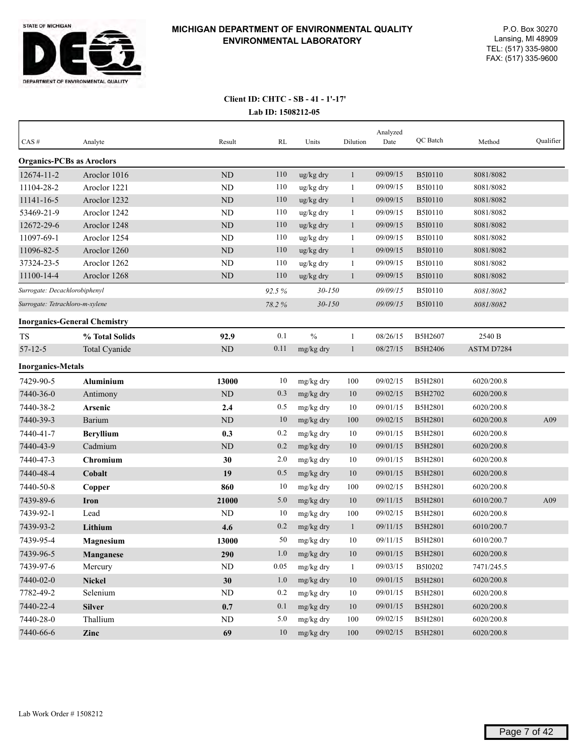# MICHIGAN DEPARTMENT OF ENVIRONMENTAL QUALITY ENVIRONMENTAL LABORATORY

P.O. Box 30270
Lansing, MI 48909
TEL: (517) 335-9800
FAX: (517) 335-9600

**Client ID: CHTC - SB - 41 - 1'-17'**

**Lab ID: 1508212-05**

| CAS # | Analyte | Result | RL | Units | Dilution | Analyzed Date | QC Batch | Method | Qualifier |
|---|---|---|---|---|---|---|---|---|---|
| **Organics-PCBs as Aroclors** | | | | | | | | | |
| 12674-11-2 | Aroclor 1016 | ND | 110 | ug/kg dry | 1 | 09/09/15 | B5I0110 | 8081/8082 | |
| 11104-28-2 | Aroclor 1221 | ND | 110 | ug/kg dry | 1 | 09/09/15 | B5I0110 | 8081/8082 | |
| 11141-16-5 | Aroclor 1232 | ND | 110 | ug/kg dry | 1 | 09/09/15 | B5I0110 | 8081/8082 | |
| 53469-21-9 | Aroclor 1242 | ND | 110 | ug/kg dry | 1 | 09/09/15 | B5I0110 | 8081/8082 | |
| 12672-29-6 | Aroclor 1248 | ND | 110 | ug/kg dry | 1 | 09/09/15 | B5I0110 | 8081/8082 | |
| 11097-69-1 | Aroclor 1254 | ND | 110 | ug/kg dry | 1 | 09/09/15 | B5I0110 | 8081/8082 | |
| 11096-82-5 | Aroclor 1260 | ND | 110 | ug/kg dry | 1 | 09/09/15 | B5I0110 | 8081/8082 | |
| 37324-23-5 | Aroclor 1262 | ND | 110 | ug/kg dry | 1 | 09/09/15 | B5I0110 | 8081/8082 | |
| 11100-14-4 | Aroclor 1268 | ND | 110 | ug/kg dry | 1 | 09/09/15 | B5I0110 | 8081/8082 | |
| *Surrogate: Decachlorobiphenyl* | | | *92.5 %* | *30-150* | | *09/09/15* | B5I0110 | *8081/8082* | |
| *Surrogate: Tetrachloro-m-xylene* | | | *78.2 %* | *30-150* | | *09/09/15* | B5I0110 | *8081/8082* | |
| **Inorganics-General Chemistry** | | | | | | | | | |
| TS | **% Total Solids** | **92.9** | 0.1 | % | 1 | 08/26/15 | B5H2607 | 2540 B | |
| 57-12-5 | Total Cyanide | ND | 0.11 | mg/kg dry | 1 | 08/27/15 | B5H2406 | ASTM D7284 | |
| **Inorganics-Metals** | | | | | | | | | |
| 7429-90-5 | **Aluminium** | **13000** | 10 | mg/kg dry | 100 | 09/02/15 | B5H2801 | 6020/200.8 | |
| 7440-36-0 | Antimony | ND | 0.3 | mg/kg dry | 10 | 09/02/15 | B5H2702 | 6020/200.8 | |
| 7440-38-2 | **Arsenic** | **2.4** | 0.5 | mg/kg dry | 10 | 09/01/15 | B5H2801 | 6020/200.8 | |
| 7440-39-3 | Barium | ND | 10 | mg/kg dry | 100 | 09/02/15 | B5H2801 | 6020/200.8 | A09 |
| 7440-41-7 | **Beryllium** | **0.3** | 0.2 | mg/kg dry | 10 | 09/01/15 | B5H2801 | 6020/200.8 | |
| 7440-43-9 | Cadmium | ND | 0.2 | mg/kg dry | 10 | 09/01/15 | B5H2801 | 6020/200.8 | |
| 7440-47-3 | **Chromium** | **30** | 2.0 | mg/kg dry | 10 | 09/01/15 | B5H2801 | 6020/200.8 | |
| 7440-48-4 | **Cobalt** | **19** | 0.5 | mg/kg dry | 10 | 09/01/15 | B5H2801 | 6020/200.8 | |
| 7440-50-8 | **Copper** | **860** | 10 | mg/kg dry | 100 | 09/02/15 | B5H2801 | 6020/200.8 | |
| 7439-89-6 | **Iron** | **21000** | 5.0 | mg/kg dry | 10 | 09/11/15 | B5H2801 | 6010/200.7 | A09 |
| 7439-92-1 | Lead | ND | 10 | mg/kg dry | 100 | 09/02/15 | B5H2801 | 6020/200.8 | |
| 7439-93-2 | **Lithium** | **4.6** | 0.2 | mg/kg dry | 1 | 09/11/15 | B5H2801 | 6010/200.7 | |
| 7439-95-4 | **Magnesium** | **13000** | 50 | mg/kg dry | 10 | 09/11/15 | B5H2801 | 6010/200.7 | |
| 7439-96-5 | **Manganese** | **290** | 1.0 | mg/kg dry | 10 | 09/01/15 | B5H2801 | 6020/200.8 | |
| 7439-97-6 | Mercury | ND | 0.05 | mg/kg dry | 1 | 09/03/15 | B5I0202 | 7471/245.5 | |
| 7440-02-0 | **Nickel** | **30** | 1.0 | mg/kg dry | 10 | 09/01/15 | B5H2801 | 6020/200.8 | |
| 7782-49-2 | Selenium | ND | 0.2 | mg/kg dry | 10 | 09/01/15 | B5H2801 | 6020/200.8 | |
| 7440-22-4 | **Silver** | **0.7** | 0.1 | mg/kg dry | 10 | 09/01/15 | B5H2801 | 6020/200.8 | |
| 7440-28-0 | Thallium | ND | 5.0 | mg/kg dry | 100 | 09/02/15 | B5H2801 | 6020/200.8 | |
| 7440-66-6 | **Zinc** | **69** | 10 | mg/kg dry | 100 | 09/02/15 | B5H2801 | 6020/200.8 | |

Lab Work Order # 1508212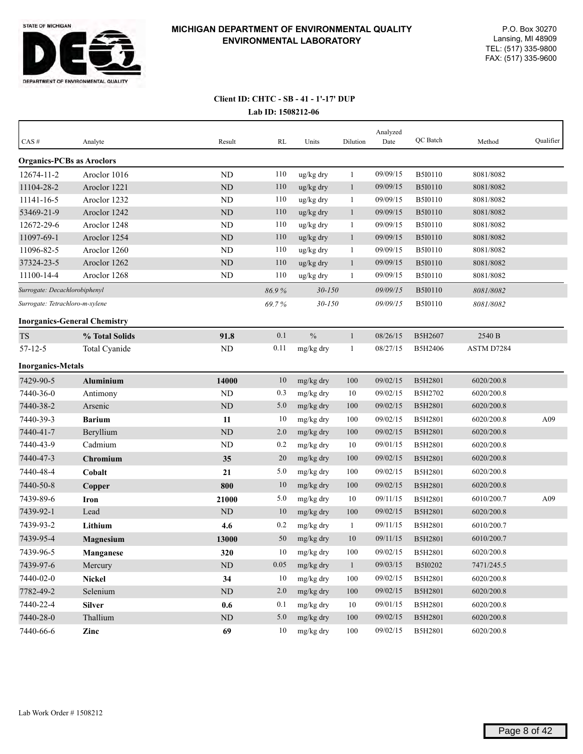# MICHIGAN DEPARTMENT OF ENVIRONMENTAL QUALITY
## ENVIRONMENTAL LABORATORY

STATE OF MICHIGAN
DEQ
DEPARTMENT OF ENVIRONMENTAL QUALITY

P.O. Box 30270
Lansing, MI 48909
TEL: (517) 335-9800
FAX: (517) 335-9600

**Client ID: CHTC - SB - 41 - 1'-17' DUP**

**Lab ID: 1508212-06**

| CAS # | Analyte | Result | RL | Units | Dilution | Analyzed Date | QC Batch | Method | Qualifier |
|---|---|---|---|---|---|---|---|---|---|
| **Organics-PCBs as Aroclors** | | | | | | | | | |
| 12674-11-2 | Aroclor 1016 | ND | 110 | ug/kg dry | 1 | 09/09/15 | B5I0110 | 8081/8082 | |
| 11104-28-2 | Aroclor 1221 | ND | 110 | ug/kg dry | 1 | 09/09/15 | B5I0110 | 8081/8082 | |
| 11141-16-5 | Aroclor 1232 | ND | 110 | ug/kg dry | 1 | 09/09/15 | B5I0110 | 8081/8082 | |
| 53469-21-9 | Aroclor 1242 | ND | 110 | ug/kg dry | 1 | 09/09/15 | B5I0110 | 8081/8082 | |
| 12672-29-6 | Aroclor 1248 | ND | 110 | ug/kg dry | 1 | 09/09/15 | B5I0110 | 8081/8082 | |
| 11097-69-1 | Aroclor 1254 | ND | 110 | ug/kg dry | 1 | 09/09/15 | B5I0110 | 8081/8082 | |
| 11096-82-5 | Aroclor 1260 | ND | 110 | ug/kg dry | 1 | 09/09/15 | B5I0110 | 8081/8082 | |
| 37324-23-5 | Aroclor 1262 | ND | 110 | ug/kg dry | 1 | 09/09/15 | B5I0110 | 8081/8082 | |
| 11100-14-4 | Aroclor 1268 | ND | 110 | ug/kg dry | 1 | 09/09/15 | B5I0110 | 8081/8082 | |
| *Surrogate: Decachlorobiphenyl* | | | *86.9 %* | *30-150* | | *09/09/15* | B5I0110 | *8081/8082* | |
| *Surrogate: Tetrachloro-m-xylene* | | | *69.7 %* | *30-150* | | *09/09/15* | B5I0110 | *8081/8082* | |
| **Inorganics-General Chemistry** | | | | | | | | | |
| TS | **% Total Solids** | **91.8** | 0.1 | % | 1 | 08/26/15 | B5H2607 | 2540 B | |
| 57-12-5 | Total Cyanide | ND | 0.11 | mg/kg dry | 1 | 08/27/15 | B5H2406 | ASTM D7284 | |
| **Inorganics-Metals** | | | | | | | | | |
| 7429-90-5 | **Aluminium** | **14000** | 10 | mg/kg dry | 100 | 09/02/15 | B5H2801 | 6020/200.8 | |
| 7440-36-0 | Antimony | ND | 0.3 | mg/kg dry | 10 | 09/02/15 | B5H2702 | 6020/200.8 | |
| 7440-38-2 | Arsenic | ND | 5.0 | mg/kg dry | 100 | 09/02/15 | B5H2801 | 6020/200.8 | |
| 7440-39-3 | **Barium** | **11** | 10 | mg/kg dry | 100 | 09/02/15 | B5H2801 | 6020/200.8 | A09 |
| 7440-41-7 | Beryllium | ND | 2.0 | mg/kg dry | 100 | 09/02/15 | B5H2801 | 6020/200.8 | |
| 7440-43-9 | Cadmium | ND | 0.2 | mg/kg dry | 10 | 09/01/15 | B5H2801 | 6020/200.8 | |
| 7440-47-3 | **Chromium** | **35** | 20 | mg/kg dry | 100 | 09/02/15 | B5H2801 | 6020/200.8 | |
| 7440-48-4 | **Cobalt** | **21** | 5.0 | mg/kg dry | 100 | 09/02/15 | B5H2801 | 6020/200.8 | |
| 7440-50-8 | **Copper** | **800** | 10 | mg/kg dry | 100 | 09/02/15 | B5H2801 | 6020/200.8 | |
| 7439-89-6 | **Iron** | **21000** | 5.0 | mg/kg dry | 10 | 09/11/15 | B5H2801 | 6010/200.7 | A09 |
| 7439-92-1 | Lead | ND | 10 | mg/kg dry | 100 | 09/02/15 | B5H2801 | 6020/200.8 | |
| 7439-93-2 | **Lithium** | **4.6** | 0.2 | mg/kg dry | 1 | 09/11/15 | B5H2801 | 6010/200.7 | |
| 7439-95-4 | **Magnesium** | **13000** | 50 | mg/kg dry | 10 | 09/11/15 | B5H2801 | 6010/200.7 | |
| 7439-96-5 | **Manganese** | **320** | 10 | mg/kg dry | 100 | 09/02/15 | B5H2801 | 6020/200.8 | |
| 7439-97-6 | Mercury | ND | 0.05 | mg/kg dry | 1 | 09/03/15 | B5I0202 | 7471/245.5 | |
| 7440-02-0 | **Nickel** | **34** | 10 | mg/kg dry | 100 | 09/02/15 | B5H2801 | 6020/200.8 | |
| 7782-49-2 | Selenium | ND | 2.0 | mg/kg dry | 100 | 09/02/15 | B5H2801 | 6020/200.8 | |
| 7440-22-4 | **Silver** | **0.6** | 0.1 | mg/kg dry | 10 | 09/01/15 | B5H2801 | 6020/200.8 | |
| 7440-28-0 | Thallium | ND | 5.0 | mg/kg dry | 100 | 09/02/15 | B5H2801 | 6020/200.8 | |
| 7440-66-6 | **Zinc** | **69** | 10 | mg/kg dry | 100 | 09/02/15 | B5H2801 | 6020/200.8 | |

Lab Work Order # 1508212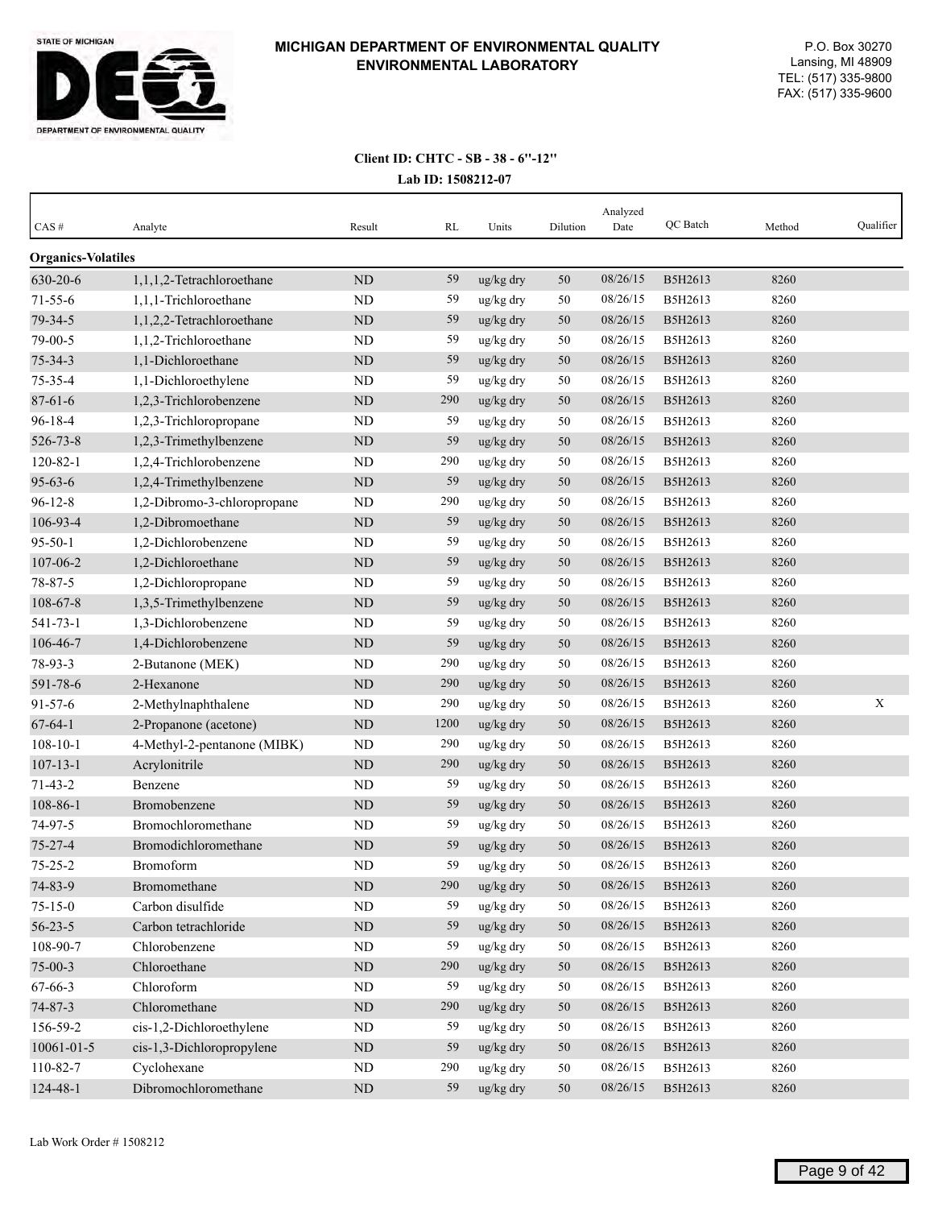**MICHIGAN DEPARTMENT OF ENVIRONMENTAL QUALITY**
**ENVIRONMENTAL LABORATORY**

P.O. Box 30270
Lansing, MI 48909
TEL: (517) 335-9800
FAX: (517) 335-9600

**Client ID: CHTC - SB - 38 - 6"-12"**
**Lab ID: 1508212-07**

| CAS # | Analyte | Result | RL | Units | Dilution | Analyzed Date | QC Batch | Method | Qualifier |
|---|---|---|---|---|---|---|---|---|---|
| **Organics-Volatiles** | | | | | | | | | |
| 630-20-6 | 1,1,1,2-Tetrachloroethane | ND | 59 | ug/kg dry | 50 | 08/26/15 | B5H2613 | 8260 | |
| 71-55-6 | 1,1,1-Trichloroethane | ND | 59 | ug/kg dry | 50 | 08/26/15 | B5H2613 | 8260 | |
| 79-34-5 | 1,1,2,2-Tetrachloroethane | ND | 59 | ug/kg dry | 50 | 08/26/15 | B5H2613 | 8260 | |
| 79-00-5 | 1,1,2-Trichloroethane | ND | 59 | ug/kg dry | 50 | 08/26/15 | B5H2613 | 8260 | |
| 75-34-3 | 1,1-Dichloroethane | ND | 59 | ug/kg dry | 50 | 08/26/15 | B5H2613 | 8260 | |
| 75-35-4 | 1,1-Dichloroethylene | ND | 59 | ug/kg dry | 50 | 08/26/15 | B5H2613 | 8260 | |
| 87-61-6 | 1,2,3-Trichlorobenzene | ND | 290 | ug/kg dry | 50 | 08/26/15 | B5H2613 | 8260 | |
| 96-18-4 | 1,2,3-Trichloropropane | ND | 59 | ug/kg dry | 50 | 08/26/15 | B5H2613 | 8260 | |
| 526-73-8 | 1,2,3-Trimethylbenzene | ND | 59 | ug/kg dry | 50 | 08/26/15 | B5H2613 | 8260 | |
| 120-82-1 | 1,2,4-Trichlorobenzene | ND | 290 | ug/kg dry | 50 | 08/26/15 | B5H2613 | 8260 | |
| 95-63-6 | 1,2,4-Trimethylbenzene | ND | 59 | ug/kg dry | 50 | 08/26/15 | B5H2613 | 8260 | |
| 96-12-8 | 1,2-Dibromo-3-chloropropane | ND | 290 | ug/kg dry | 50 | 08/26/15 | B5H2613 | 8260 | |
| 106-93-4 | 1,2-Dibromoethane | ND | 59 | ug/kg dry | 50 | 08/26/15 | B5H2613 | 8260 | |
| 95-50-1 | 1,2-Dichlorobenzene | ND | 59 | ug/kg dry | 50 | 08/26/15 | B5H2613 | 8260 | |
| 107-06-2 | 1,2-Dichloroethane | ND | 59 | ug/kg dry | 50 | 08/26/15 | B5H2613 | 8260 | |
| 78-87-5 | 1,2-Dichloropropane | ND | 59 | ug/kg dry | 50 | 08/26/15 | B5H2613 | 8260 | |
| 108-67-8 | 1,3,5-Trimethylbenzene | ND | 59 | ug/kg dry | 50 | 08/26/15 | B5H2613 | 8260 | |
| 541-73-1 | 1,3-Dichlorobenzene | ND | 59 | ug/kg dry | 50 | 08/26/15 | B5H2613 | 8260 | |
| 106-46-7 | 1,4-Dichlorobenzene | ND | 59 | ug/kg dry | 50 | 08/26/15 | B5H2613 | 8260 | |
| 78-93-3 | 2-Butanone (MEK) | ND | 290 | ug/kg dry | 50 | 08/26/15 | B5H2613 | 8260 | |
| 591-78-6 | 2-Hexanone | ND | 290 | ug/kg dry | 50 | 08/26/15 | B5H2613 | 8260 | |
| 91-57-6 | 2-Methylnaphthalene | ND | 290 | ug/kg dry | 50 | 08/26/15 | B5H2613 | 8260 | X |
| 67-64-1 | 2-Propanone (acetone) | ND | 1200 | ug/kg dry | 50 | 08/26/15 | B5H2613 | 8260 | |
| 108-10-1 | 4-Methyl-2-pentanone (MIBK) | ND | 290 | ug/kg dry | 50 | 08/26/15 | B5H2613 | 8260 | |
| 107-13-1 | Acrylonitrile | ND | 290 | ug/kg dry | 50 | 08/26/15 | B5H2613 | 8260 | |
| 71-43-2 | Benzene | ND | 59 | ug/kg dry | 50 | 08/26/15 | B5H2613 | 8260 | |
| 108-86-1 | Bromobenzene | ND | 59 | ug/kg dry | 50 | 08/26/15 | B5H2613 | 8260 | |
| 74-97-5 | Bromochloromethane | ND | 59 | ug/kg dry | 50 | 08/26/15 | B5H2613 | 8260 | |
| 75-27-4 | Bromodichloromethane | ND | 59 | ug/kg dry | 50 | 08/26/15 | B5H2613 | 8260 | |
| 75-25-2 | Bromoform | ND | 59 | ug/kg dry | 50 | 08/26/15 | B5H2613 | 8260 | |
| 74-83-9 | Bromomethane | ND | 290 | ug/kg dry | 50 | 08/26/15 | B5H2613 | 8260 | |
| 75-15-0 | Carbon disulfide | ND | 59 | ug/kg dry | 50 | 08/26/15 | B5H2613 | 8260 | |
| 56-23-5 | Carbon tetrachloride | ND | 59 | ug/kg dry | 50 | 08/26/15 | B5H2613 | 8260 | |
| 108-90-7 | Chlorobenzene | ND | 59 | ug/kg dry | 50 | 08/26/15 | B5H2613 | 8260 | |
| 75-00-3 | Chloroethane | ND | 290 | ug/kg dry | 50 | 08/26/15 | B5H2613 | 8260 | |
| 67-66-3 | Chloroform | ND | 59 | ug/kg dry | 50 | 08/26/15 | B5H2613 | 8260 | |
| 74-87-3 | Chloromethane | ND | 290 | ug/kg dry | 50 | 08/26/15 | B5H2613 | 8260 | |
| 156-59-2 | cis-1,2-Dichloroethylene | ND | 59 | ug/kg dry | 50 | 08/26/15 | B5H2613 | 8260 | |
| 10061-01-5 | cis-1,3-Dichloropropylene | ND | 59 | ug/kg dry | 50 | 08/26/15 | B5H2613 | 8260 | |
| 110-82-7 | Cyclohexane | ND | 290 | ug/kg dry | 50 | 08/26/15 | B5H2613 | 8260 | |
| 124-48-1 | Dibromochloromethane | ND | 59 | ug/kg dry | 50 | 08/26/15 | B5H2613 | 8260 | |

Lab Work Order # 1508212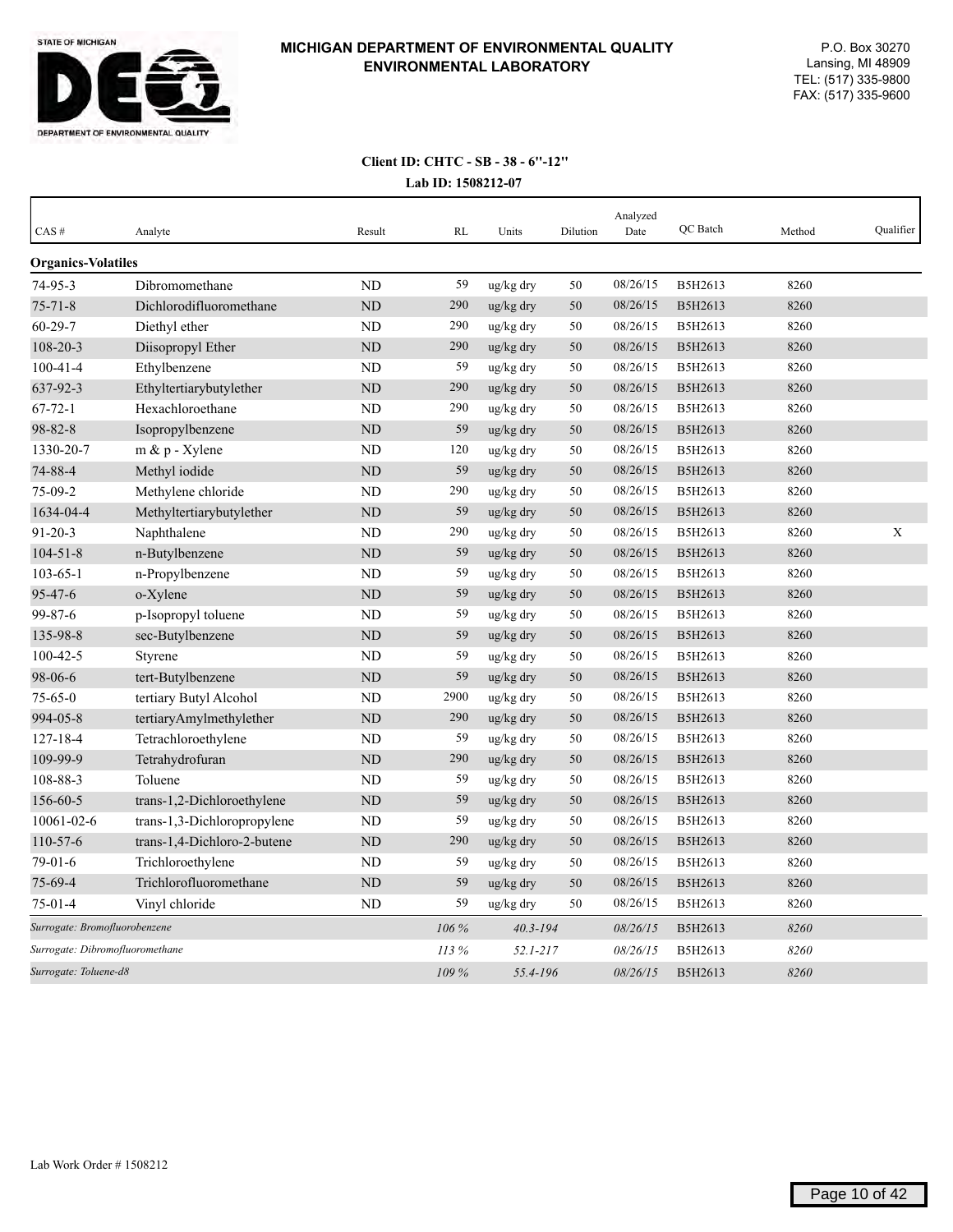**MICHIGAN DEPARTMENT OF ENVIRONMENTAL QUALITY**
**ENVIRONMENTAL LABORATORY**

P.O. Box 30270
Lansing, MI 48909
TEL: (517) 335-9800
FAX: (517) 335-9600

**Client ID: CHTC - SB - 38 - 6"-12"**
**Lab ID: 1508212-07**

| CAS # | Analyte | Result | RL | Units | Dilution | Analyzed Date | QC Batch | Method | Qualifier |
|---|---|---|---|---|---|---|---|---|---|
| **Organics-Volatiles** | | | | | | | | | |
| 74-95-3 | Dibromomethane | ND | 59 | ug/kg dry | 50 | 08/26/15 | B5H2613 | 8260 | |
| 75-71-8 | Dichlorodifluoromethane | ND | 290 | ug/kg dry | 50 | 08/26/15 | B5H2613 | 8260 | |
| 60-29-7 | Diethyl ether | ND | 290 | ug/kg dry | 50 | 08/26/15 | B5H2613 | 8260 | |
| 108-20-3 | Diisopropyl Ether | ND | 290 | ug/kg dry | 50 | 08/26/15 | B5H2613 | 8260 | |
| 100-41-4 | Ethylbenzene | ND | 59 | ug/kg dry | 50 | 08/26/15 | B5H2613 | 8260 | |
| 637-92-3 | Ethyltertiarybutylether | ND | 290 | ug/kg dry | 50 | 08/26/15 | B5H2613 | 8260 | |
| 67-72-1 | Hexachloroethane | ND | 290 | ug/kg dry | 50 | 08/26/15 | B5H2613 | 8260 | |
| 98-82-8 | Isopropylbenzene | ND | 59 | ug/kg dry | 50 | 08/26/15 | B5H2613 | 8260 | |
| 1330-20-7 | m & p - Xylene | ND | 120 | ug/kg dry | 50 | 08/26/15 | B5H2613 | 8260 | |
| 74-88-4 | Methyl iodide | ND | 59 | ug/kg dry | 50 | 08/26/15 | B5H2613 | 8260 | |
| 75-09-2 | Methylene chloride | ND | 290 | ug/kg dry | 50 | 08/26/15 | B5H2613 | 8260 | |
| 1634-04-4 | Methyltertiarybutylether | ND | 59 | ug/kg dry | 50 | 08/26/15 | B5H2613 | 8260 | |
| 91-20-3 | Naphthalene | ND | 290 | ug/kg dry | 50 | 08/26/15 | B5H2613 | 8260 | X |
| 104-51-8 | n-Butylbenzene | ND | 59 | ug/kg dry | 50 | 08/26/15 | B5H2613 | 8260 | |
| 103-65-1 | n-Propylbenzene | ND | 59 | ug/kg dry | 50 | 08/26/15 | B5H2613 | 8260 | |
| 95-47-6 | o-Xylene | ND | 59 | ug/kg dry | 50 | 08/26/15 | B5H2613 | 8260 | |
| 99-87-6 | p-Isopropyl toluene | ND | 59 | ug/kg dry | 50 | 08/26/15 | B5H2613 | 8260 | |
| 135-98-8 | sec-Butylbenzene | ND | 59 | ug/kg dry | 50 | 08/26/15 | B5H2613 | 8260 | |
| 100-42-5 | Styrene | ND | 59 | ug/kg dry | 50 | 08/26/15 | B5H2613 | 8260 | |
| 98-06-6 | tert-Butylbenzene | ND | 59 | ug/kg dry | 50 | 08/26/15 | B5H2613 | 8260 | |
| 75-65-0 | tertiary Butyl Alcohol | ND | 2900 | ug/kg dry | 50 | 08/26/15 | B5H2613 | 8260 | |
| 994-05-8 | tertiaryAmylmethylether | ND | 290 | ug/kg dry | 50 | 08/26/15 | B5H2613 | 8260 | |
| 127-18-4 | Tetrachloroethylene | ND | 59 | ug/kg dry | 50 | 08/26/15 | B5H2613 | 8260 | |
| 109-99-9 | Tetrahydrofuran | ND | 290 | ug/kg dry | 50 | 08/26/15 | B5H2613 | 8260 | |
| 108-88-3 | Toluene | ND | 59 | ug/kg dry | 50 | 08/26/15 | B5H2613 | 8260 | |
| 156-60-5 | trans-1,2-Dichloroethylene | ND | 59 | ug/kg dry | 50 | 08/26/15 | B5H2613 | 8260 | |
| 10061-02-6 | trans-1,3-Dichloropropylene | ND | 59 | ug/kg dry | 50 | 08/26/15 | B5H2613 | 8260 | |
| 110-57-6 | trans-1,4-Dichloro-2-butene | ND | 290 | ug/kg dry | 50 | 08/26/15 | B5H2613 | 8260 | |
| 79-01-6 | Trichloroethylene | ND | 59 | ug/kg dry | 50 | 08/26/15 | B5H2613 | 8260 | |
| 75-69-4 | Trichlorofluoromethane | ND | 59 | ug/kg dry | 50 | 08/26/15 | B5H2613 | 8260 | |
| 75-01-4 | Vinyl chloride | ND | 59 | ug/kg dry | 50 | 08/26/15 | B5H2613 | 8260 | |
| *Surrogate: Bromofluorobenzene* | | | *106 %* | *40.3-194* | | *08/26/15* | B5H2613 | *8260* | |
| *Surrogate: Dibromofluoromethane* | | | *113 %* | *52.1-217* | | *08/26/15* | B5H2613 | *8260* | |
| *Surrogate: Toluene-d8* | | | *109 %* | *55.4-196* | | *08/26/15* | B5H2613 | *8260* | |

Lab Work Order # 1508212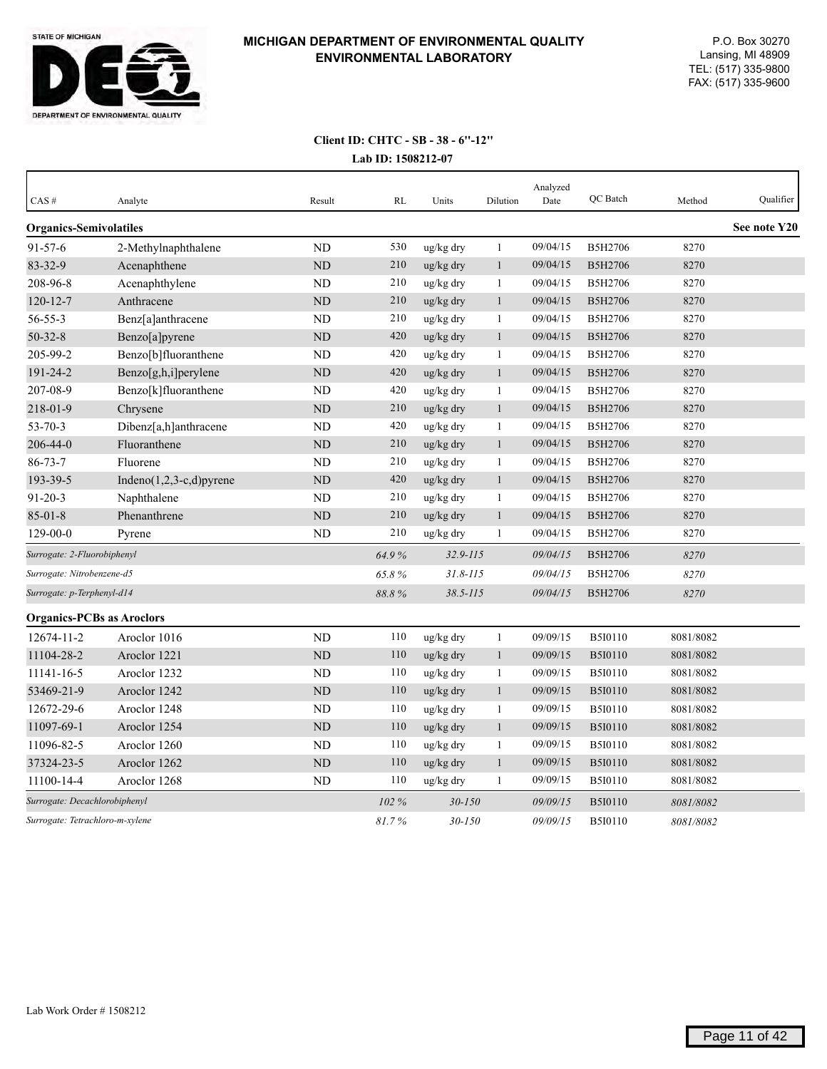**STATE OF MICHIGAN**

**DEPARTMENT OF ENVIRONMENTAL QUALITY**

**MICHIGAN DEPARTMENT OF ENVIRONMENTAL QUALITY**
**ENVIRONMENTAL LABORATORY**

P.O. Box 30270
Lansing, MI 48909
TEL: (517) 335-9800
FAX: (517) 335-9600

**Client ID: CHTC - SB - 38 - 6"-12"**

**Lab ID: 1508212-07**

| CAS # | Analyte | Result | RL | Units | Dilution | Analyzed Date | QC Batch | Method | Qualifier |
|---|---|---|---|---|---|---|---|---|---|
| **Organics-Semivolatiles** | | | | | | | | | **See note Y20** |
| 91-57-6 | 2-Methylnaphthalene | ND | 530 | ug/kg dry | 1 | 09/04/15 | B5H2706 | 8270 | |
| 83-32-9 | Acenaphthene | ND | 210 | ug/kg dry | 1 | 09/04/15 | B5H2706 | 8270 | |
| 208-96-8 | Acenaphthylene | ND | 210 | ug/kg dry | 1 | 09/04/15 | B5H2706 | 8270 | |
| 120-12-7 | Anthracene | ND | 210 | ug/kg dry | 1 | 09/04/15 | B5H2706 | 8270 | |
| 56-55-3 | Benz[a]anthracene | ND | 210 | ug/kg dry | 1 | 09/04/15 | B5H2706 | 8270 | |
| 50-32-8 | Benzo[a]pyrene | ND | 420 | ug/kg dry | 1 | 09/04/15 | B5H2706 | 8270 | |
| 205-99-2 | Benzo[b]fluoranthene | ND | 420 | ug/kg dry | 1 | 09/04/15 | B5H2706 | 8270 | |
| 191-24-2 | Benzo[g,h,i]perylene | ND | 420 | ug/kg dry | 1 | 09/04/15 | B5H2706 | 8270 | |
| 207-08-9 | Benzo[k]fluoranthene | ND | 420 | ug/kg dry | 1 | 09/04/15 | B5H2706 | 8270 | |
| 218-01-9 | Chrysene | ND | 210 | ug/kg dry | 1 | 09/04/15 | B5H2706 | 8270 | |
| 53-70-3 | Dibenz[a,h]anthracene | ND | 420 | ug/kg dry | 1 | 09/04/15 | B5H2706 | 8270 | |
| 206-44-0 | Fluoranthene | ND | 210 | ug/kg dry | 1 | 09/04/15 | B5H2706 | 8270 | |
| 86-73-7 | Fluorene | ND | 210 | ug/kg dry | 1 | 09/04/15 | B5H2706 | 8270 | |
| 193-39-5 | Indeno(1,2,3-c,d)pyrene | ND | 420 | ug/kg dry | 1 | 09/04/15 | B5H2706 | 8270 | |
| 91-20-3 | Naphthalene | ND | 210 | ug/kg dry | 1 | 09/04/15 | B5H2706 | 8270 | |
| 85-01-8 | Phenanthrene | ND | 210 | ug/kg dry | 1 | 09/04/15 | B5H2706 | 8270 | |
| 129-00-0 | Pyrene | ND | 210 | ug/kg dry | 1 | 09/04/15 | B5H2706 | 8270 | |
| *Surrogate: 2-Fluorobiphenyl* | | | *64.9 %* | *32.9-115* | | *09/04/15* | B5H2706 | *8270* | |
| *Surrogate: Nitrobenzene-d5* | | | *65.8 %* | *31.8-115* | | *09/04/15* | B5H2706 | *8270* | |
| *Surrogate: p-Terphenyl-d14* | | | *88.8 %* | *38.5-115* | | *09/04/15* | B5H2706 | *8270* | |
| **Organics-PCBs as Aroclors** | | | | | | | | | |
| 12674-11-2 | Aroclor 1016 | ND | 110 | ug/kg dry | 1 | 09/09/15 | B5I0110 | 8081/8082 | |
| 11104-28-2 | Aroclor 1221 | ND | 110 | ug/kg dry | 1 | 09/09/15 | B5I0110 | 8081/8082 | |
| 11141-16-5 | Aroclor 1232 | ND | 110 | ug/kg dry | 1 | 09/09/15 | B5I0110 | 8081/8082 | |
| 53469-21-9 | Aroclor 1242 | ND | 110 | ug/kg dry | 1 | 09/09/15 | B5I0110 | 8081/8082 | |
| 12672-29-6 | Aroclor 1248 | ND | 110 | ug/kg dry | 1 | 09/09/15 | B5I0110 | 8081/8082 | |
| 11097-69-1 | Aroclor 1254 | ND | 110 | ug/kg dry | 1 | 09/09/15 | B5I0110 | 8081/8082 | |
| 11096-82-5 | Aroclor 1260 | ND | 110 | ug/kg dry | 1 | 09/09/15 | B5I0110 | 8081/8082 | |
| 37324-23-5 | Aroclor 1262 | ND | 110 | ug/kg dry | 1 | 09/09/15 | B5I0110 | 8081/8082 | |
| 11100-14-4 | Aroclor 1268 | ND | 110 | ug/kg dry | 1 | 09/09/15 | B5I0110 | 8081/8082 | |
| *Surrogate: Decachlorobiphenyl* | | | *102 %* | *30-150* | | *09/09/15* | B5I0110 | *8081/8082* | |
| *Surrogate: Tetrachloro-m-xylene* | | | *81.7 %* | *30-150* | | *09/09/15* | B5I0110 | *8081/8082* | |

Lab Work Order # 1508212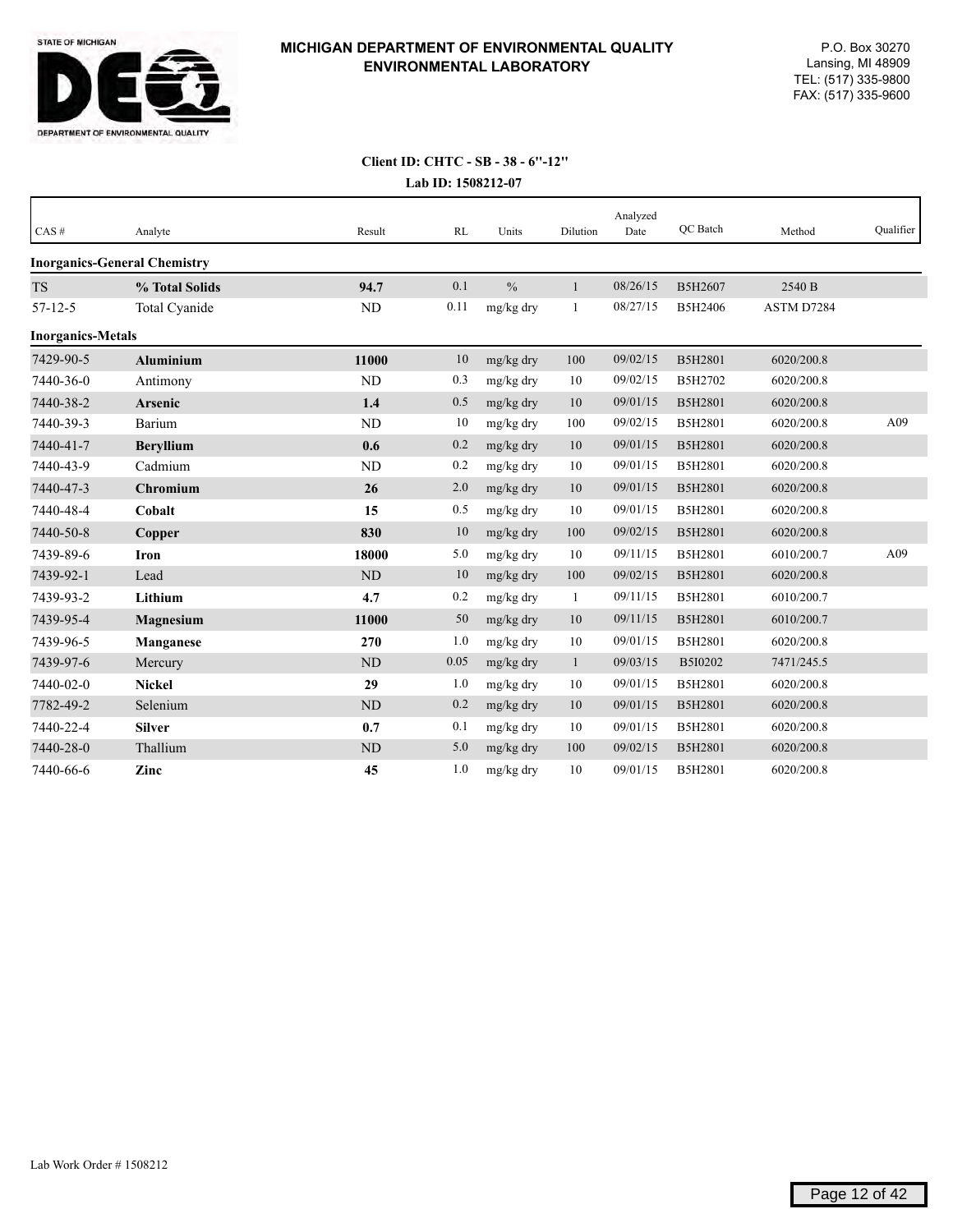**MICHIGAN DEPARTMENT OF ENVIRONMENTAL QUALITY**
**ENVIRONMENTAL LABORATORY**

P.O. Box 30270
Lansing, MI 48909
TEL: (517) 335-9800
FAX: (517) 335-9600

**Client ID: CHTC - SB - 38 - 6"-12"**
**Lab ID: 1508212-07**

| CAS # | Analyte | Result | RL | Units | Dilution | Analyzed Date | QC Batch | Method | Qualifier |
|---|---|---|---|---|---|---|---|---|---|
| **Inorganics-General Chemistry** | | | | | | | | | |
| TS | **% Total Solids** | **94.7** | 0.1 | % | 1 | 08/26/15 | B5H2607 | 2540 B | |
| 57-12-5 | Total Cyanide | ND | 0.11 | mg/kg dry | 1 | 08/27/15 | B5H2406 | ASTM D7284 | |
| **Inorganics-Metals** | | | | | | | | | |
| 7429-90-5 | **Aluminium** | **11000** | 10 | mg/kg dry | 100 | 09/02/15 | B5H2801 | 6020/200.8 | |
| 7440-36-0 | Antimony | ND | 0.3 | mg/kg dry | 10 | 09/02/15 | B5H2702 | 6020/200.8 | |
| 7440-38-2 | **Arsenic** | **1.4** | 0.5 | mg/kg dry | 10 | 09/01/15 | B5H2801 | 6020/200.8 | |
| 7440-39-3 | Barium | ND | 10 | mg/kg dry | 100 | 09/02/15 | B5H2801 | 6020/200.8 | A09 |
| 7440-41-7 | **Beryllium** | **0.6** | 0.2 | mg/kg dry | 10 | 09/01/15 | B5H2801 | 6020/200.8 | |
| 7440-43-9 | Cadmium | ND | 0.2 | mg/kg dry | 10 | 09/01/15 | B5H2801 | 6020/200.8 | |
| 7440-47-3 | **Chromium** | **26** | 2.0 | mg/kg dry | 10 | 09/01/15 | B5H2801 | 6020/200.8 | |
| 7440-48-4 | **Cobalt** | **15** | 0.5 | mg/kg dry | 10 | 09/01/15 | B5H2801 | 6020/200.8 | |
| 7440-50-8 | **Copper** | **830** | 10 | mg/kg dry | 100 | 09/02/15 | B5H2801 | 6020/200.8 | |
| 7439-89-6 | **Iron** | **18000** | 5.0 | mg/kg dry | 10 | 09/11/15 | B5H2801 | 6010/200.7 | A09 |
| 7439-92-1 | Lead | ND | 10 | mg/kg dry | 100 | 09/02/15 | B5H2801 | 6020/200.8 | |
| 7439-93-2 | **Lithium** | **4.7** | 0.2 | mg/kg dry | 1 | 09/11/15 | B5H2801 | 6010/200.7 | |
| 7439-95-4 | **Magnesium** | **11000** | 50 | mg/kg dry | 10 | 09/11/15 | B5H2801 | 6010/200.7 | |
| 7439-96-5 | **Manganese** | **270** | 1.0 | mg/kg dry | 10 | 09/01/15 | B5H2801 | 6020/200.8 | |
| 7439-97-6 | Mercury | ND | 0.05 | mg/kg dry | 1 | 09/03/15 | B5I0202 | 7471/245.5 | |
| 7440-02-0 | **Nickel** | **29** | 1.0 | mg/kg dry | 10 | 09/01/15 | B5H2801 | 6020/200.8 | |
| 7782-49-2 | Selenium | ND | 0.2 | mg/kg dry | 10 | 09/01/15 | B5H2801 | 6020/200.8 | |
| 7440-22-4 | **Silver** | **0.7** | 0.1 | mg/kg dry | 10 | 09/01/15 | B5H2801 | 6020/200.8 | |
| 7440-28-0 | Thallium | ND | 5.0 | mg/kg dry | 100 | 09/02/15 | B5H2801 | 6020/200.8 | |
| 7440-66-6 | **Zinc** | **45** | 1.0 | mg/kg dry | 10 | 09/01/15 | B5H2801 | 6020/200.8 | |

Lab Work Order # 1508212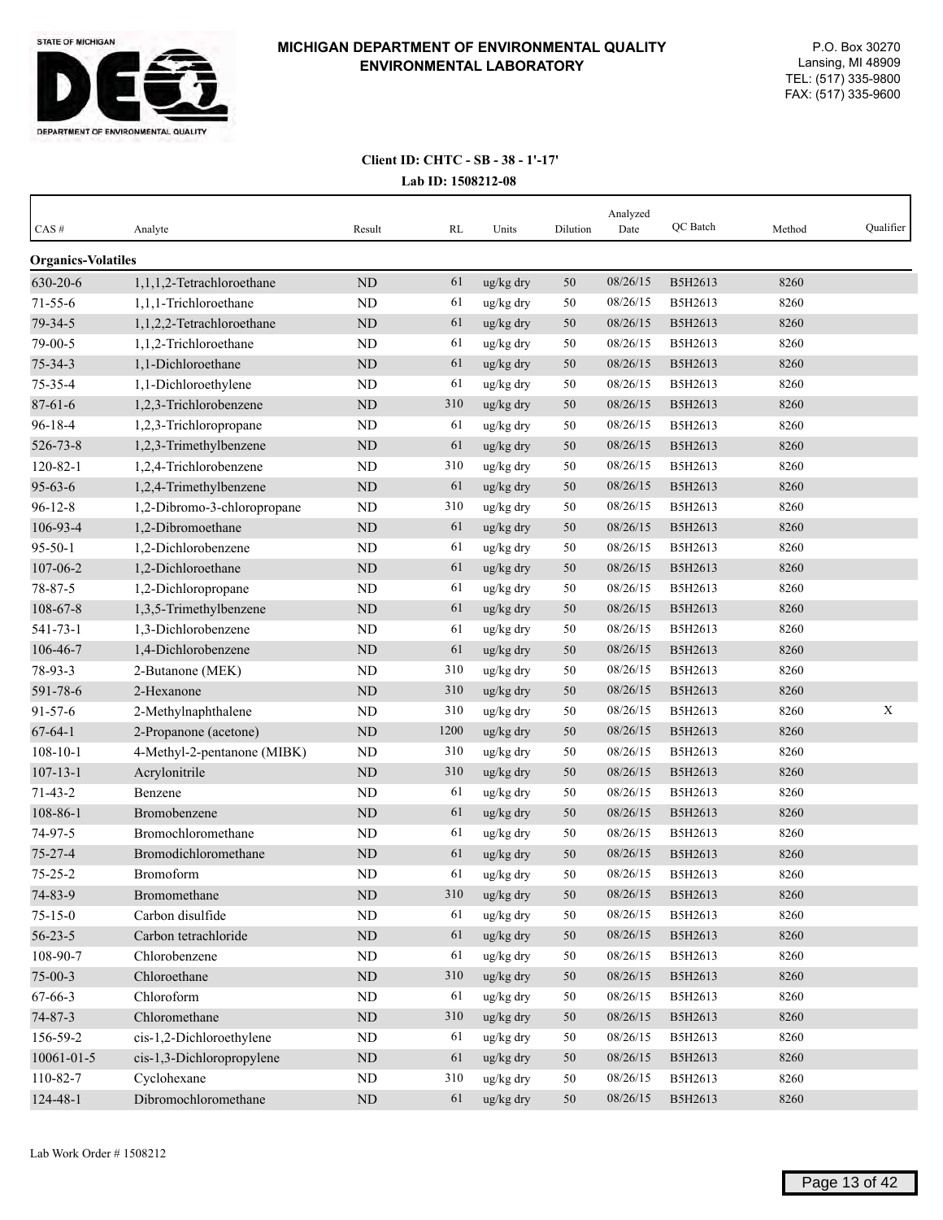**MICHIGAN DEPARTMENT OF ENVIRONMENTAL QUALITY**
**ENVIRONMENTAL LABORATORY**

P.O. Box 30270
Lansing, MI 48909
TEL: (517) 335-9800
FAX: (517) 335-9600

**Client ID: CHTC - SB - 38 - 1'-17'**
**Lab ID: 1508212-08**

| CAS # | Analyte | Result | RL | Units | Dilution | Analyzed Date | QC Batch | Method | Qualifier |
|---|---|---|---|---|---|---|---|---|---|
| **Organics-Volatiles** | | | | | | | | | |
| 630-20-6 | 1,1,1,2-Tetrachloroethane | ND | 61 | ug/kg dry | 50 | 08/26/15 | B5H2613 | 8260 | |
| 71-55-6 | 1,1,1-Trichloroethane | ND | 61 | ug/kg dry | 50 | 08/26/15 | B5H2613 | 8260 | |
| 79-34-5 | 1,1,2,2-Tetrachloroethane | ND | 61 | ug/kg dry | 50 | 08/26/15 | B5H2613 | 8260 | |
| 79-00-5 | 1,1,2-Trichloroethane | ND | 61 | ug/kg dry | 50 | 08/26/15 | B5H2613 | 8260 | |
| 75-34-3 | 1,1-Dichloroethane | ND | 61 | ug/kg dry | 50 | 08/26/15 | B5H2613 | 8260 | |
| 75-35-4 | 1,1-Dichloroethylene | ND | 61 | ug/kg dry | 50 | 08/26/15 | B5H2613 | 8260 | |
| 87-61-6 | 1,2,3-Trichlorobenzene | ND | 310 | ug/kg dry | 50 | 08/26/15 | B5H2613 | 8260 | |
| 96-18-4 | 1,2,3-Trichloropropane | ND | 61 | ug/kg dry | 50 | 08/26/15 | B5H2613 | 8260 | |
| 526-73-8 | 1,2,3-Trimethylbenzene | ND | 61 | ug/kg dry | 50 | 08/26/15 | B5H2613 | 8260 | |
| 120-82-1 | 1,2,4-Trichlorobenzene | ND | 310 | ug/kg dry | 50 | 08/26/15 | B5H2613 | 8260 | |
| 95-63-6 | 1,2,4-Trimethylbenzene | ND | 61 | ug/kg dry | 50 | 08/26/15 | B5H2613 | 8260 | |
| 96-12-8 | 1,2-Dibromo-3-chloropropane | ND | 310 | ug/kg dry | 50 | 08/26/15 | B5H2613 | 8260 | |
| 106-93-4 | 1,2-Dibromoethane | ND | 61 | ug/kg dry | 50 | 08/26/15 | B5H2613 | 8260 | |
| 95-50-1 | 1,2-Dichlorobenzene | ND | 61 | ug/kg dry | 50 | 08/26/15 | B5H2613 | 8260 | |
| 107-06-2 | 1,2-Dichloroethane | ND | 61 | ug/kg dry | 50 | 08/26/15 | B5H2613 | 8260 | |
| 78-87-5 | 1,2-Dichloropropane | ND | 61 | ug/kg dry | 50 | 08/26/15 | B5H2613 | 8260 | |
| 108-67-8 | 1,3,5-Trimethylbenzene | ND | 61 | ug/kg dry | 50 | 08/26/15 | B5H2613 | 8260 | |
| 541-73-1 | 1,3-Dichlorobenzene | ND | 61 | ug/kg dry | 50 | 08/26/15 | B5H2613 | 8260 | |
| 106-46-7 | 1,4-Dichlorobenzene | ND | 61 | ug/kg dry | 50 | 08/26/15 | B5H2613 | 8260 | |
| 78-93-3 | 2-Butanone (MEK) | ND | 310 | ug/kg dry | 50 | 08/26/15 | B5H2613 | 8260 | |
| 591-78-6 | 2-Hexanone | ND | 310 | ug/kg dry | 50 | 08/26/15 | B5H2613 | 8260 | |
| 91-57-6 | 2-Methylnaphthalene | ND | 310 | ug/kg dry | 50 | 08/26/15 | B5H2613 | 8260 | X |
| 67-64-1 | 2-Propanone (acetone) | ND | 1200 | ug/kg dry | 50 | 08/26/15 | B5H2613 | 8260 | |
| 108-10-1 | 4-Methyl-2-pentanone (MIBK) | ND | 310 | ug/kg dry | 50 | 08/26/15 | B5H2613 | 8260 | |
| 107-13-1 | Acrylonitrile | ND | 310 | ug/kg dry | 50 | 08/26/15 | B5H2613 | 8260 | |
| 71-43-2 | Benzene | ND | 61 | ug/kg dry | 50 | 08/26/15 | B5H2613 | 8260 | |
| 108-86-1 | Bromobenzene | ND | 61 | ug/kg dry | 50 | 08/26/15 | B5H2613 | 8260 | |
| 74-97-5 | Bromochloromethane | ND | 61 | ug/kg dry | 50 | 08/26/15 | B5H2613 | 8260 | |
| 75-27-4 | Bromodichloromethane | ND | 61 | ug/kg dry | 50 | 08/26/15 | B5H2613 | 8260 | |
| 75-25-2 | Bromoform | ND | 61 | ug/kg dry | 50 | 08/26/15 | B5H2613 | 8260 | |
| 74-83-9 | Bromomethane | ND | 310 | ug/kg dry | 50 | 08/26/15 | B5H2613 | 8260 | |
| 75-15-0 | Carbon disulfide | ND | 61 | ug/kg dry | 50 | 08/26/15 | B5H2613 | 8260 | |
| 56-23-5 | Carbon tetrachloride | ND | 61 | ug/kg dry | 50 | 08/26/15 | B5H2613 | 8260 | |
| 108-90-7 | Chlorobenzene | ND | 61 | ug/kg dry | 50 | 08/26/15 | B5H2613 | 8260 | |
| 75-00-3 | Chloroethane | ND | 310 | ug/kg dry | 50 | 08/26/15 | B5H2613 | 8260 | |
| 67-66-3 | Chloroform | ND | 61 | ug/kg dry | 50 | 08/26/15 | B5H2613 | 8260 | |
| 74-87-3 | Chloromethane | ND | 310 | ug/kg dry | 50 | 08/26/15 | B5H2613 | 8260 | |
| 156-59-2 | cis-1,2-Dichloroethylene | ND | 61 | ug/kg dry | 50 | 08/26/15 | B5H2613 | 8260 | |
| 10061-01-5 | cis-1,3-Dichloropropylene | ND | 61 | ug/kg dry | 50 | 08/26/15 | B5H2613 | 8260 | |
| 110-82-7 | Cyclohexane | ND | 310 | ug/kg dry | 50 | 08/26/15 | B5H2613 | 8260 | |
| 124-48-1 | Dibromochloromethane | ND | 61 | ug/kg dry | 50 | 08/26/15 | B5H2613 | 8260 | |

Lab Work Order # 1508212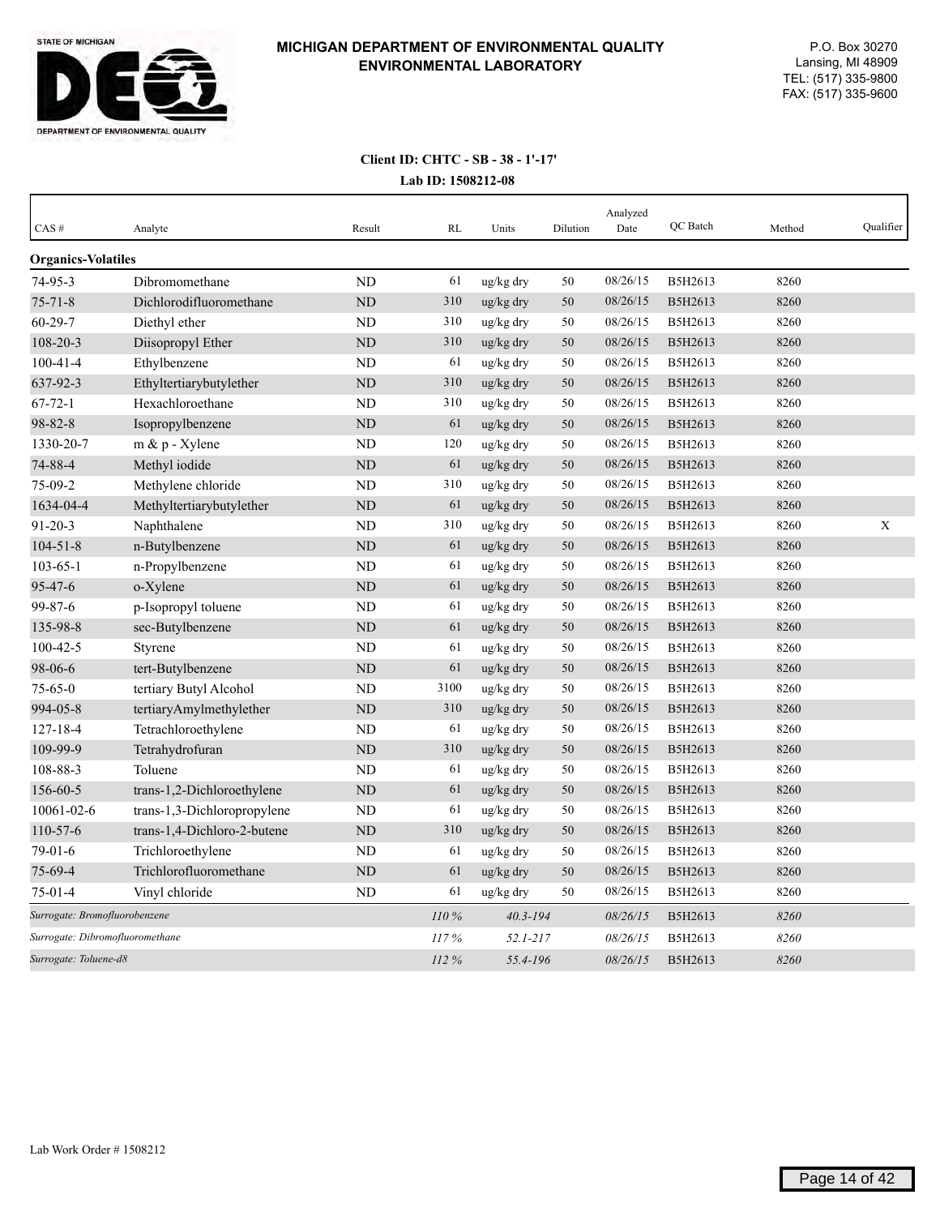**MICHIGAN DEPARTMENT OF ENVIRONMENTAL QUALITY**
**ENVIRONMENTAL LABORATORY**

P.O. Box 30270
Lansing, MI 48909
TEL: (517) 335-9800
FAX: (517) 335-9600

**Client ID: CHTC - SB - 38 - 1'-17'**
**Lab ID: 1508212-08**

| CAS # | Analyte | Result | RL | Units | Dilution | Analyzed Date | QC Batch | Method | Qualifier |
|---|---|---|---|---|---|---|---|---|---|
| **Organics-Volatiles** | | | | | | | | | |
| 74-95-3 | Dibromomethane | ND | 61 | ug/kg dry | 50 | 08/26/15 | B5H2613 | 8260 | |
| 75-71-8 | Dichlorodifluoromethane | ND | 310 | ug/kg dry | 50 | 08/26/15 | B5H2613 | 8260 | |
| 60-29-7 | Diethyl ether | ND | 310 | ug/kg dry | 50 | 08/26/15 | B5H2613 | 8260 | |
| 108-20-3 | Diisopropyl Ether | ND | 310 | ug/kg dry | 50 | 08/26/15 | B5H2613 | 8260 | |
| 100-41-4 | Ethylbenzene | ND | 61 | ug/kg dry | 50 | 08/26/15 | B5H2613 | 8260 | |
| 637-92-3 | Ethyltertiarybutylether | ND | 310 | ug/kg dry | 50 | 08/26/15 | B5H2613 | 8260 | |
| 67-72-1 | Hexachloroethane | ND | 310 | ug/kg dry | 50 | 08/26/15 | B5H2613 | 8260 | |
| 98-82-8 | Isopropylbenzene | ND | 61 | ug/kg dry | 50 | 08/26/15 | B5H2613 | 8260 | |
| 1330-20-7 | m & p - Xylene | ND | 120 | ug/kg dry | 50 | 08/26/15 | B5H2613 | 8260 | |
| 74-88-4 | Methyl iodide | ND | 61 | ug/kg dry | 50 | 08/26/15 | B5H2613 | 8260 | |
| 75-09-2 | Methylene chloride | ND | 310 | ug/kg dry | 50 | 08/26/15 | B5H2613 | 8260 | |
| 1634-04-4 | Methyltertiarybutylether | ND | 61 | ug/kg dry | 50 | 08/26/15 | B5H2613 | 8260 | |
| 91-20-3 | Naphthalene | ND | 310 | ug/kg dry | 50 | 08/26/15 | B5H2613 | 8260 | X |
| 104-51-8 | n-Butylbenzene | ND | 61 | ug/kg dry | 50 | 08/26/15 | B5H2613 | 8260 | |
| 103-65-1 | n-Propylbenzene | ND | 61 | ug/kg dry | 50 | 08/26/15 | B5H2613 | 8260 | |
| 95-47-6 | o-Xylene | ND | 61 | ug/kg dry | 50 | 08/26/15 | B5H2613 | 8260 | |
| 99-87-6 | p-Isopropyl toluene | ND | 61 | ug/kg dry | 50 | 08/26/15 | B5H2613 | 8260 | |
| 135-98-8 | sec-Butylbenzene | ND | 61 | ug/kg dry | 50 | 08/26/15 | B5H2613 | 8260 | |
| 100-42-5 | Styrene | ND | 61 | ug/kg dry | 50 | 08/26/15 | B5H2613 | 8260 | |
| 98-06-6 | tert-Butylbenzene | ND | 61 | ug/kg dry | 50 | 08/26/15 | B5H2613 | 8260 | |
| 75-65-0 | tertiary Butyl Alcohol | ND | 3100 | ug/kg dry | 50 | 08/26/15 | B5H2613 | 8260 | |
| 994-05-8 | tertiaryAmylmethylether | ND | 310 | ug/kg dry | 50 | 08/26/15 | B5H2613 | 8260 | |
| 127-18-4 | Tetrachloroethylene | ND | 61 | ug/kg dry | 50 | 08/26/15 | B5H2613 | 8260 | |
| 109-99-9 | Tetrahydrofuran | ND | 310 | ug/kg dry | 50 | 08/26/15 | B5H2613 | 8260 | |
| 108-88-3 | Toluene | ND | 61 | ug/kg dry | 50 | 08/26/15 | B5H2613 | 8260 | |
| 156-60-5 | trans-1,2-Dichloroethylene | ND | 61 | ug/kg dry | 50 | 08/26/15 | B5H2613 | 8260 | |
| 10061-02-6 | trans-1,3-Dichloropropylene | ND | 61 | ug/kg dry | 50 | 08/26/15 | B5H2613 | 8260 | |
| 110-57-6 | trans-1,4-Dichloro-2-butene | ND | 310 | ug/kg dry | 50 | 08/26/15 | B5H2613 | 8260 | |
| 79-01-6 | Trichloroethylene | ND | 61 | ug/kg dry | 50 | 08/26/15 | B5H2613 | 8260 | |
| 75-69-4 | Trichlorofluoromethane | ND | 61 | ug/kg dry | 50 | 08/26/15 | B5H2613 | 8260 | |
| 75-01-4 | Vinyl chloride | ND | 61 | ug/kg dry | 50 | 08/26/15 | B5H2613 | 8260 | |
| *Surrogate: Bromofluorobenzene* | | | *110 %* | *40.3-194* | | *08/26/15* | B5H2613 | *8260* | |
| *Surrogate: Dibromofluoromethane* | | | *117 %* | *52.1-217* | | *08/26/15* | B5H2613 | *8260* | |
| *Surrogate: Toluene-d8* | | | *112 %* | *55.4-196* | | *08/26/15* | B5H2613 | *8260* | |

Lab Work Order # 1508212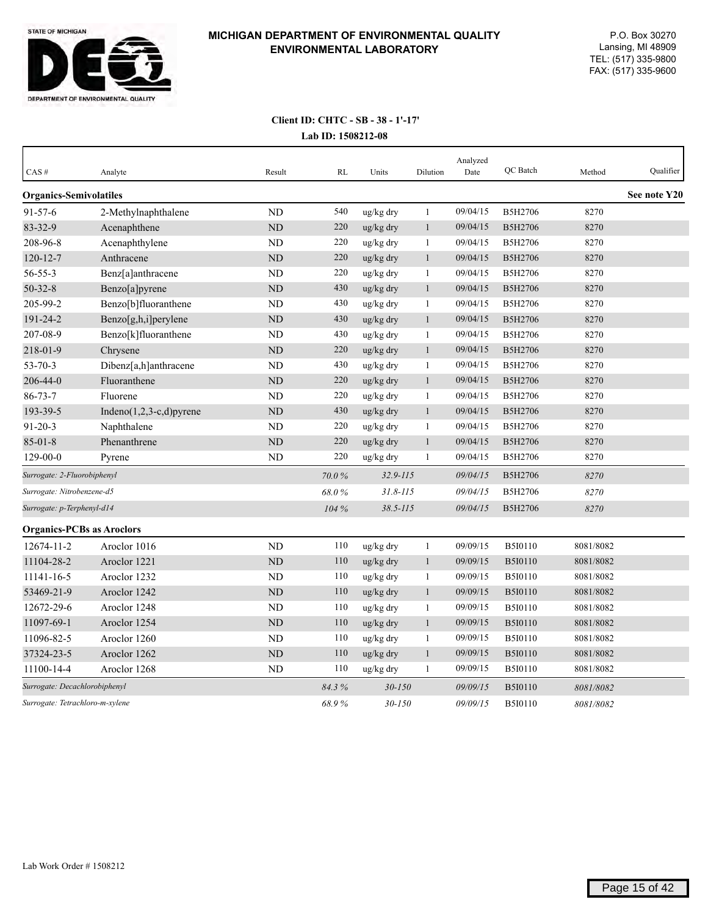**MICHIGAN DEPARTMENT OF ENVIRONMENTAL QUALITY**
**ENVIRONMENTAL LABORATORY**

STATE OF MICHIGAN
DEPARTMENT OF ENVIRONMENTAL QUALITY

P.O. Box 30270
Lansing, MI 48909
TEL: (517) 335-9800
FAX: (517) 335-9600

**Client ID: CHTC - SB - 38 - 1'-17'**
**Lab ID: 1508212-08**

| CAS # | Analyte | Result | RL | Units | Dilution | Analyzed Date | QC Batch | Method | Qualifier |
|---|---|---|---|---|---|---|---|---|---|
| **Organics-Semivolatiles** | | | | | | | | | **See note Y20** |
| 91-57-6 | 2-Methylnaphthalene | ND | 540 | ug/kg dry | 1 | 09/04/15 | B5H2706 | 8270 | |
| 83-32-9 | Acenaphthene | ND | 220 | ug/kg dry | 1 | 09/04/15 | B5H2706 | 8270 | |
| 208-96-8 | Acenaphthylene | ND | 220 | ug/kg dry | 1 | 09/04/15 | B5H2706 | 8270 | |
| 120-12-7 | Anthracene | ND | 220 | ug/kg dry | 1 | 09/04/15 | B5H2706 | 8270 | |
| 56-55-3 | Benz[a]anthracene | ND | 220 | ug/kg dry | 1 | 09/04/15 | B5H2706 | 8270 | |
| 50-32-8 | Benzo[a]pyrene | ND | 430 | ug/kg dry | 1 | 09/04/15 | B5H2706 | 8270 | |
| 205-99-2 | Benzo[b]fluoranthene | ND | 430 | ug/kg dry | 1 | 09/04/15 | B5H2706 | 8270 | |
| 191-24-2 | Benzo[g,h,i]perylene | ND | 430 | ug/kg dry | 1 | 09/04/15 | B5H2706 | 8270 | |
| 207-08-9 | Benzo[k]fluoranthene | ND | 430 | ug/kg dry | 1 | 09/04/15 | B5H2706 | 8270 | |
| 218-01-9 | Chrysene | ND | 220 | ug/kg dry | 1 | 09/04/15 | B5H2706 | 8270 | |
| 53-70-3 | Dibenz[a,h]anthracene | ND | 430 | ug/kg dry | 1 | 09/04/15 | B5H2706 | 8270 | |
| 206-44-0 | Fluoranthene | ND | 220 | ug/kg dry | 1 | 09/04/15 | B5H2706 | 8270 | |
| 86-73-7 | Fluorene | ND | 220 | ug/kg dry | 1 | 09/04/15 | B5H2706 | 8270 | |
| 193-39-5 | Indeno(1,2,3-c,d)pyrene | ND | 430 | ug/kg dry | 1 | 09/04/15 | B5H2706 | 8270 | |
| 91-20-3 | Naphthalene | ND | 220 | ug/kg dry | 1 | 09/04/15 | B5H2706 | 8270 | |
| 85-01-8 | Phenanthrene | ND | 220 | ug/kg dry | 1 | 09/04/15 | B5H2706 | 8270 | |
| 129-00-0 | Pyrene | ND | 220 | ug/kg dry | 1 | 09/04/15 | B5H2706 | 8270 | |
| *Surrogate: 2-Fluorobiphenyl* | | | *70.0 %* | *32.9-115* | | *09/04/15* | B5H2706 | *8270* | |
| *Surrogate: Nitrobenzene-d5* | | | *68.0 %* | *31.8-115* | | *09/04/15* | B5H2706 | *8270* | |
| *Surrogate: p-Terphenyl-d14* | | | *104 %* | *38.5-115* | | *09/04/15* | B5H2706 | *8270* | |
| **Organics-PCBs as Aroclors** | | | | | | | | | |
| 12674-11-2 | Aroclor 1016 | ND | 110 | ug/kg dry | 1 | 09/09/15 | B5I0110 | 8081/8082 | |
| 11104-28-2 | Aroclor 1221 | ND | 110 | ug/kg dry | 1 | 09/09/15 | B5I0110 | 8081/8082 | |
| 11141-16-5 | Aroclor 1232 | ND | 110 | ug/kg dry | 1 | 09/09/15 | B5I0110 | 8081/8082 | |
| 53469-21-9 | Aroclor 1242 | ND | 110 | ug/kg dry | 1 | 09/09/15 | B5I0110 | 8081/8082 | |
| 12672-29-6 | Aroclor 1248 | ND | 110 | ug/kg dry | 1 | 09/09/15 | B5I0110 | 8081/8082 | |
| 11097-69-1 | Aroclor 1254 | ND | 110 | ug/kg dry | 1 | 09/09/15 | B5I0110 | 8081/8082 | |
| 11096-82-5 | Aroclor 1260 | ND | 110 | ug/kg dry | 1 | 09/09/15 | B5I0110 | 8081/8082 | |
| 37324-23-5 | Aroclor 1262 | ND | 110 | ug/kg dry | 1 | 09/09/15 | B5I0110 | 8081/8082 | |
| 11100-14-4 | Aroclor 1268 | ND | 110 | ug/kg dry | 1 | 09/09/15 | B5I0110 | 8081/8082 | |
| *Surrogate: Decachlorobiphenyl* | | | *84.3 %* | *30-150* | | *09/09/15* | B5I0110 | *8081/8082* | |
| *Surrogate: Tetrachloro-m-xylene* | | | *68.9 %* | *30-150* | | *09/09/15* | B5I0110 | *8081/8082* | |

Lab Work Order # 1508212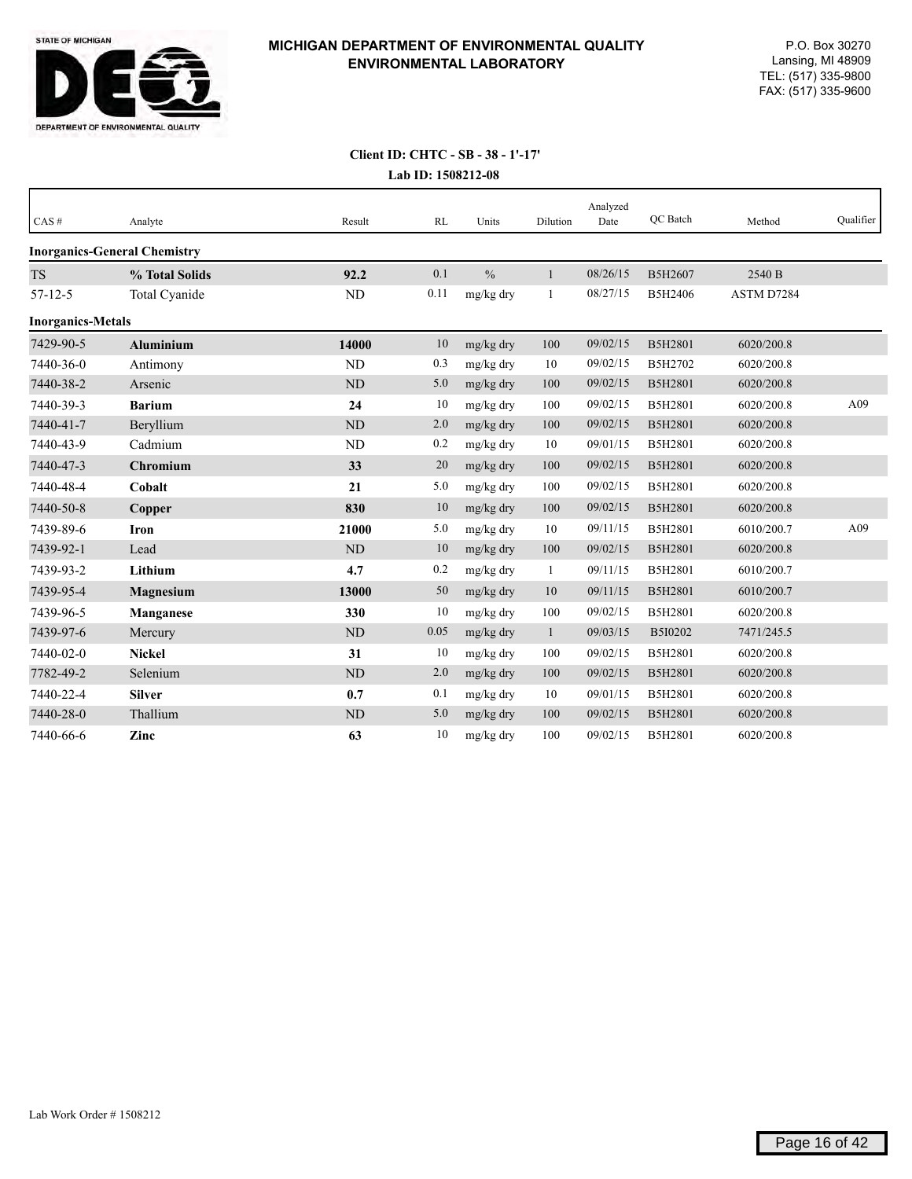STATE OF MICHIGAN

DEQ

DEPARTMENT OF ENVIRONMENTAL QUALITY

**MICHIGAN DEPARTMENT OF ENVIRONMENTAL QUALITY**
**ENVIRONMENTAL LABORATORY**

P.O. Box 30270
Lansing, MI 48909
TEL: (517) 335-9800
FAX: (517) 335-9600

**Client ID: CHTC - SB - 38 - 1'-17'**
**Lab ID: 1508212-08**

| CAS # | Analyte | Result | RL | Units | Dilution | Analyzed Date | QC Batch | Method | Qualifier |
|---|---|---|---|---|---|---|---|---|---|
| **Inorganics-General Chemistry** | | | | | | | | | |
| TS | **% Total Solids** | **92.2** | 0.1 | % | 1 | 08/26/15 | B5H2607 | 2540 B | |
| 57-12-5 | Total Cyanide | ND | 0.11 | mg/kg dry | 1 | 08/27/15 | B5H2406 | ASTM D7284 | |
| **Inorganics-Metals** | | | | | | | | | |
| 7429-90-5 | **Aluminium** | **14000** | 10 | mg/kg dry | 100 | 09/02/15 | B5H2801 | 6020/200.8 | |
| 7440-36-0 | Antimony | ND | 0.3 | mg/kg dry | 10 | 09/02/15 | B5H2702 | 6020/200.8 | |
| 7440-38-2 | Arsenic | ND | 5.0 | mg/kg dry | 100 | 09/02/15 | B5H2801 | 6020/200.8 | |
| 7440-39-3 | **Barium** | **24** | 10 | mg/kg dry | 100 | 09/02/15 | B5H2801 | 6020/200.8 | A09 |
| 7440-41-7 | Beryllium | ND | 2.0 | mg/kg dry | 100 | 09/02/15 | B5H2801 | 6020/200.8 | |
| 7440-43-9 | Cadmium | ND | 0.2 | mg/kg dry | 10 | 09/01/15 | B5H2801 | 6020/200.8 | |
| 7440-47-3 | **Chromium** | **33** | 20 | mg/kg dry | 100 | 09/02/15 | B5H2801 | 6020/200.8 | |
| 7440-48-4 | **Cobalt** | **21** | 5.0 | mg/kg dry | 100 | 09/02/15 | B5H2801 | 6020/200.8 | |
| 7440-50-8 | **Copper** | **830** | 10 | mg/kg dry | 100 | 09/02/15 | B5H2801 | 6020/200.8 | |
| 7439-89-6 | **Iron** | **21000** | 5.0 | mg/kg dry | 10 | 09/11/15 | B5H2801 | 6010/200.7 | A09 |
| 7439-92-1 | Lead | ND | 10 | mg/kg dry | 100 | 09/02/15 | B5H2801 | 6020/200.8 | |
| 7439-93-2 | **Lithium** | **4.7** | 0.2 | mg/kg dry | 1 | 09/11/15 | B5H2801 | 6010/200.7 | |
| 7439-95-4 | **Magnesium** | **13000** | 50 | mg/kg dry | 10 | 09/11/15 | B5H2801 | 6010/200.7 | |
| 7439-96-5 | **Manganese** | **330** | 10 | mg/kg dry | 100 | 09/02/15 | B5H2801 | 6020/200.8 | |
| 7439-97-6 | Mercury | ND | 0.05 | mg/kg dry | 1 | 09/03/15 | B5I0202 | 7471/245.5 | |
| 7440-02-0 | **Nickel** | **31** | 10 | mg/kg dry | 100 | 09/02/15 | B5H2801 | 6020/200.8 | |
| 7782-49-2 | Selenium | ND | 2.0 | mg/kg dry | 100 | 09/02/15 | B5H2801 | 6020/200.8 | |
| 7440-22-4 | **Silver** | **0.7** | 0.1 | mg/kg dry | 10 | 09/01/15 | B5H2801 | 6020/200.8 | |
| 7440-28-0 | Thallium | ND | 5.0 | mg/kg dry | 100 | 09/02/15 | B5H2801 | 6020/200.8 | |
| 7440-66-6 | **Zinc** | **63** | 10 | mg/kg dry | 100 | 09/02/15 | B5H2801 | 6020/200.8 | |

Lab Work Order # 1508212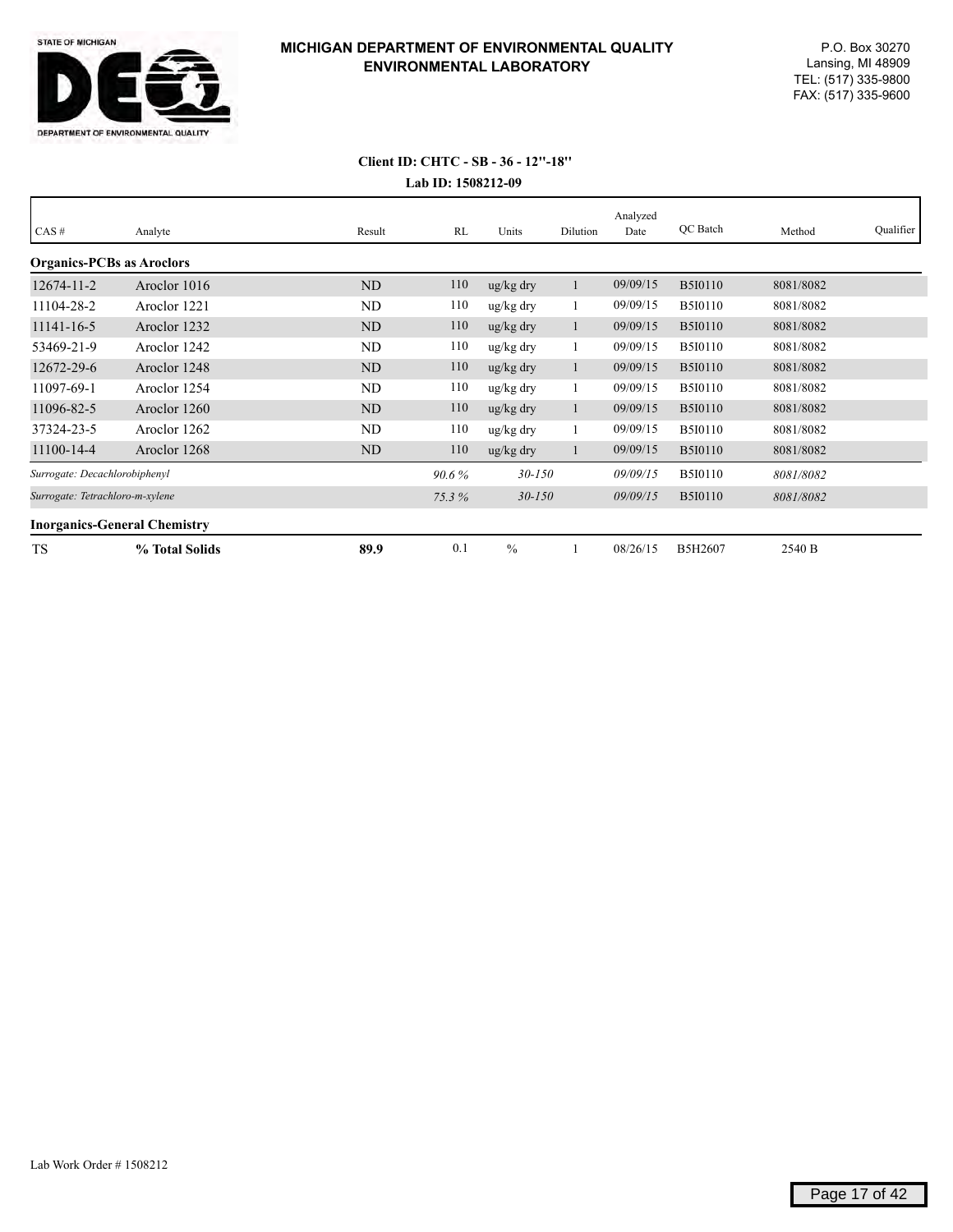STATE OF MICHIGAN

DEPARTMENT OF ENVIRONMENTAL QUALITY

**MICHIGAN DEPARTMENT OF ENVIRONMENTAL QUALITY**
**ENVIRONMENTAL LABORATORY**

P.O. Box 30270
Lansing, MI 48909
TEL: (517) 335-9800
FAX: (517) 335-9600

**Client ID: CHTC - SB - 36 - 12"-18"**
**Lab ID: 1508212-09**

| CAS # | Analyte | Result | RL | Units | Dilution | Analyzed Date | QC Batch | Method | Qualifier |
|---|---|---|---|---|---|---|---|---|---|
| **Organics-PCBs as Aroclors** | | | | | | | | | |
| 12674-11-2 | Aroclor 1016 | ND | 110 | ug/kg dry | 1 | 09/09/15 | B5I0110 | 8081/8082 | |
| 11104-28-2 | Aroclor 1221 | ND | 110 | ug/kg dry | 1 | 09/09/15 | B5I0110 | 8081/8082 | |
| 11141-16-5 | Aroclor 1232 | ND | 110 | ug/kg dry | 1 | 09/09/15 | B5I0110 | 8081/8082 | |
| 53469-21-9 | Aroclor 1242 | ND | 110 | ug/kg dry | 1 | 09/09/15 | B5I0110 | 8081/8082 | |
| 12672-29-6 | Aroclor 1248 | ND | 110 | ug/kg dry | 1 | 09/09/15 | B5I0110 | 8081/8082 | |
| 11097-69-1 | Aroclor 1254 | ND | 110 | ug/kg dry | 1 | 09/09/15 | B5I0110 | 8081/8082 | |
| 11096-82-5 | Aroclor 1260 | ND | 110 | ug/kg dry | 1 | 09/09/15 | B5I0110 | 8081/8082 | |
| 37324-23-5 | Aroclor 1262 | ND | 110 | ug/kg dry | 1 | 09/09/15 | B5I0110 | 8081/8082 | |
| 11100-14-4 | Aroclor 1268 | ND | 110 | ug/kg dry | 1 | 09/09/15 | B5I0110 | 8081/8082 | |
| *Surrogate: Decachlorobiphenyl* | | | *90.6 %* | *30-150* | | *09/09/15* | B5I0110 | *8081/8082* | |
| *Surrogate: Tetrachloro-m-xylene* | | | *75.3 %* | *30-150* | | *09/09/15* | B5I0110 | *8081/8082* | |
| **Inorganics-General Chemistry** | | | | | | | | | |
| TS | **% Total Solids** | **89.9** | 0.1 | % | 1 | 08/26/15 | B5H2607 | 2540 B | |

Lab Work Order # 1508212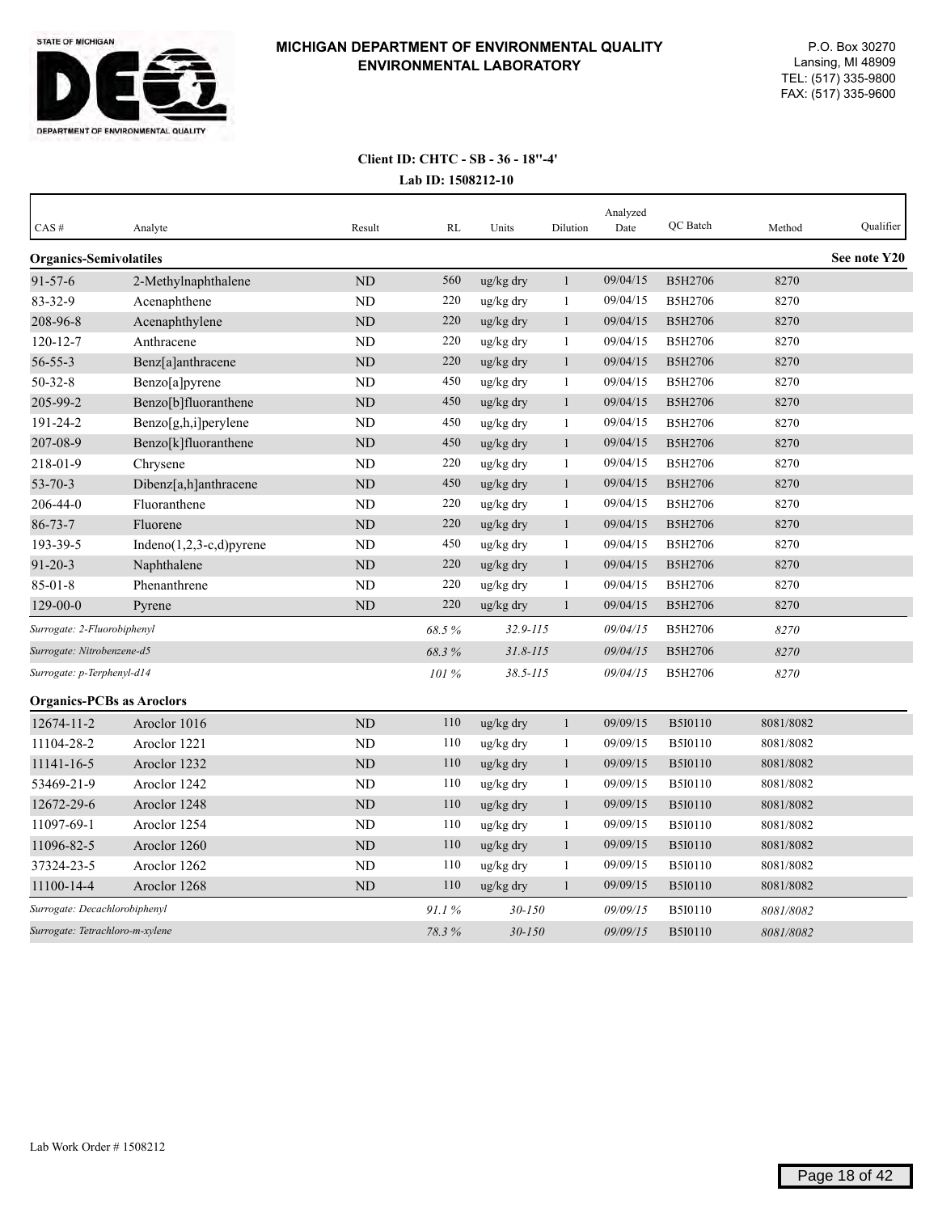**MICHIGAN DEPARTMENT OF ENVIRONMENTAL QUALITY**
**ENVIRONMENTAL LABORATORY**

P.O. Box 30270
Lansing, MI 48909
TEL: (517) 335-9800
FAX: (517) 335-9600

**Client ID: CHTC - SB - 36 - 18''-4'**
**Lab ID: 1508212-10**

| CAS # | Analyte | Result | RL | Units | Dilution | Analyzed Date | QC Batch | Method | Qualifier |
|---|---|---|---|---|---|---|---|---|---|
| **Organics-Semivolatiles** | | | | | | | | | **See note Y20** |
| 91-57-6 | 2-Methylnaphthalene | ND | 560 | ug/kg dry | 1 | 09/04/15 | B5H2706 | 8270 | |
| 83-32-9 | Acenaphthene | ND | 220 | ug/kg dry | 1 | 09/04/15 | B5H2706 | 8270 | |
| 208-96-8 | Acenaphthylene | ND | 220 | ug/kg dry | 1 | 09/04/15 | B5H2706 | 8270 | |
| 120-12-7 | Anthracene | ND | 220 | ug/kg dry | 1 | 09/04/15 | B5H2706 | 8270 | |
| 56-55-3 | Benz[a]anthracene | ND | 220 | ug/kg dry | 1 | 09/04/15 | B5H2706 | 8270 | |
| 50-32-8 | Benzo[a]pyrene | ND | 450 | ug/kg dry | 1 | 09/04/15 | B5H2706 | 8270 | |
| 205-99-2 | Benzo[b]fluoranthene | ND | 450 | ug/kg dry | 1 | 09/04/15 | B5H2706 | 8270 | |
| 191-24-2 | Benzo[g,h,i]perylene | ND | 450 | ug/kg dry | 1 | 09/04/15 | B5H2706 | 8270 | |
| 207-08-9 | Benzo[k]fluoranthene | ND | 450 | ug/kg dry | 1 | 09/04/15 | B5H2706 | 8270 | |
| 218-01-9 | Chrysene | ND | 220 | ug/kg dry | 1 | 09/04/15 | B5H2706 | 8270 | |
| 53-70-3 | Dibenz[a,h]anthracene | ND | 450 | ug/kg dry | 1 | 09/04/15 | B5H2706 | 8270 | |
| 206-44-0 | Fluoranthene | ND | 220 | ug/kg dry | 1 | 09/04/15 | B5H2706 | 8270 | |
| 86-73-7 | Fluorene | ND | 220 | ug/kg dry | 1 | 09/04/15 | B5H2706 | 8270 | |
| 193-39-5 | Indeno(1,2,3-c,d)pyrene | ND | 450 | ug/kg dry | 1 | 09/04/15 | B5H2706 | 8270 | |
| 91-20-3 | Naphthalene | ND | 220 | ug/kg dry | 1 | 09/04/15 | B5H2706 | 8270 | |
| 85-01-8 | Phenanthrene | ND | 220 | ug/kg dry | 1 | 09/04/15 | B5H2706 | 8270 | |
| 129-00-0 | Pyrene | ND | 220 | ug/kg dry | 1 | 09/04/15 | B5H2706 | 8270 | |
| *Surrogate: 2-Fluorobiphenyl* | | | *68.5 %* | *32.9-115* | | *09/04/15* | B5H2706 | *8270* | |
| *Surrogate: Nitrobenzene-d5* | | | *68.3 %* | *31.8-115* | | *09/04/15* | B5H2706 | *8270* | |
| *Surrogate: p-Terphenyl-d14* | | | *101 %* | *38.5-115* | | *09/04/15* | B5H2706 | *8270* | |
| **Organics-PCBs as Aroclors** | | | | | | | | | |
| 12674-11-2 | Aroclor 1016 | ND | 110 | ug/kg dry | 1 | 09/09/15 | B5I0110 | 8081/8082 | |
| 11104-28-2 | Aroclor 1221 | ND | 110 | ug/kg dry | 1 | 09/09/15 | B5I0110 | 8081/8082 | |
| 11141-16-5 | Aroclor 1232 | ND | 110 | ug/kg dry | 1 | 09/09/15 | B5I0110 | 8081/8082 | |
| 53469-21-9 | Aroclor 1242 | ND | 110 | ug/kg dry | 1 | 09/09/15 | B5I0110 | 8081/8082 | |
| 12672-29-6 | Aroclor 1248 | ND | 110 | ug/kg dry | 1 | 09/09/15 | B5I0110 | 8081/8082 | |
| 11097-69-1 | Aroclor 1254 | ND | 110 | ug/kg dry | 1 | 09/09/15 | B5I0110 | 8081/8082 | |
| 11096-82-5 | Aroclor 1260 | ND | 110 | ug/kg dry | 1 | 09/09/15 | B5I0110 | 8081/8082 | |
| 37324-23-5 | Aroclor 1262 | ND | 110 | ug/kg dry | 1 | 09/09/15 | B5I0110 | 8081/8082 | |
| 11100-14-4 | Aroclor 1268 | ND | 110 | ug/kg dry | 1 | 09/09/15 | B5I0110 | 8081/8082 | |
| *Surrogate: Decachlorobiphenyl* | | | *91.1 %* | *30-150* | | *09/09/15* | B5I0110 | *8081/8082* | |
| *Surrogate: Tetrachloro-m-xylene* | | | *78.3 %* | *30-150* | | *09/09/15* | B5I0110 | *8081/8082* | |

Lab Work Order # 1508212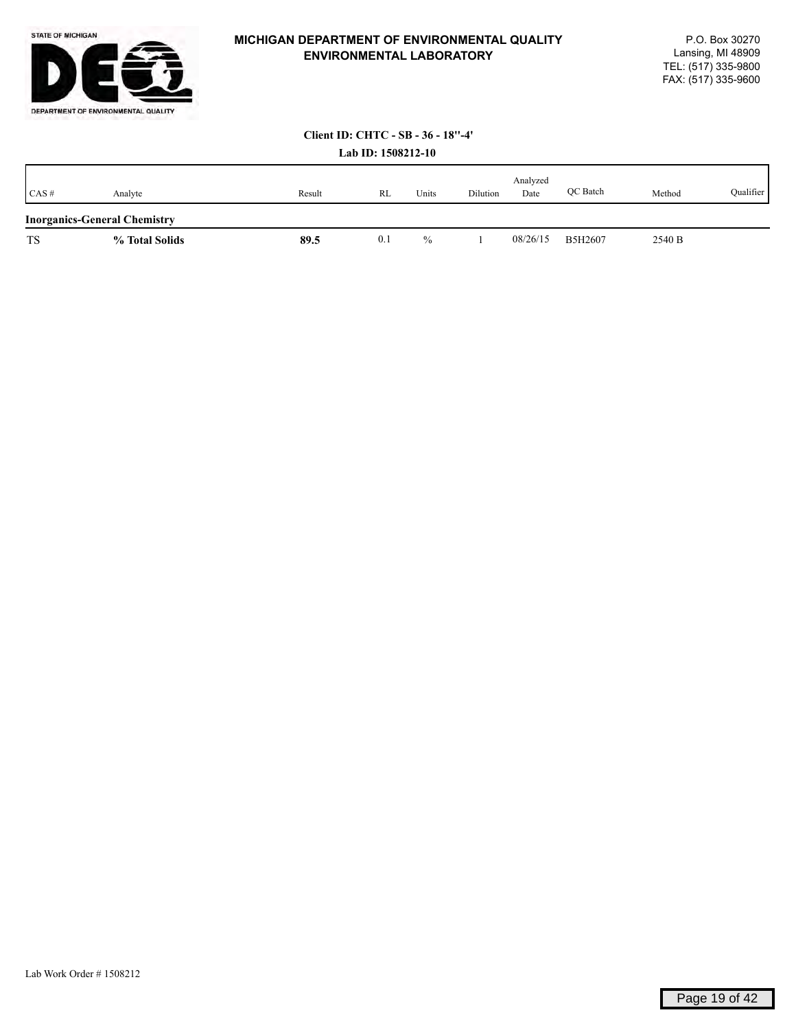**MICHIGAN DEPARTMENT OF ENVIRONMENTAL QUALITY**
**ENVIRONMENTAL LABORATORY**

P.O. Box 30270
Lansing, MI 48909
TEL: (517) 335-9800
FAX: (517) 335-9600

**Client ID: CHTC - SB - 36 - 18"-4'**

**Lab ID: 1508212-10**

| CAS # | Analyte | Result | RL | Units | Dilution | Analyzed Date | QC Batch | Method | Qualifier |
|---|---|---|---|---|---|---|---|---|---|
| **Inorganics-General Chemistry** | | | | | | | | | |
| TS | **% Total Solids** | **89.5** | 0.1 | % | 1 | 08/26/15 | B5H2607 | 2540 B | |

Lab Work Order # 1508212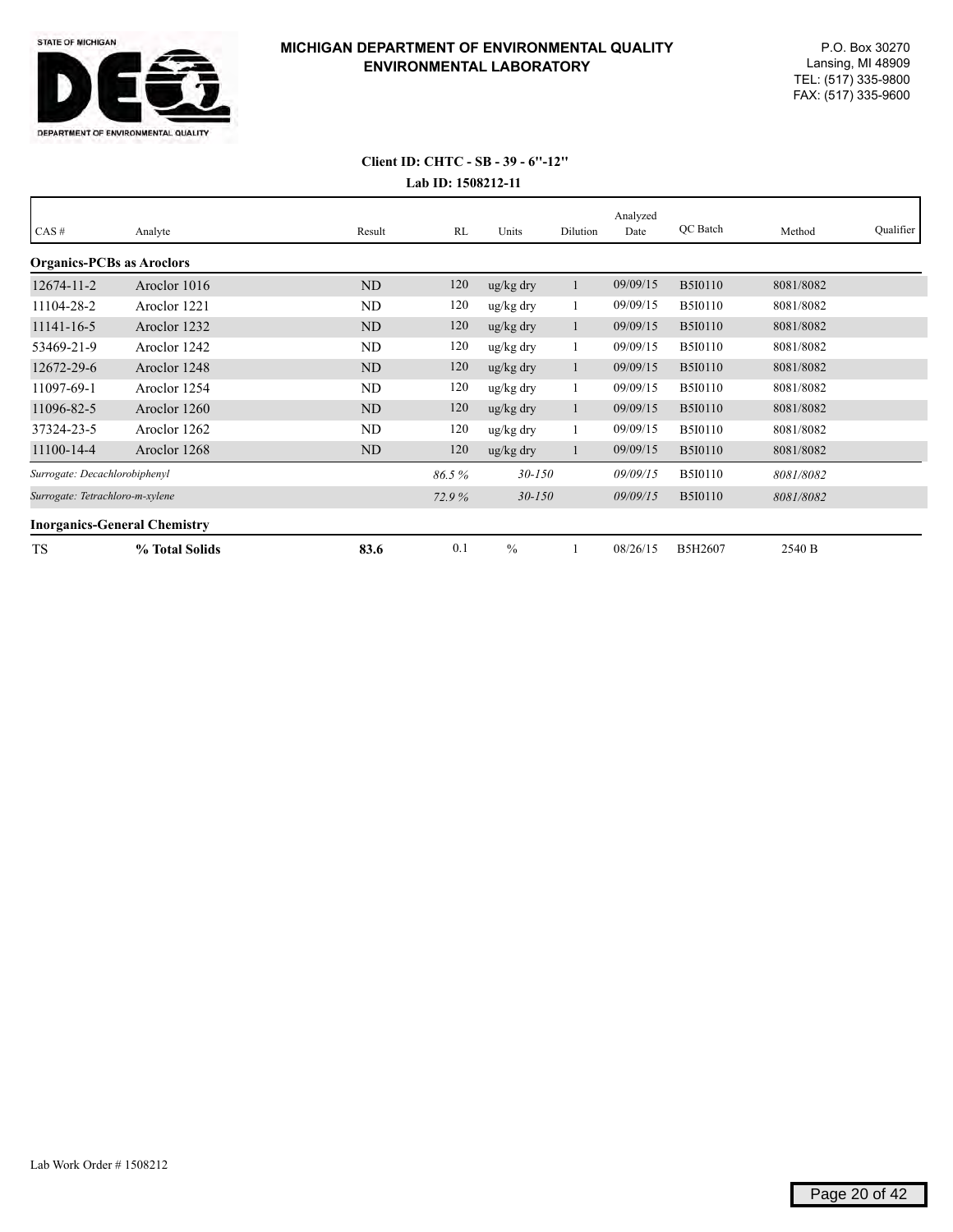**MICHIGAN DEPARTMENT OF ENVIRONMENTAL QUALITY**
**ENVIRONMENTAL LABORATORY**

P.O. Box 30270
Lansing, MI 48909
TEL: (517) 335-9800
FAX: (517) 335-9600

STATE OF MICHIGAN
DEPARTMENT OF ENVIRONMENTAL QUALITY

**Client ID: CHTC - SB - 39 - 6"-12"**
**Lab ID: 1508212-11**

| CAS # | Analyte | Result | RL | Units | Dilution | Analyzed Date | QC Batch | Method | Qualifier |
|---|---|---|---|---|---|---|---|---|---|
| **Organics-PCBs as Aroclors** | | | | | | | | | |
| 12674-11-2 | Aroclor 1016 | ND | 120 | ug/kg dry | 1 | 09/09/15 | B5I0110 | 8081/8082 | |
| 11104-28-2 | Aroclor 1221 | ND | 120 | ug/kg dry | 1 | 09/09/15 | B5I0110 | 8081/8082 | |
| 11141-16-5 | Aroclor 1232 | ND | 120 | ug/kg dry | 1 | 09/09/15 | B5I0110 | 8081/8082 | |
| 53469-21-9 | Aroclor 1242 | ND | 120 | ug/kg dry | 1 | 09/09/15 | B5I0110 | 8081/8082 | |
| 12672-29-6 | Aroclor 1248 | ND | 120 | ug/kg dry | 1 | 09/09/15 | B5I0110 | 8081/8082 | |
| 11097-69-1 | Aroclor 1254 | ND | 120 | ug/kg dry | 1 | 09/09/15 | B5I0110 | 8081/8082 | |
| 11096-82-5 | Aroclor 1260 | ND | 120 | ug/kg dry | 1 | 09/09/15 | B5I0110 | 8081/8082 | |
| 37324-23-5 | Aroclor 1262 | ND | 120 | ug/kg dry | 1 | 09/09/15 | B5I0110 | 8081/8082 | |
| 11100-14-4 | Aroclor 1268 | ND | 120 | ug/kg dry | 1 | 09/09/15 | B5I0110 | 8081/8082 | |
| *Surrogate: Decachlorobiphenyl* | | | *86.5 %* | *30-150* | | *09/09/15* | B5I0110 | *8081/8082* | |
| *Surrogate: Tetrachloro-m-xylene* | | | *72.9 %* | *30-150* | | *09/09/15* | B5I0110 | *8081/8082* | |
| **Inorganics-General Chemistry** | | | | | | | | | |
| TS | **% Total Solids** | **83.6** | 0.1 | % | 1 | 08/26/15 | B5H2607 | 2540 B | |

Lab Work Order # 1508212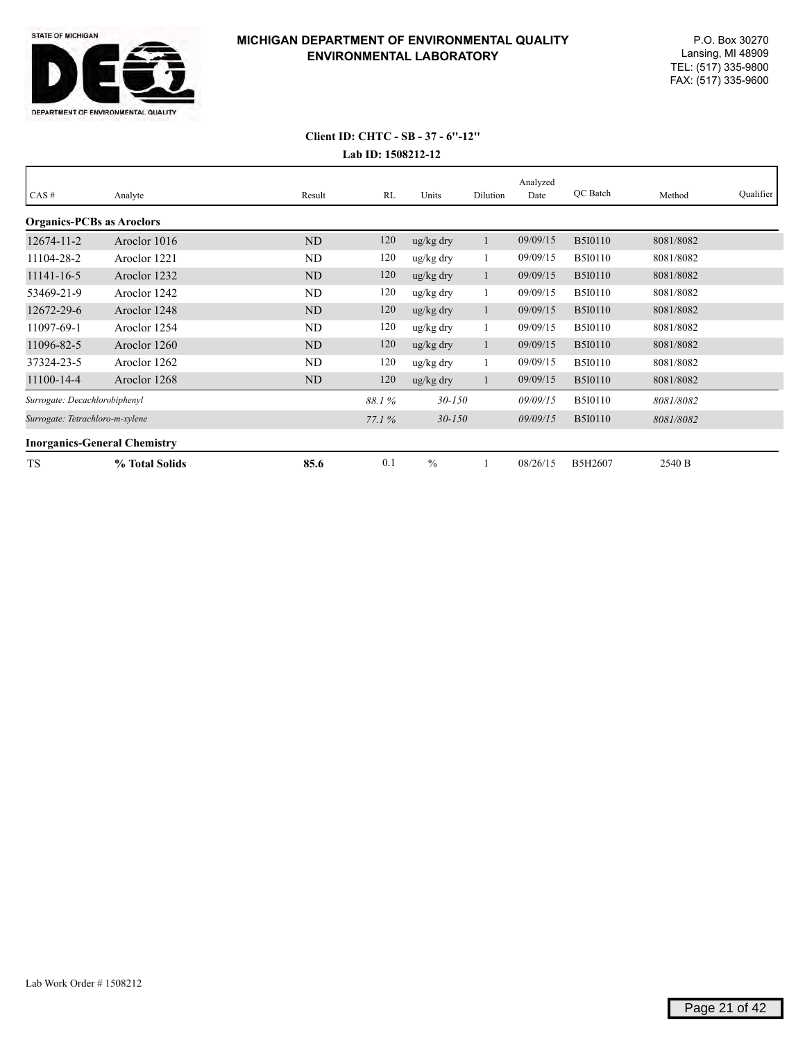# MICHIGAN DEPARTMENT OF ENVIRONMENTAL QUALITY
## ENVIRONMENTAL LABORATORY

P.O. Box 30270
Lansing, MI 48909
TEL: (517) 335-9800
FAX: (517) 335-9600

**Client ID: CHTC - SB - 37 - 6"-12"**

**Lab ID: 1508212-12**

| CAS # | Analyte | Result | RL | Units | Dilution | Analyzed Date | QC Batch | Method | Qualifier |
|---|---|---|---|---|---|---|---|---|---|
| **Organics-PCBs as Aroclors** | | | | | | | | | |
| 12674-11-2 | Aroclor 1016 | ND | 120 | ug/kg dry | 1 | 09/09/15 | B5I0110 | 8081/8082 | |
| 11104-28-2 | Aroclor 1221 | ND | 120 | ug/kg dry | 1 | 09/09/15 | B5I0110 | 8081/8082 | |
| 11141-16-5 | Aroclor 1232 | ND | 120 | ug/kg dry | 1 | 09/09/15 | B5I0110 | 8081/8082 | |
| 53469-21-9 | Aroclor 1242 | ND | 120 | ug/kg dry | 1 | 09/09/15 | B5I0110 | 8081/8082 | |
| 12672-29-6 | Aroclor 1248 | ND | 120 | ug/kg dry | 1 | 09/09/15 | B5I0110 | 8081/8082 | |
| 11097-69-1 | Aroclor 1254 | ND | 120 | ug/kg dry | 1 | 09/09/15 | B5I0110 | 8081/8082 | |
| 11096-82-5 | Aroclor 1260 | ND | 120 | ug/kg dry | 1 | 09/09/15 | B5I0110 | 8081/8082 | |
| 37324-23-5 | Aroclor 1262 | ND | 120 | ug/kg dry | 1 | 09/09/15 | B5I0110 | 8081/8082 | |
| 11100-14-4 | Aroclor 1268 | ND | 120 | ug/kg dry | 1 | 09/09/15 | B5I0110 | 8081/8082 | |
| *Surrogate: Decachlorobiphenyl* | | | *88.1 %* | *30-150* | | *09/09/15* | B5I0110 | *8081/8082* | |
| *Surrogate: Tetrachloro-m-xylene* | | | *77.1 %* | *30-150* | | *09/09/15* | B5I0110 | *8081/8082* | |
| **Inorganics-General Chemistry** | | | | | | | | | |
| TS | **% Total Solids** | **85.6** | 0.1 | % | 1 | 08/26/15 | B5H2607 | 2540 B | |

Lab Work Order # 1508212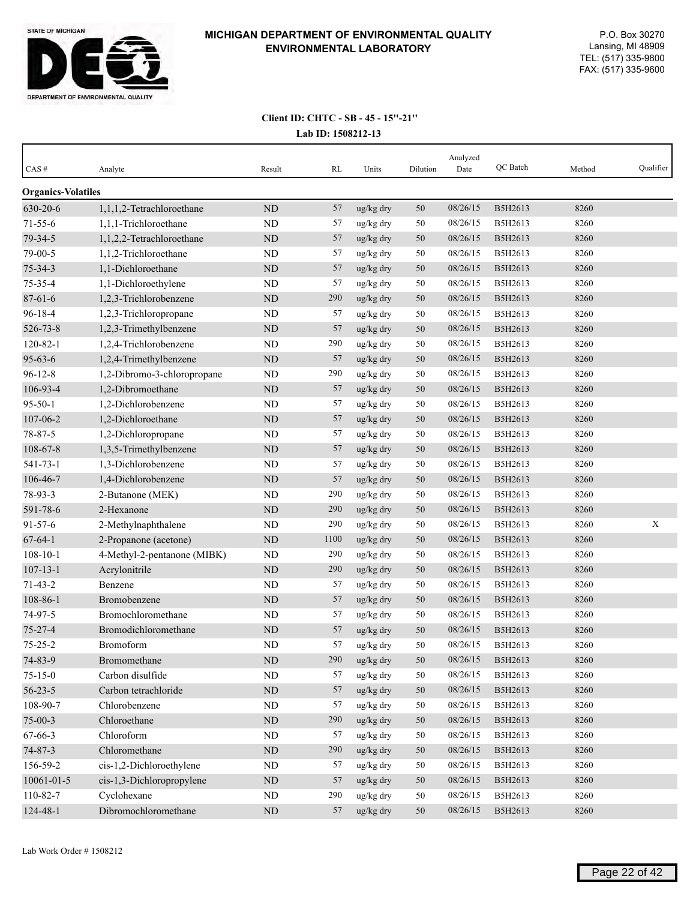**MICHIGAN DEPARTMENT OF ENVIRONMENTAL QUALITY**
**ENVIRONMENTAL LABORATORY**

STATE OF MICHIGAN
DEPARTMENT OF ENVIRONMENTAL QUALITY

P.O. Box 30270
Lansing, MI 48909
TEL: (517) 335-9800
FAX: (517) 335-9600

**Client ID: CHTC - SB - 45 - 15"-21"**

**Lab ID: 1508212-13**

| CAS # | Analyte | Result | RL | Units | Dilution | Analyzed Date | QC Batch | Method | Qualifier |
|---|---|---|---|---|---|---|---|---|---|
| **Organics-Volatiles** | | | | | | | | | |
| 630-20-6 | 1,1,1,2-Tetrachloroethane | ND | 57 | ug/kg dry | 50 | 08/26/15 | B5H2613 | 8260 | |
| 71-55-6 | 1,1,1-Trichloroethane | ND | 57 | ug/kg dry | 50 | 08/26/15 | B5H2613 | 8260 | |
| 79-34-5 | 1,1,2,2-Tetrachloroethane | ND | 57 | ug/kg dry | 50 | 08/26/15 | B5H2613 | 8260 | |
| 79-00-5 | 1,1,2-Trichloroethane | ND | 57 | ug/kg dry | 50 | 08/26/15 | B5H2613 | 8260 | |
| 75-34-3 | 1,1-Dichloroethane | ND | 57 | ug/kg dry | 50 | 08/26/15 | B5H2613 | 8260 | |
| 75-35-4 | 1,1-Dichloroethylene | ND | 57 | ug/kg dry | 50 | 08/26/15 | B5H2613 | 8260 | |
| 87-61-6 | 1,2,3-Trichlorobenzene | ND | 290 | ug/kg dry | 50 | 08/26/15 | B5H2613 | 8260 | |
| 96-18-4 | 1,2,3-Trichloropropane | ND | 57 | ug/kg dry | 50 | 08/26/15 | B5H2613 | 8260 | |
| 526-73-8 | 1,2,3-Trimethylbenzene | ND | 57 | ug/kg dry | 50 | 08/26/15 | B5H2613 | 8260 | |
| 120-82-1 | 1,2,4-Trichlorobenzene | ND | 290 | ug/kg dry | 50 | 08/26/15 | B5H2613 | 8260 | |
| 95-63-6 | 1,2,4-Trimethylbenzene | ND | 57 | ug/kg dry | 50 | 08/26/15 | B5H2613 | 8260 | |
| 96-12-8 | 1,2-Dibromo-3-chloropropane | ND | 290 | ug/kg dry | 50 | 08/26/15 | B5H2613 | 8260 | |
| 106-93-4 | 1,2-Dibromoethane | ND | 57 | ug/kg dry | 50 | 08/26/15 | B5H2613 | 8260 | |
| 95-50-1 | 1,2-Dichlorobenzene | ND | 57 | ug/kg dry | 50 | 08/26/15 | B5H2613 | 8260 | |
| 107-06-2 | 1,2-Dichloroethane | ND | 57 | ug/kg dry | 50 | 08/26/15 | B5H2613 | 8260 | |
| 78-87-5 | 1,2-Dichloropropane | ND | 57 | ug/kg dry | 50 | 08/26/15 | B5H2613 | 8260 | |
| 108-67-8 | 1,3,5-Trimethylbenzene | ND | 57 | ug/kg dry | 50 | 08/26/15 | B5H2613 | 8260 | |
| 541-73-1 | 1,3-Dichlorobenzene | ND | 57 | ug/kg dry | 50 | 08/26/15 | B5H2613 | 8260 | |
| 106-46-7 | 1,4-Dichlorobenzene | ND | 57 | ug/kg dry | 50 | 08/26/15 | B5H2613 | 8260 | |
| 78-93-3 | 2-Butanone (MEK) | ND | 290 | ug/kg dry | 50 | 08/26/15 | B5H2613 | 8260 | |
| 591-78-6 | 2-Hexanone | ND | 290 | ug/kg dry | 50 | 08/26/15 | B5H2613 | 8260 | |
| 91-57-6 | 2-Methylnaphthalene | ND | 290 | ug/kg dry | 50 | 08/26/15 | B5H2613 | 8260 | X |
| 67-64-1 | 2-Propanone (acetone) | ND | 1100 | ug/kg dry | 50 | 08/26/15 | B5H2613 | 8260 | |
| 108-10-1 | 4-Methyl-2-pentanone (MIBK) | ND | 290 | ug/kg dry | 50 | 08/26/15 | B5H2613 | 8260 | |
| 107-13-1 | Acrylonitrile | ND | 290 | ug/kg dry | 50 | 08/26/15 | B5H2613 | 8260 | |
| 71-43-2 | Benzene | ND | 57 | ug/kg dry | 50 | 08/26/15 | B5H2613 | 8260 | |
| 108-86-1 | Bromobenzene | ND | 57 | ug/kg dry | 50 | 08/26/15 | B5H2613 | 8260 | |
| 74-97-5 | Bromochloromethane | ND | 57 | ug/kg dry | 50 | 08/26/15 | B5H2613 | 8260 | |
| 75-27-4 | Bromodichloromethane | ND | 57 | ug/kg dry | 50 | 08/26/15 | B5H2613 | 8260 | |
| 75-25-2 | Bromoform | ND | 57 | ug/kg dry | 50 | 08/26/15 | B5H2613 | 8260 | |
| 74-83-9 | Bromomethane | ND | 290 | ug/kg dry | 50 | 08/26/15 | B5H2613 | 8260 | |
| 75-15-0 | Carbon disulfide | ND | 57 | ug/kg dry | 50 | 08/26/15 | B5H2613 | 8260 | |
| 56-23-5 | Carbon tetrachloride | ND | 57 | ug/kg dry | 50 | 08/26/15 | B5H2613 | 8260 | |
| 108-90-7 | Chlorobenzene | ND | 57 | ug/kg dry | 50 | 08/26/15 | B5H2613 | 8260 | |
| 75-00-3 | Chloroethane | ND | 290 | ug/kg dry | 50 | 08/26/15 | B5H2613 | 8260 | |
| 67-66-3 | Chloroform | ND | 57 | ug/kg dry | 50 | 08/26/15 | B5H2613 | 8260 | |
| 74-87-3 | Chloromethane | ND | 290 | ug/kg dry | 50 | 08/26/15 | B5H2613 | 8260 | |
| 156-59-2 | cis-1,2-Dichloroethylene | ND | 57 | ug/kg dry | 50 | 08/26/15 | B5H2613 | 8260 | |
| 10061-01-5 | cis-1,3-Dichloropropylene | ND | 57 | ug/kg dry | 50 | 08/26/15 | B5H2613 | 8260 | |
| 110-82-7 | Cyclohexane | ND | 290 | ug/kg dry | 50 | 08/26/15 | B5H2613 | 8260 | |
| 124-48-1 | Dibromochloromethane | ND | 57 | ug/kg dry | 50 | 08/26/15 | B5H2613 | 8260 | |

Lab Work Order # 1508212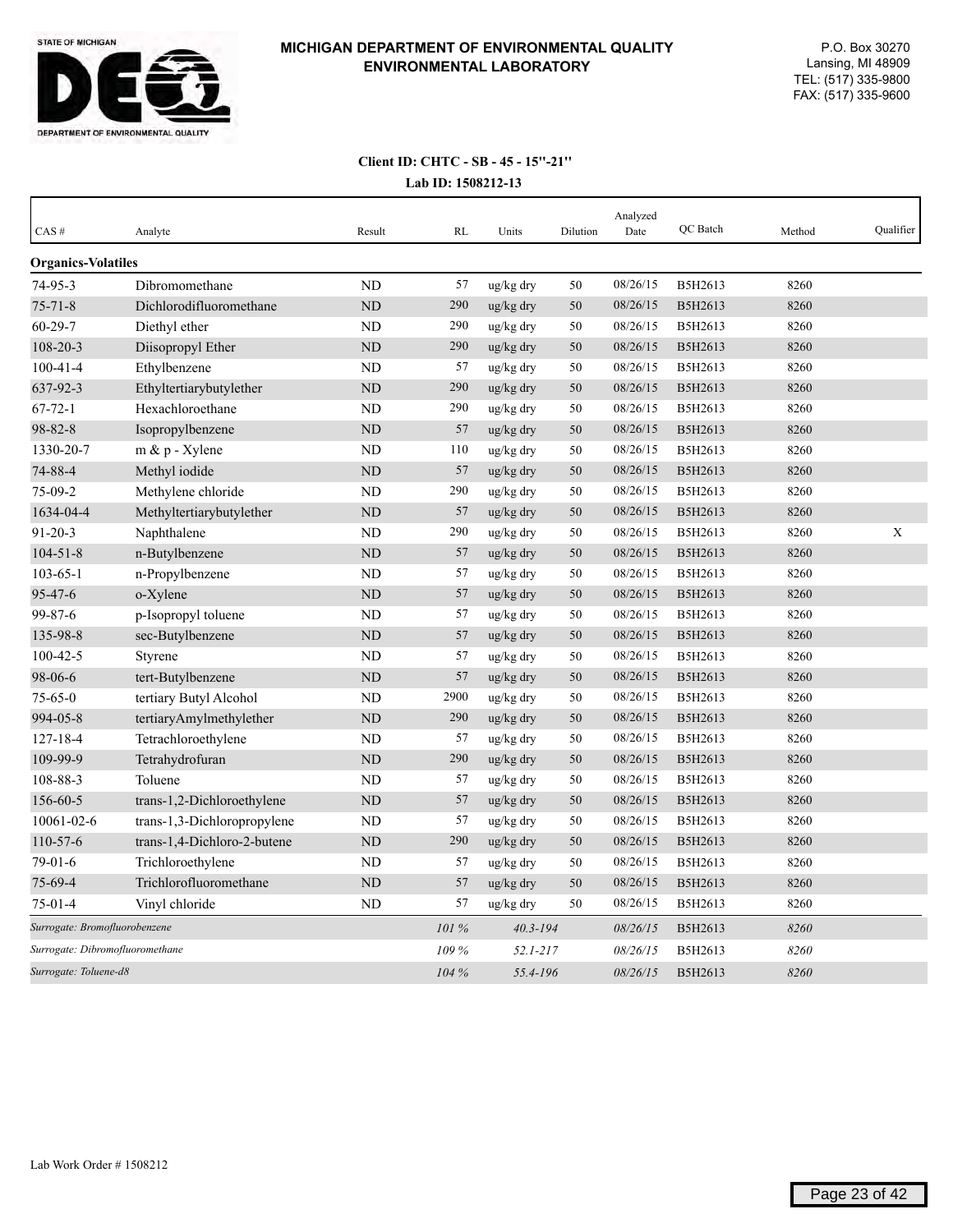**MICHIGAN DEPARTMENT OF ENVIRONMENTAL QUALITY**
**ENVIRONMENTAL LABORATORY**

P.O. Box 30270
Lansing, MI 48909
TEL: (517) 335-9800
FAX: (517) 335-9600

**Client ID: CHTC - SB - 45 - 15''-21''**

**Lab ID: 1508212-13**

| CAS # | Analyte | Result | RL | Units | Dilution | Analyzed Date | QC Batch | Method | Qualifier |
|---|---|---|---|---|---|---|---|---|---|
| **Organics-Volatiles** | | | | | | | | | |
| 74-95-3 | Dibromomethane | ND | 57 | ug/kg dry | 50 | 08/26/15 | B5H2613 | 8260 | |
| 75-71-8 | Dichlorodifluoromethane | ND | 290 | ug/kg dry | 50 | 08/26/15 | B5H2613 | 8260 | |
| 60-29-7 | Diethyl ether | ND | 290 | ug/kg dry | 50 | 08/26/15 | B5H2613 | 8260 | |
| 108-20-3 | Diisopropyl Ether | ND | 290 | ug/kg dry | 50 | 08/26/15 | B5H2613 | 8260 | |
| 100-41-4 | Ethylbenzene | ND | 57 | ug/kg dry | 50 | 08/26/15 | B5H2613 | 8260 | |
| 637-92-3 | Ethyltertiarybutylether | ND | 290 | ug/kg dry | 50 | 08/26/15 | B5H2613 | 8260 | |
| 67-72-1 | Hexachloroethane | ND | 290 | ug/kg dry | 50 | 08/26/15 | B5H2613 | 8260 | |
| 98-82-8 | Isopropylbenzene | ND | 57 | ug/kg dry | 50 | 08/26/15 | B5H2613 | 8260 | |
| 1330-20-7 | m & p - Xylene | ND | 110 | ug/kg dry | 50 | 08/26/15 | B5H2613 | 8260 | |
| 74-88-4 | Methyl iodide | ND | 57 | ug/kg dry | 50 | 08/26/15 | B5H2613 | 8260 | |
| 75-09-2 | Methylene chloride | ND | 290 | ug/kg dry | 50 | 08/26/15 | B5H2613 | 8260 | |
| 1634-04-4 | Methyltertiarybutylether | ND | 57 | ug/kg dry | 50 | 08/26/15 | B5H2613 | 8260 | |
| 91-20-3 | Naphthalene | ND | 290 | ug/kg dry | 50 | 08/26/15 | B5H2613 | 8260 | X |
| 104-51-8 | n-Butylbenzene | ND | 57 | ug/kg dry | 50 | 08/26/15 | B5H2613 | 8260 | |
| 103-65-1 | n-Propylbenzene | ND | 57 | ug/kg dry | 50 | 08/26/15 | B5H2613 | 8260 | |
| 95-47-6 | o-Xylene | ND | 57 | ug/kg dry | 50 | 08/26/15 | B5H2613 | 8260 | |
| 99-87-6 | p-Isopropyl toluene | ND | 57 | ug/kg dry | 50 | 08/26/15 | B5H2613 | 8260 | |
| 135-98-8 | sec-Butylbenzene | ND | 57 | ug/kg dry | 50 | 08/26/15 | B5H2613 | 8260 | |
| 100-42-5 | Styrene | ND | 57 | ug/kg dry | 50 | 08/26/15 | B5H2613 | 8260 | |
| 98-06-6 | tert-Butylbenzene | ND | 57 | ug/kg dry | 50 | 08/26/15 | B5H2613 | 8260 | |
| 75-65-0 | tertiary Butyl Alcohol | ND | 2900 | ug/kg dry | 50 | 08/26/15 | B5H2613 | 8260 | |
| 994-05-8 | tertiaryAmylmethylether | ND | 290 | ug/kg dry | 50 | 08/26/15 | B5H2613 | 8260 | |
| 127-18-4 | Tetrachloroethylene | ND | 57 | ug/kg dry | 50 | 08/26/15 | B5H2613 | 8260 | |
| 109-99-9 | Tetrahydrofuran | ND | 290 | ug/kg dry | 50 | 08/26/15 | B5H2613 | 8260 | |
| 108-88-3 | Toluene | ND | 57 | ug/kg dry | 50 | 08/26/15 | B5H2613 | 8260 | |
| 156-60-5 | trans-1,2-Dichloroethylene | ND | 57 | ug/kg dry | 50 | 08/26/15 | B5H2613 | 8260 | |
| 10061-02-6 | trans-1,3-Dichloropropylene | ND | 57 | ug/kg dry | 50 | 08/26/15 | B5H2613 | 8260 | |
| 110-57-6 | trans-1,4-Dichloro-2-butene | ND | 290 | ug/kg dry | 50 | 08/26/15 | B5H2613 | 8260 | |
| 79-01-6 | Trichloroethylene | ND | 57 | ug/kg dry | 50 | 08/26/15 | B5H2613 | 8260 | |
| 75-69-4 | Trichlorofluoromethane | ND | 57 | ug/kg dry | 50 | 08/26/15 | B5H2613 | 8260 | |
| 75-01-4 | Vinyl chloride | ND | 57 | ug/kg dry | 50 | 08/26/15 | B5H2613 | 8260 | |
| *Surrogate: Bromofluorobenzene* | | | *101 %* | *40.3-194* | | *08/26/15* | B5H2613 | *8260* | |
| *Surrogate: Dibromofluoromethane* | | | *109 %* | *52.1-217* | | *08/26/15* | B5H2613 | *8260* | |
| *Surrogate: Toluene-d8* | | | *104 %* | *55.4-196* | | *08/26/15* | B5H2613 | *8260* | |

Lab Work Order # 1508212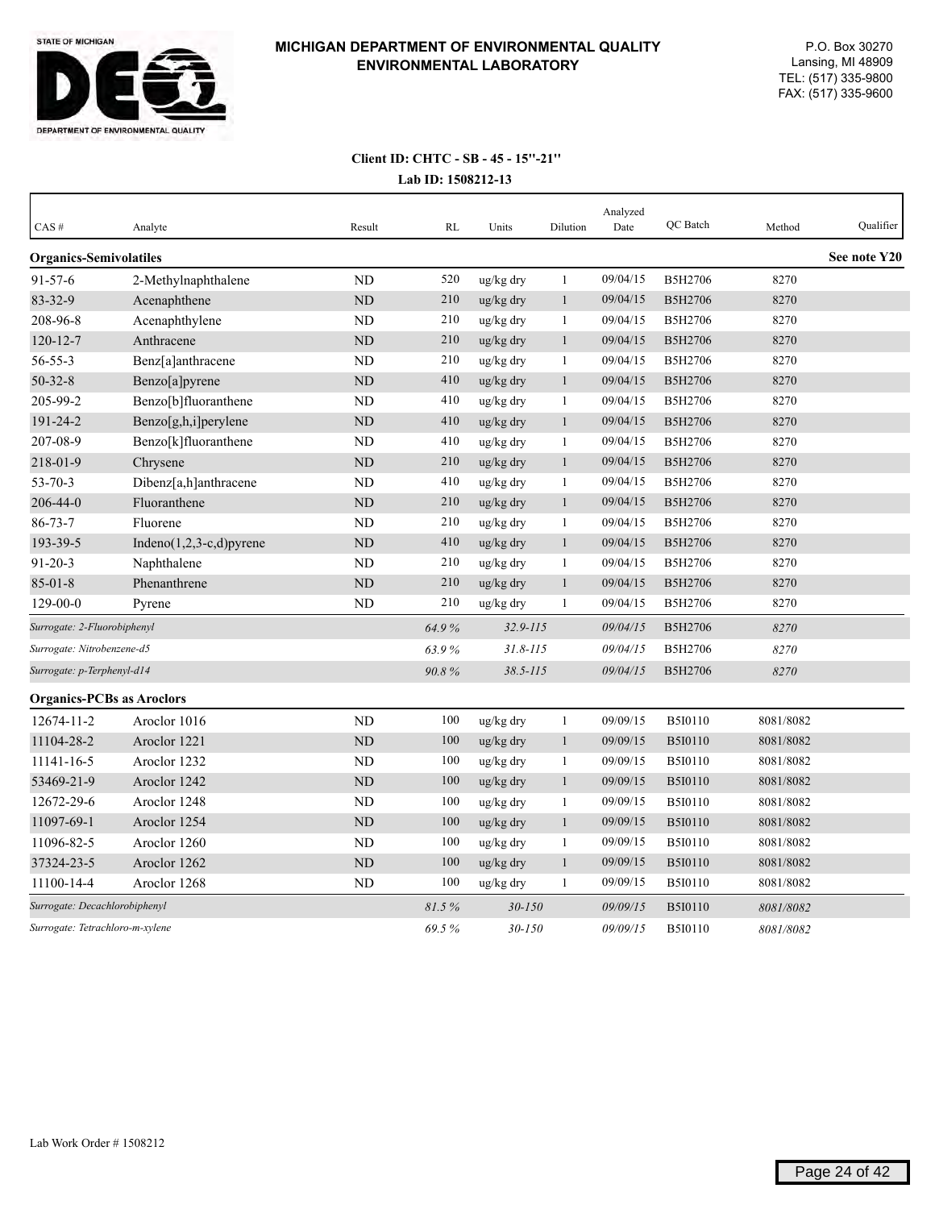# MICHIGAN DEPARTMENT OF ENVIRONMENTAL QUALITY
## ENVIRONMENTAL LABORATORY

STATE OF MICHIGAN
DEPARTMENT OF ENVIRONMENTAL QUALITY

P.O. Box 30270
Lansing, MI 48909
TEL: (517) 335-9800
FAX: (517) 335-9600

**Client ID: CHTC - SB - 45 - 15"-21"**

**Lab ID: 1508212-13**

| CAS # | Analyte | Result | RL | Units | Dilution | Analyzed Date | QC Batch | Method | Qualifier |
|---|---|---|---|---|---|---|---|---|---|
| **Organics-Semivolatiles** | | | | | | | | | **See note Y20** |
| 91-57-6 | 2-Methylnaphthalene | ND | 520 | ug/kg dry | 1 | 09/04/15 | B5H2706 | 8270 | |
| 83-32-9 | Acenaphthene | ND | 210 | ug/kg dry | 1 | 09/04/15 | B5H2706 | 8270 | |
| 208-96-8 | Acenaphthylene | ND | 210 | ug/kg dry | 1 | 09/04/15 | B5H2706 | 8270 | |
| 120-12-7 | Anthracene | ND | 210 | ug/kg dry | 1 | 09/04/15 | B5H2706 | 8270 | |
| 56-55-3 | Benz[a]anthracene | ND | 210 | ug/kg dry | 1 | 09/04/15 | B5H2706 | 8270 | |
| 50-32-8 | Benzo[a]pyrene | ND | 410 | ug/kg dry | 1 | 09/04/15 | B5H2706 | 8270 | |
| 205-99-2 | Benzo[b]fluoranthene | ND | 410 | ug/kg dry | 1 | 09/04/15 | B5H2706 | 8270 | |
| 191-24-2 | Benzo[g,h,i]perylene | ND | 410 | ug/kg dry | 1 | 09/04/15 | B5H2706 | 8270 | |
| 207-08-9 | Benzo[k]fluoranthene | ND | 410 | ug/kg dry | 1 | 09/04/15 | B5H2706 | 8270 | |
| 218-01-9 | Chrysene | ND | 210 | ug/kg dry | 1 | 09/04/15 | B5H2706 | 8270 | |
| 53-70-3 | Dibenz[a,h]anthracene | ND | 410 | ug/kg dry | 1 | 09/04/15 | B5H2706 | 8270 | |
| 206-44-0 | Fluoranthene | ND | 210 | ug/kg dry | 1 | 09/04/15 | B5H2706 | 8270 | |
| 86-73-7 | Fluorene | ND | 210 | ug/kg dry | 1 | 09/04/15 | B5H2706 | 8270 | |
| 193-39-5 | Indeno(1,2,3-c,d)pyrene | ND | 410 | ug/kg dry | 1 | 09/04/15 | B5H2706 | 8270 | |
| 91-20-3 | Naphthalene | ND | 210 | ug/kg dry | 1 | 09/04/15 | B5H2706 | 8270 | |
| 85-01-8 | Phenanthrene | ND | 210 | ug/kg dry | 1 | 09/04/15 | B5H2706 | 8270 | |
| 129-00-0 | Pyrene | ND | 210 | ug/kg dry | 1 | 09/04/15 | B5H2706 | 8270 | |
| *Surrogate: 2-Fluorobiphenyl* | | | *64.9 %* | *32.9-115* | | *09/04/15* | B5H2706 | *8270* | |
| *Surrogate: Nitrobenzene-d5* | | | *63.9 %* | *31.8-115* | | *09/04/15* | B5H2706 | *8270* | |
| *Surrogate: p-Terphenyl-d14* | | | *90.8 %* | *38.5-115* | | *09/04/15* | B5H2706 | *8270* | |
| **Organics-PCBs as Aroclors** | | | | | | | | | |
| 12674-11-2 | Aroclor 1016 | ND | 100 | ug/kg dry | 1 | 09/09/15 | B5I0110 | 8081/8082 | |
| 11104-28-2 | Aroclor 1221 | ND | 100 | ug/kg dry | 1 | 09/09/15 | B5I0110 | 8081/8082 | |
| 11141-16-5 | Aroclor 1232 | ND | 100 | ug/kg dry | 1 | 09/09/15 | B5I0110 | 8081/8082 | |
| 53469-21-9 | Aroclor 1242 | ND | 100 | ug/kg dry | 1 | 09/09/15 | B5I0110 | 8081/8082 | |
| 12672-29-6 | Aroclor 1248 | ND | 100 | ug/kg dry | 1 | 09/09/15 | B5I0110 | 8081/8082 | |
| 11097-69-1 | Aroclor 1254 | ND | 100 | ug/kg dry | 1 | 09/09/15 | B5I0110 | 8081/8082 | |
| 11096-82-5 | Aroclor 1260 | ND | 100 | ug/kg dry | 1 | 09/09/15 | B5I0110 | 8081/8082 | |
| 37324-23-5 | Aroclor 1262 | ND | 100 | ug/kg dry | 1 | 09/09/15 | B5I0110 | 8081/8082 | |
| 11100-14-4 | Aroclor 1268 | ND | 100 | ug/kg dry | 1 | 09/09/15 | B5I0110 | 8081/8082 | |
| *Surrogate: Decachlorobiphenyl* | | | *81.5 %* | *30-150* | | *09/09/15* | B5I0110 | *8081/8082* | |
| *Surrogate: Tetrachloro-m-xylene* | | | *69.5 %* | *30-150* | | *09/09/15* | B5I0110 | *8081/8082* | |

Lab Work Order # 1508212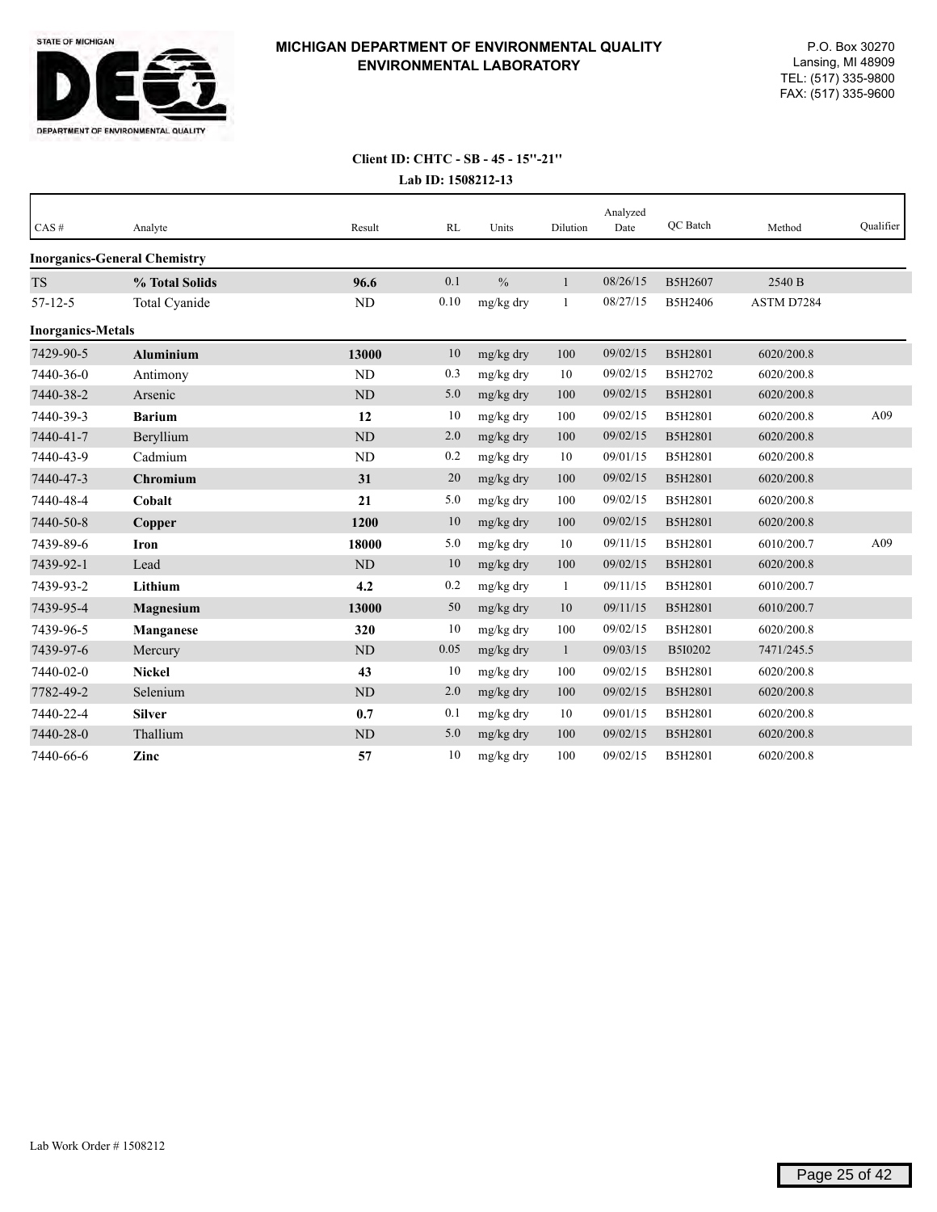**MICHIGAN DEPARTMENT OF ENVIRONMENTAL QUALITY**
**ENVIRONMENTAL LABORATORY**

P.O. Box 30270
Lansing, MI 48909
TEL: (517) 335-9800
FAX: (517) 335-9600

**Client ID: CHTC - SB - 45 - 15"-21"**
**Lab ID: 1508212-13**

| CAS # | Analyte | Result | RL | Units | Dilution | Analyzed Date | QC Batch | Method | Qualifier |
|---|---|---|---|---|---|---|---|---|---|
| **Inorganics-General Chemistry** | | | | | | | | | |
| TS | **% Total Solids** | **96.6** | 0.1 | % | 1 | 08/26/15 | B5H2607 | 2540 B | |
| 57-12-5 | Total Cyanide | ND | 0.10 | mg/kg dry | 1 | 08/27/15 | B5H2406 | ASTM D7284 | |
| **Inorganics-Metals** | | | | | | | | | |
| 7429-90-5 | **Aluminium** | **13000** | 10 | mg/kg dry | 100 | 09/02/15 | B5H2801 | 6020/200.8 | |
| 7440-36-0 | Antimony | ND | 0.3 | mg/kg dry | 10 | 09/02/15 | B5H2702 | 6020/200.8 | |
| 7440-38-2 | Arsenic | ND | 5.0 | mg/kg dry | 100 | 09/02/15 | B5H2801 | 6020/200.8 | |
| 7440-39-3 | **Barium** | **12** | 10 | mg/kg dry | 100 | 09/02/15 | B5H2801 | 6020/200.8 | A09 |
| 7440-41-7 | Beryllium | ND | 2.0 | mg/kg dry | 100 | 09/02/15 | B5H2801 | 6020/200.8 | |
| 7440-43-9 | Cadmium | ND | 0.2 | mg/kg dry | 10 | 09/01/15 | B5H2801 | 6020/200.8 | |
| 7440-47-3 | **Chromium** | **31** | 20 | mg/kg dry | 100 | 09/02/15 | B5H2801 | 6020/200.8 | |
| 7440-48-4 | **Cobalt** | **21** | 5.0 | mg/kg dry | 100 | 09/02/15 | B5H2801 | 6020/200.8 | |
| 7440-50-8 | **Copper** | **1200** | 10 | mg/kg dry | 100 | 09/02/15 | B5H2801 | 6020/200.8 | |
| 7439-89-6 | **Iron** | **18000** | 5.0 | mg/kg dry | 10 | 09/11/15 | B5H2801 | 6010/200.7 | A09 |
| 7439-92-1 | Lead | ND | 10 | mg/kg dry | 100 | 09/02/15 | B5H2801 | 6020/200.8 | |
| 7439-93-2 | **Lithium** | **4.2** | 0.2 | mg/kg dry | 1 | 09/11/15 | B5H2801 | 6010/200.7 | |
| 7439-95-4 | **Magnesium** | **13000** | 50 | mg/kg dry | 10 | 09/11/15 | B5H2801 | 6010/200.7 | |
| 7439-96-5 | **Manganese** | **320** | 10 | mg/kg dry | 100 | 09/02/15 | B5H2801 | 6020/200.8 | |
| 7439-97-6 | Mercury | ND | 0.05 | mg/kg dry | 1 | 09/03/15 | B5I0202 | 7471/245.5 | |
| 7440-02-0 | **Nickel** | **43** | 10 | mg/kg dry | 100 | 09/02/15 | B5H2801 | 6020/200.8 | |
| 7782-49-2 | Selenium | ND | 2.0 | mg/kg dry | 100 | 09/02/15 | B5H2801 | 6020/200.8 | |
| 7440-22-4 | **Silver** | **0.7** | 0.1 | mg/kg dry | 10 | 09/01/15 | B5H2801 | 6020/200.8 | |
| 7440-28-0 | Thallium | ND | 5.0 | mg/kg dry | 100 | 09/02/15 | B5H2801 | 6020/200.8 | |
| 7440-66-6 | **Zinc** | **57** | 10 | mg/kg dry | 100 | 09/02/15 | B5H2801 | 6020/200.8 | |

Lab Work Order # 1508212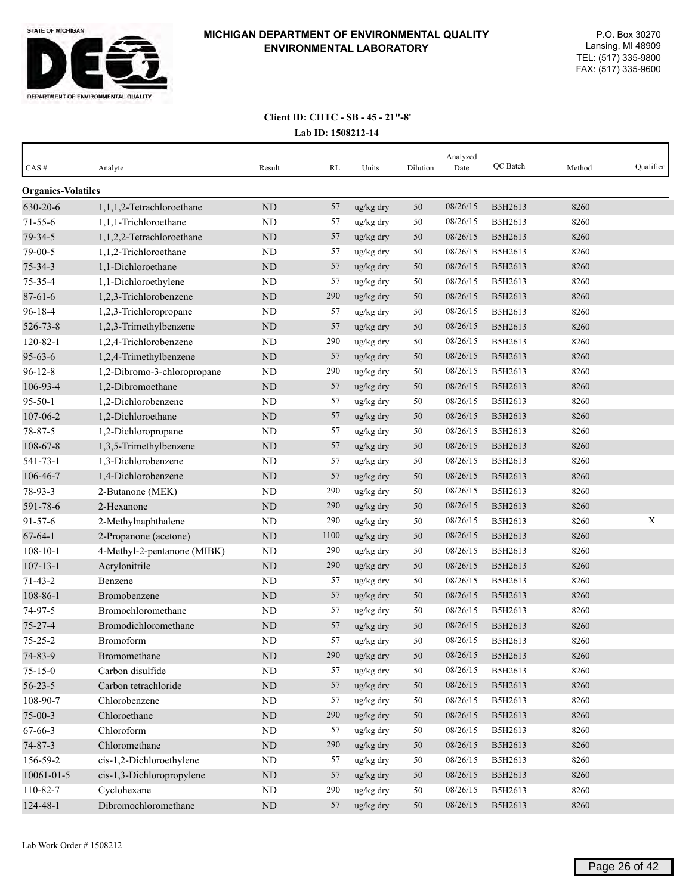**MICHIGAN DEPARTMENT OF ENVIRONMENTAL QUALITY**
**ENVIRONMENTAL LABORATORY**

P.O. Box 30270
Lansing, MI 48909
TEL: (517) 335-9800
FAX: (517) 335-9600

**Client ID: CHTC - SB - 45 - 21''-8'**
**Lab ID: 1508212-14**

| CAS # | Analyte | Result | RL | Units | Dilution | Analyzed Date | QC Batch | Method | Qualifier |
|---|---|---|---|---|---|---|---|---|---|
| **Organics-Volatiles** | | | | | | | | | |
| 630-20-6 | 1,1,1,2-Tetrachloroethane | ND | 57 | ug/kg dry | 50 | 08/26/15 | B5H2613 | 8260 | |
| 71-55-6 | 1,1,1-Trichloroethane | ND | 57 | ug/kg dry | 50 | 08/26/15 | B5H2613 | 8260 | |
| 79-34-5 | 1,1,2,2-Tetrachloroethane | ND | 57 | ug/kg dry | 50 | 08/26/15 | B5H2613 | 8260 | |
| 79-00-5 | 1,1,2-Trichloroethane | ND | 57 | ug/kg dry | 50 | 08/26/15 | B5H2613 | 8260 | |
| 75-34-3 | 1,1-Dichloroethane | ND | 57 | ug/kg dry | 50 | 08/26/15 | B5H2613 | 8260 | |
| 75-35-4 | 1,1-Dichloroethylene | ND | 57 | ug/kg dry | 50 | 08/26/15 | B5H2613 | 8260 | |
| 87-61-6 | 1,2,3-Trichlorobenzene | ND | 290 | ug/kg dry | 50 | 08/26/15 | B5H2613 | 8260 | |
| 96-18-4 | 1,2,3-Trichloropropane | ND | 57 | ug/kg dry | 50 | 08/26/15 | B5H2613 | 8260 | |
| 526-73-8 | 1,2,3-Trimethylbenzene | ND | 57 | ug/kg dry | 50 | 08/26/15 | B5H2613 | 8260 | |
| 120-82-1 | 1,2,4-Trichlorobenzene | ND | 290 | ug/kg dry | 50 | 08/26/15 | B5H2613 | 8260 | |
| 95-63-6 | 1,2,4-Trimethylbenzene | ND | 57 | ug/kg dry | 50 | 08/26/15 | B5H2613 | 8260 | |
| 96-12-8 | 1,2-Dibromo-3-chloropropane | ND | 290 | ug/kg dry | 50 | 08/26/15 | B5H2613 | 8260 | |
| 106-93-4 | 1,2-Dibromoethane | ND | 57 | ug/kg dry | 50 | 08/26/15 | B5H2613 | 8260 | |
| 95-50-1 | 1,2-Dichlorobenzene | ND | 57 | ug/kg dry | 50 | 08/26/15 | B5H2613 | 8260 | |
| 107-06-2 | 1,2-Dichloroethane | ND | 57 | ug/kg dry | 50 | 08/26/15 | B5H2613 | 8260 | |
| 78-87-5 | 1,2-Dichloropropane | ND | 57 | ug/kg dry | 50 | 08/26/15 | B5H2613 | 8260 | |
| 108-67-8 | 1,3,5-Trimethylbenzene | ND | 57 | ug/kg dry | 50 | 08/26/15 | B5H2613 | 8260 | |
| 541-73-1 | 1,3-Dichlorobenzene | ND | 57 | ug/kg dry | 50 | 08/26/15 | B5H2613 | 8260 | |
| 106-46-7 | 1,4-Dichlorobenzene | ND | 57 | ug/kg dry | 50 | 08/26/15 | B5H2613 | 8260 | |
| 78-93-3 | 2-Butanone (MEK) | ND | 290 | ug/kg dry | 50 | 08/26/15 | B5H2613 | 8260 | |
| 591-78-6 | 2-Hexanone | ND | 290 | ug/kg dry | 50 | 08/26/15 | B5H2613 | 8260 | |
| 91-57-6 | 2-Methylnaphthalene | ND | 290 | ug/kg dry | 50 | 08/26/15 | B5H2613 | 8260 | X |
| 67-64-1 | 2-Propanone (acetone) | ND | 1100 | ug/kg dry | 50 | 08/26/15 | B5H2613 | 8260 | |
| 108-10-1 | 4-Methyl-2-pentanone (MIBK) | ND | 290 | ug/kg dry | 50 | 08/26/15 | B5H2613 | 8260 | |
| 107-13-1 | Acrylonitrile | ND | 290 | ug/kg dry | 50 | 08/26/15 | B5H2613 | 8260 | |
| 71-43-2 | Benzene | ND | 57 | ug/kg dry | 50 | 08/26/15 | B5H2613 | 8260 | |
| 108-86-1 | Bromobenzene | ND | 57 | ug/kg dry | 50 | 08/26/15 | B5H2613 | 8260 | |
| 74-97-5 | Bromochloromethane | ND | 57 | ug/kg dry | 50 | 08/26/15 | B5H2613 | 8260 | |
| 75-27-4 | Bromodichloromethane | ND | 57 | ug/kg dry | 50 | 08/26/15 | B5H2613 | 8260 | |
| 75-25-2 | Bromoform | ND | 57 | ug/kg dry | 50 | 08/26/15 | B5H2613 | 8260 | |
| 74-83-9 | Bromomethane | ND | 290 | ug/kg dry | 50 | 08/26/15 | B5H2613 | 8260 | |
| 75-15-0 | Carbon disulfide | ND | 57 | ug/kg dry | 50 | 08/26/15 | B5H2613 | 8260 | |
| 56-23-5 | Carbon tetrachloride | ND | 57 | ug/kg dry | 50 | 08/26/15 | B5H2613 | 8260 | |
| 108-90-7 | Chlorobenzene | ND | 57 | ug/kg dry | 50 | 08/26/15 | B5H2613 | 8260 | |
| 75-00-3 | Chloroethane | ND | 290 | ug/kg dry | 50 | 08/26/15 | B5H2613 | 8260 | |
| 67-66-3 | Chloroform | ND | 57 | ug/kg dry | 50 | 08/26/15 | B5H2613 | 8260 | |
| 74-87-3 | Chloromethane | ND | 290 | ug/kg dry | 50 | 08/26/15 | B5H2613 | 8260 | |
| 156-59-2 | cis-1,2-Dichloroethylene | ND | 57 | ug/kg dry | 50 | 08/26/15 | B5H2613 | 8260 | |
| 10061-01-5 | cis-1,3-Dichloropropylene | ND | 57 | ug/kg dry | 50 | 08/26/15 | B5H2613 | 8260 | |
| 110-82-7 | Cyclohexane | ND | 290 | ug/kg dry | 50 | 08/26/15 | B5H2613 | 8260 | |
| 124-48-1 | Dibromochloromethane | ND | 57 | ug/kg dry | 50 | 08/26/15 | B5H2613 | 8260 | |

Lab Work Order # 1508212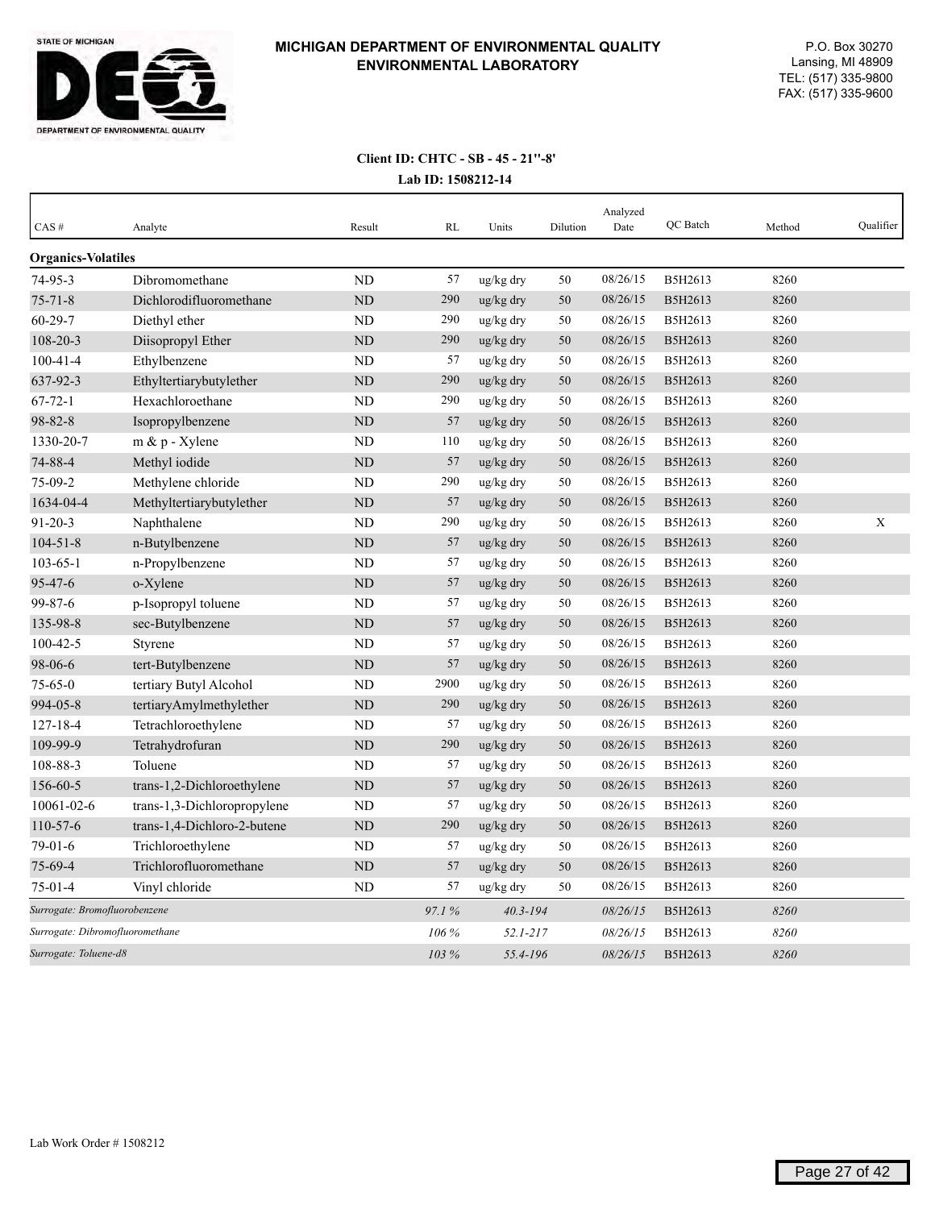# MICHIGAN DEPARTMENT OF ENVIRONMENTAL QUALITY
## ENVIRONMENTAL LABORATORY

P.O. Box 30270
Lansing, MI 48909
TEL: (517) 335-9800
FAX: (517) 335-9600

**Client ID: CHTC - SB - 45 - 21"-8'**
**Lab ID: 1508212-14**

| CAS # | Analyte | Result | RL | Units | Dilution | Analyzed Date | QC Batch | Method | Qualifier |
|---|---|---|---|---|---|---|---|---|---|
| **Organics-Volatiles** | | | | | | | | | |
| 74-95-3 | Dibromomethane | ND | 57 | ug/kg dry | 50 | 08/26/15 | B5H2613 | 8260 | |
| 75-71-8 | Dichlorodifluoromethane | ND | 290 | ug/kg dry | 50 | 08/26/15 | B5H2613 | 8260 | |
| 60-29-7 | Diethyl ether | ND | 290 | ug/kg dry | 50 | 08/26/15 | B5H2613 | 8260 | |
| 108-20-3 | Diisopropyl Ether | ND | 290 | ug/kg dry | 50 | 08/26/15 | B5H2613 | 8260 | |
| 100-41-4 | Ethylbenzene | ND | 57 | ug/kg dry | 50 | 08/26/15 | B5H2613 | 8260 | |
| 637-92-3 | Ethyltertiarybutylether | ND | 290 | ug/kg dry | 50 | 08/26/15 | B5H2613 | 8260 | |
| 67-72-1 | Hexachloroethane | ND | 290 | ug/kg dry | 50 | 08/26/15 | B5H2613 | 8260 | |
| 98-82-8 | Isopropylbenzene | ND | 57 | ug/kg dry | 50 | 08/26/15 | B5H2613 | 8260 | |
| 1330-20-7 | m & p - Xylene | ND | 110 | ug/kg dry | 50 | 08/26/15 | B5H2613 | 8260 | |
| 74-88-4 | Methyl iodide | ND | 57 | ug/kg dry | 50 | 08/26/15 | B5H2613 | 8260 | |
| 75-09-2 | Methylene chloride | ND | 290 | ug/kg dry | 50 | 08/26/15 | B5H2613 | 8260 | |
| 1634-04-4 | Methyltertiarybutylether | ND | 57 | ug/kg dry | 50 | 08/26/15 | B5H2613 | 8260 | |
| 91-20-3 | Naphthalene | ND | 290 | ug/kg dry | 50 | 08/26/15 | B5H2613 | 8260 | X |
| 104-51-8 | n-Butylbenzene | ND | 57 | ug/kg dry | 50 | 08/26/15 | B5H2613 | 8260 | |
| 103-65-1 | n-Propylbenzene | ND | 57 | ug/kg dry | 50 | 08/26/15 | B5H2613 | 8260 | |
| 95-47-6 | o-Xylene | ND | 57 | ug/kg dry | 50 | 08/26/15 | B5H2613 | 8260 | |
| 99-87-6 | p-Isopropyl toluene | ND | 57 | ug/kg dry | 50 | 08/26/15 | B5H2613 | 8260 | |
| 135-98-8 | sec-Butylbenzene | ND | 57 | ug/kg dry | 50 | 08/26/15 | B5H2613 | 8260 | |
| 100-42-5 | Styrene | ND | 57 | ug/kg dry | 50 | 08/26/15 | B5H2613 | 8260 | |
| 98-06-6 | tert-Butylbenzene | ND | 57 | ug/kg dry | 50 | 08/26/15 | B5H2613 | 8260 | |
| 75-65-0 | tertiary Butyl Alcohol | ND | 2900 | ug/kg dry | 50 | 08/26/15 | B5H2613 | 8260 | |
| 994-05-8 | tertiaryAmylmethylether | ND | 290 | ug/kg dry | 50 | 08/26/15 | B5H2613 | 8260 | |
| 127-18-4 | Tetrachloroethylene | ND | 57 | ug/kg dry | 50 | 08/26/15 | B5H2613 | 8260 | |
| 109-99-9 | Tetrahydrofuran | ND | 290 | ug/kg dry | 50 | 08/26/15 | B5H2613 | 8260 | |
| 108-88-3 | Toluene | ND | 57 | ug/kg dry | 50 | 08/26/15 | B5H2613 | 8260 | |
| 156-60-5 | trans-1,2-Dichloroethylene | ND | 57 | ug/kg dry | 50 | 08/26/15 | B5H2613 | 8260 | |
| 10061-02-6 | trans-1,3-Dichloropropylene | ND | 57 | ug/kg dry | 50 | 08/26/15 | B5H2613 | 8260 | |
| 110-57-6 | trans-1,4-Dichloro-2-butene | ND | 290 | ug/kg dry | 50 | 08/26/15 | B5H2613 | 8260 | |
| 79-01-6 | Trichloroethylene | ND | 57 | ug/kg dry | 50 | 08/26/15 | B5H2613 | 8260 | |
| 75-69-4 | Trichlorofluoromethane | ND | 57 | ug/kg dry | 50 | 08/26/15 | B5H2613 | 8260 | |
| 75-01-4 | Vinyl chloride | ND | 57 | ug/kg dry | 50 | 08/26/15 | B5H2613 | 8260 | |
| *Surrogate: Bromofluorobenzene* | | | *97.1 %* | *40.3-194* | | *08/26/15* | B5H2613 | *8260* | |
| *Surrogate: Dibromofluoromethane* | | | *106 %* | *52.1-217* | | *08/26/15* | B5H2613 | *8260* | |
| *Surrogate: Toluene-d8* | | | *103 %* | *55.4-196* | | *08/26/15* | B5H2613 | *8260* | |

Lab Work Order # 1508212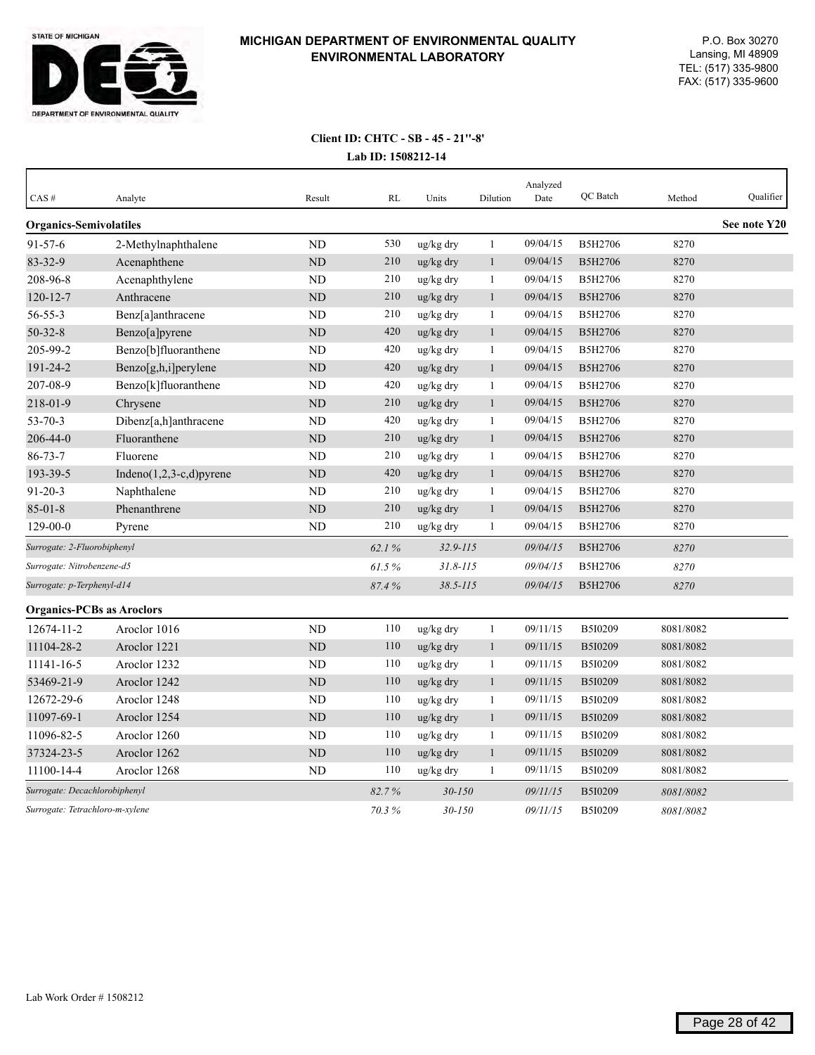**MICHIGAN DEPARTMENT OF ENVIRONMENTAL QUALITY**
**ENVIRONMENTAL LABORATORY**

P.O. Box 30270
Lansing, MI 48909
TEL: (517) 335-9800
FAX: (517) 335-9600

**Client ID: CHTC - SB - 45 - 21''-8'**
**Lab ID: 1508212-14**

| CAS # | Analyte | Result | RL | Units | Dilution | Analyzed Date | QC Batch | Method | Qualifier |
|---|---|---|---|---|---|---|---|---|---|
| **Organics-Semivolatiles** | | | | | | | | | **See note Y20** |
| 91-57-6 | 2-Methylnaphthalene | ND | 530 | ug/kg dry | 1 | 09/04/15 | B5H2706 | 8270 | |
| 83-32-9 | Acenaphthene | ND | 210 | ug/kg dry | 1 | 09/04/15 | B5H2706 | 8270 | |
| 208-96-8 | Acenaphthylene | ND | 210 | ug/kg dry | 1 | 09/04/15 | B5H2706 | 8270 | |
| 120-12-7 | Anthracene | ND | 210 | ug/kg dry | 1 | 09/04/15 | B5H2706 | 8270 | |
| 56-55-3 | Benz[a]anthracene | ND | 210 | ug/kg dry | 1 | 09/04/15 | B5H2706 | 8270 | |
| 50-32-8 | Benzo[a]pyrene | ND | 420 | ug/kg dry | 1 | 09/04/15 | B5H2706 | 8270 | |
| 205-99-2 | Benzo[b]fluoranthene | ND | 420 | ug/kg dry | 1 | 09/04/15 | B5H2706 | 8270 | |
| 191-24-2 | Benzo[g,h,i]perylene | ND | 420 | ug/kg dry | 1 | 09/04/15 | B5H2706 | 8270 | |
| 207-08-9 | Benzo[k]fluoranthene | ND | 420 | ug/kg dry | 1 | 09/04/15 | B5H2706 | 8270 | |
| 218-01-9 | Chrysene | ND | 210 | ug/kg dry | 1 | 09/04/15 | B5H2706 | 8270 | |
| 53-70-3 | Dibenz[a,h]anthracene | ND | 420 | ug/kg dry | 1 | 09/04/15 | B5H2706 | 8270 | |
| 206-44-0 | Fluoranthene | ND | 210 | ug/kg dry | 1 | 09/04/15 | B5H2706 | 8270 | |
| 86-73-7 | Fluorene | ND | 210 | ug/kg dry | 1 | 09/04/15 | B5H2706 | 8270 | |
| 193-39-5 | Indeno(1,2,3-c,d)pyrene | ND | 420 | ug/kg dry | 1 | 09/04/15 | B5H2706 | 8270 | |
| 91-20-3 | Naphthalene | ND | 210 | ug/kg dry | 1 | 09/04/15 | B5H2706 | 8270 | |
| 85-01-8 | Phenanthrene | ND | 210 | ug/kg dry | 1 | 09/04/15 | B5H2706 | 8270 | |
| 129-00-0 | Pyrene | ND | 210 | ug/kg dry | 1 | 09/04/15 | B5H2706 | 8270 | |
| *Surrogate: 2-Fluorobiphenyl* | | | *62.1 %* | *32.9-115* | | *09/04/15* | B5H2706 | *8270* | |
| *Surrogate: Nitrobenzene-d5* | | | *61.5 %* | *31.8-115* | | *09/04/15* | B5H2706 | *8270* | |
| *Surrogate: p-Terphenyl-d14* | | | *87.4 %* | *38.5-115* | | *09/04/15* | B5H2706 | *8270* | |
| **Organics-PCBs as Aroclors** | | | | | | | | | |
| 12674-11-2 | Aroclor 1016 | ND | 110 | ug/kg dry | 1 | 09/11/15 | B5I0209 | 8081/8082 | |
| 11104-28-2 | Aroclor 1221 | ND | 110 | ug/kg dry | 1 | 09/11/15 | B5I0209 | 8081/8082 | |
| 11141-16-5 | Aroclor 1232 | ND | 110 | ug/kg dry | 1 | 09/11/15 | B5I0209 | 8081/8082 | |
| 53469-21-9 | Aroclor 1242 | ND | 110 | ug/kg dry | 1 | 09/11/15 | B5I0209 | 8081/8082 | |
| 12672-29-6 | Aroclor 1248 | ND | 110 | ug/kg dry | 1 | 09/11/15 | B5I0209 | 8081/8082 | |
| 11097-69-1 | Aroclor 1254 | ND | 110 | ug/kg dry | 1 | 09/11/15 | B5I0209 | 8081/8082 | |
| 11096-82-5 | Aroclor 1260 | ND | 110 | ug/kg dry | 1 | 09/11/15 | B5I0209 | 8081/8082 | |
| 37324-23-5 | Aroclor 1262 | ND | 110 | ug/kg dry | 1 | 09/11/15 | B5I0209 | 8081/8082 | |
| 11100-14-4 | Aroclor 1268 | ND | 110 | ug/kg dry | 1 | 09/11/15 | B5I0209 | 8081/8082 | |
| *Surrogate: Decachlorobiphenyl* | | | *82.7 %* | *30-150* | | *09/11/15* | B5I0209 | *8081/8082* | |
| *Surrogate: Tetrachloro-m-xylene* | | | *70.3 %* | *30-150* | | *09/11/15* | B5I0209 | *8081/8082* | |

Lab Work Order # 1508212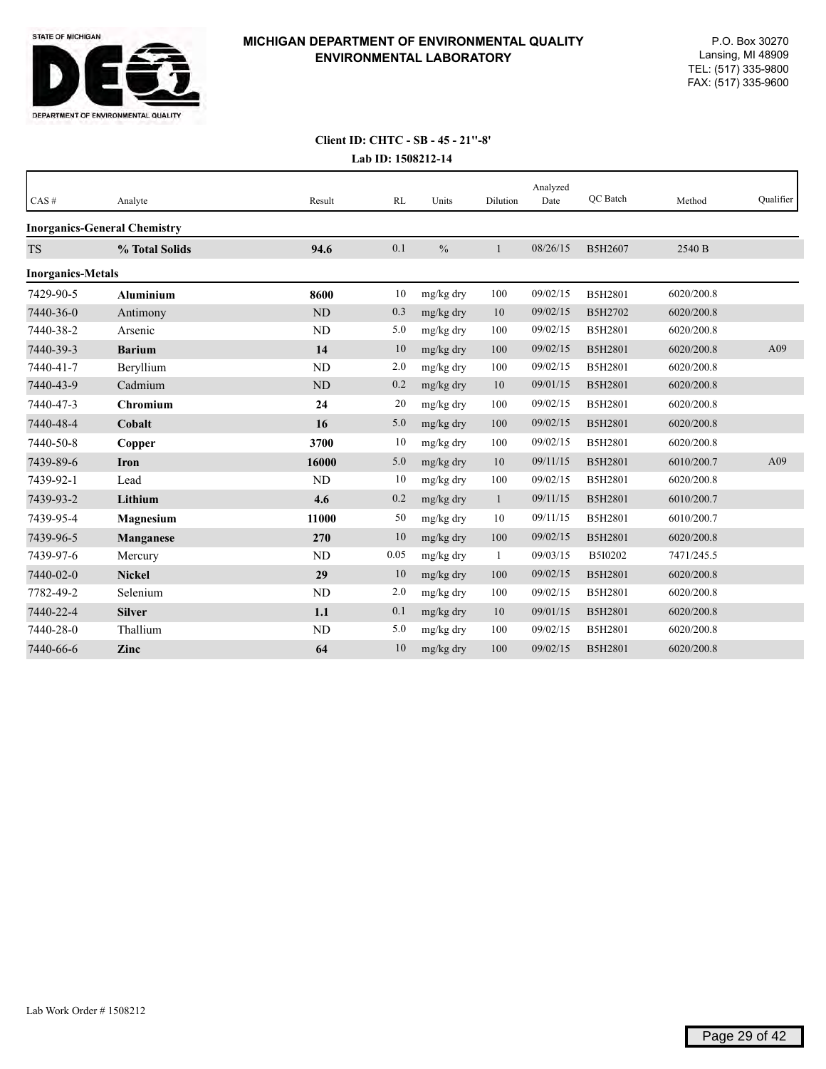**STATE OF MICHIGAN**

**DEPARTMENT OF ENVIRONMENTAL QUALITY**

# MICHIGAN DEPARTMENT OF ENVIRONMENTAL QUALITY
## ENVIRONMENTAL LABORATORY

P.O. Box 30270
Lansing, MI 48909
TEL: (517) 335-9800
FAX: (517) 335-9600

**Client ID: CHTC - SB - 45 - 21''-8'**

**Lab ID: 1508212-14**

| CAS # | Analyte | Result | RL | Units | Dilution | Analyzed Date | QC Batch | Method | Qualifier |
|---|---|---|---|---|---|---|---|---|---|
| **Inorganics-General Chemistry** | | | | | | | | | |
| TS | **% Total Solids** | **94.6** | 0.1 | % | 1 | 08/26/15 | B5H2607 | 2540 B | |
| **Inorganics-Metals** | | | | | | | | | |
| 7429-90-5 | **Aluminium** | **8600** | 10 | mg/kg dry | 100 | 09/02/15 | B5H2801 | 6020/200.8 | |
| 7440-36-0 | Antimony | ND | 0.3 | mg/kg dry | 10 | 09/02/15 | B5H2702 | 6020/200.8 | |
| 7440-38-2 | Arsenic | ND | 5.0 | mg/kg dry | 100 | 09/02/15 | B5H2801 | 6020/200.8 | |
| 7440-39-3 | **Barium** | **14** | 10 | mg/kg dry | 100 | 09/02/15 | B5H2801 | 6020/200.8 | A09 |
| 7440-41-7 | Beryllium | ND | 2.0 | mg/kg dry | 100 | 09/02/15 | B5H2801 | 6020/200.8 | |
| 7440-43-9 | Cadmium | ND | 0.2 | mg/kg dry | 10 | 09/01/15 | B5H2801 | 6020/200.8 | |
| 7440-47-3 | **Chromium** | **24** | 20 | mg/kg dry | 100 | 09/02/15 | B5H2801 | 6020/200.8 | |
| 7440-48-4 | **Cobalt** | **16** | 5.0 | mg/kg dry | 100 | 09/02/15 | B5H2801 | 6020/200.8 | |
| 7440-50-8 | **Copper** | **3700** | 10 | mg/kg dry | 100 | 09/02/15 | B5H2801 | 6020/200.8 | |
| 7439-89-6 | **Iron** | **16000** | 5.0 | mg/kg dry | 10 | 09/11/15 | B5H2801 | 6010/200.7 | A09 |
| 7439-92-1 | Lead | ND | 10 | mg/kg dry | 100 | 09/02/15 | B5H2801 | 6020/200.8 | |
| 7439-93-2 | **Lithium** | **4.6** | 0.2 | mg/kg dry | 1 | 09/11/15 | B5H2801 | 6010/200.7 | |
| 7439-95-4 | **Magnesium** | **11000** | 50 | mg/kg dry | 10 | 09/11/15 | B5H2801 | 6010/200.7 | |
| 7439-96-5 | **Manganese** | **270** | 10 | mg/kg dry | 100 | 09/02/15 | B5H2801 | 6020/200.8 | |
| 7439-97-6 | Mercury | ND | 0.05 | mg/kg dry | 1 | 09/03/15 | B5I0202 | 7471/245.5 | |
| 7440-02-0 | **Nickel** | **29** | 10 | mg/kg dry | 100 | 09/02/15 | B5H2801 | 6020/200.8 | |
| 7782-49-2 | Selenium | ND | 2.0 | mg/kg dry | 100 | 09/02/15 | B5H2801 | 6020/200.8 | |
| 7440-22-4 | **Silver** | **1.1** | 0.1 | mg/kg dry | 10 | 09/01/15 | B5H2801 | 6020/200.8 | |
| 7440-28-0 | Thallium | ND | 5.0 | mg/kg dry | 100 | 09/02/15 | B5H2801 | 6020/200.8 | |
| 7440-66-6 | **Zinc** | **64** | 10 | mg/kg dry | 100 | 09/02/15 | B5H2801 | 6020/200.8 | |

Lab Work Order # 1508212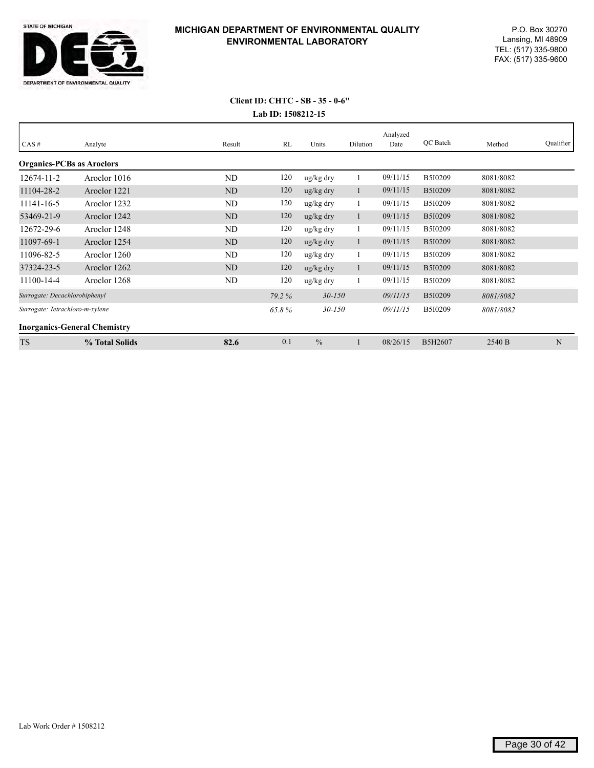**STATE OF MICHIGAN**

**DEQ**

DEPARTMENT OF ENVIRONMENTAL QUALITY

**MICHIGAN DEPARTMENT OF ENVIRONMENTAL QUALITY**
**ENVIRONMENTAL LABORATORY**

P.O. Box 30270
Lansing, MI 48909
TEL: (517) 335-9800
FAX: (517) 335-9600

**Client ID: CHTC - SB - 35 - 0-6"**
**Lab ID: 1508212-15**

| CAS # | Analyte | Result | RL | Units | Dilution | Analyzed Date | QC Batch | Method | Qualifier |
|---|---|---|---|---|---|---|---|---|---|
| **Organics-PCBs as Aroclors** | | | | | | | | | |
| 12674-11-2 | Aroclor 1016 | ND | 120 | ug/kg dry | 1 | 09/11/15 | B5I0209 | 8081/8082 | |
| 11104-28-2 | Aroclor 1221 | ND | 120 | ug/kg dry | 1 | 09/11/15 | B5I0209 | 8081/8082 | |
| 11141-16-5 | Aroclor 1232 | ND | 120 | ug/kg dry | 1 | 09/11/15 | B5I0209 | 8081/8082 | |
| 53469-21-9 | Aroclor 1242 | ND | 120 | ug/kg dry | 1 | 09/11/15 | B5I0209 | 8081/8082 | |
| 12672-29-6 | Aroclor 1248 | ND | 120 | ug/kg dry | 1 | 09/11/15 | B5I0209 | 8081/8082 | |
| 11097-69-1 | Aroclor 1254 | ND | 120 | ug/kg dry | 1 | 09/11/15 | B5I0209 | 8081/8082 | |
| 11096-82-5 | Aroclor 1260 | ND | 120 | ug/kg dry | 1 | 09/11/15 | B5I0209 | 8081/8082 | |
| 37324-23-5 | Aroclor 1262 | ND | 120 | ug/kg dry | 1 | 09/11/15 | B5I0209 | 8081/8082 | |
| 11100-14-4 | Aroclor 1268 | ND | 120 | ug/kg dry | 1 | 09/11/15 | B5I0209 | 8081/8082 | |
| *Surrogate: Decachlorobiphenyl* | | | *79.2 %* | *30-150* | | *09/11/15* | B5I0209 | *8081/8082* | |
| *Surrogate: Tetrachloro-m-xylene* | | | *65.8 %* | *30-150* | | *09/11/15* | B5I0209 | *8081/8082* | |
| **Inorganics-General Chemistry** | | | | | | | | | |
| TS | **% Total Solids** | **82.6** | 0.1 | % | 1 | 08/26/15 | B5H2607 | 2540 B | N |

Lab Work Order # 1508212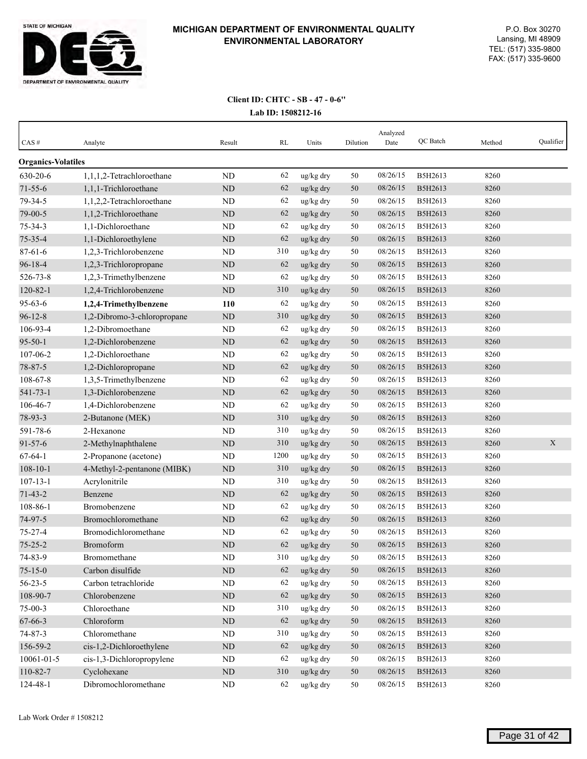# MICHIGAN DEPARTMENT OF ENVIRONMENTAL QUALITY
## ENVIRONMENTAL LABORATORY

P.O. Box 30270
Lansing, MI 48909
TEL: (517) 335-9800
FAX: (517) 335-9600

**Client ID: CHTC - SB - 47 - 0-6''**

**Lab ID: 1508212-16**

| CAS # | Analyte | Result | RL | Units | Dilution | Analyzed Date | QC Batch | Method | Qualifier |
|---|---|---|---|---|---|---|---|---|---|
| **Organics-Volatiles** | | | | | | | | | |
| 630-20-6 | 1,1,1,2-Tetrachloroethane | ND | 62 | ug/kg dry | 50 | 08/26/15 | B5H2613 | 8260 | |
| 71-55-6 | 1,1,1-Trichloroethane | ND | 62 | ug/kg dry | 50 | 08/26/15 | B5H2613 | 8260 | |
| 79-34-5 | 1,1,2,2-Tetrachloroethane | ND | 62 | ug/kg dry | 50 | 08/26/15 | B5H2613 | 8260 | |
| 79-00-5 | 1,1,2-Trichloroethane | ND | 62 | ug/kg dry | 50 | 08/26/15 | B5H2613 | 8260 | |
| 75-34-3 | 1,1-Dichloroethane | ND | 62 | ug/kg dry | 50 | 08/26/15 | B5H2613 | 8260 | |
| 75-35-4 | 1,1-Dichloroethylene | ND | 62 | ug/kg dry | 50 | 08/26/15 | B5H2613 | 8260 | |
| 87-61-6 | 1,2,3-Trichlorobenzene | ND | 310 | ug/kg dry | 50 | 08/26/15 | B5H2613 | 8260 | |
| 96-18-4 | 1,2,3-Trichloropropane | ND | 62 | ug/kg dry | 50 | 08/26/15 | B5H2613 | 8260 | |
| 526-73-8 | 1,2,3-Trimethylbenzene | ND | 62 | ug/kg dry | 50 | 08/26/15 | B5H2613 | 8260 | |
| 120-82-1 | 1,2,4-Trichlorobenzene | ND | 310 | ug/kg dry | 50 | 08/26/15 | B5H2613 | 8260 | |
| 95-63-6 | **1,2,4-Trimethylbenzene** | **110** | 62 | ug/kg dry | 50 | 08/26/15 | B5H2613 | 8260 | |
| 96-12-8 | 1,2-Dibromo-3-chloropropane | ND | 310 | ug/kg dry | 50 | 08/26/15 | B5H2613 | 8260 | |
| 106-93-4 | 1,2-Dibromoethane | ND | 62 | ug/kg dry | 50 | 08/26/15 | B5H2613 | 8260 | |
| 95-50-1 | 1,2-Dichlorobenzene | ND | 62 | ug/kg dry | 50 | 08/26/15 | B5H2613 | 8260 | |
| 107-06-2 | 1,2-Dichloroethane | ND | 62 | ug/kg dry | 50 | 08/26/15 | B5H2613 | 8260 | |
| 78-87-5 | 1,2-Dichloropropane | ND | 62 | ug/kg dry | 50 | 08/26/15 | B5H2613 | 8260 | |
| 108-67-8 | 1,3,5-Trimethylbenzene | ND | 62 | ug/kg dry | 50 | 08/26/15 | B5H2613 | 8260 | |
| 541-73-1 | 1,3-Dichlorobenzene | ND | 62 | ug/kg dry | 50 | 08/26/15 | B5H2613 | 8260 | |
| 106-46-7 | 1,4-Dichlorobenzene | ND | 62 | ug/kg dry | 50 | 08/26/15 | B5H2613 | 8260 | |
| 78-93-3 | 2-Butanone (MEK) | ND | 310 | ug/kg dry | 50 | 08/26/15 | B5H2613 | 8260 | |
| 591-78-6 | 2-Hexanone | ND | 310 | ug/kg dry | 50 | 08/26/15 | B5H2613 | 8260 | |
| 91-57-6 | 2-Methylnaphthalene | ND | 310 | ug/kg dry | 50 | 08/26/15 | B5H2613 | 8260 | X |
| 67-64-1 | 2-Propanone (acetone) | ND | 1200 | ug/kg dry | 50 | 08/26/15 | B5H2613 | 8260 | |
| 108-10-1 | 4-Methyl-2-pentanone (MIBK) | ND | 310 | ug/kg dry | 50 | 08/26/15 | B5H2613 | 8260 | |
| 107-13-1 | Acrylonitrile | ND | 310 | ug/kg dry | 50 | 08/26/15 | B5H2613 | 8260 | |
| 71-43-2 | Benzene | ND | 62 | ug/kg dry | 50 | 08/26/15 | B5H2613 | 8260 | |
| 108-86-1 | Bromobenzene | ND | 62 | ug/kg dry | 50 | 08/26/15 | B5H2613 | 8260 | |
| 74-97-5 | Bromochloromethane | ND | 62 | ug/kg dry | 50 | 08/26/15 | B5H2613 | 8260 | |
| 75-27-4 | Bromodichloromethane | ND | 62 | ug/kg dry | 50 | 08/26/15 | B5H2613 | 8260 | |
| 75-25-2 | Bromoform | ND | 62 | ug/kg dry | 50 | 08/26/15 | B5H2613 | 8260 | |
| 74-83-9 | Bromomethane | ND | 310 | ug/kg dry | 50 | 08/26/15 | B5H2613 | 8260 | |
| 75-15-0 | Carbon disulfide | ND | 62 | ug/kg dry | 50 | 08/26/15 | B5H2613 | 8260 | |
| 56-23-5 | Carbon tetrachloride | ND | 62 | ug/kg dry | 50 | 08/26/15 | B5H2613 | 8260 | |
| 108-90-7 | Chlorobenzene | ND | 62 | ug/kg dry | 50 | 08/26/15 | B5H2613 | 8260 | |
| 75-00-3 | Chloroethane | ND | 310 | ug/kg dry | 50 | 08/26/15 | B5H2613 | 8260 | |
| 67-66-3 | Chloroform | ND | 62 | ug/kg dry | 50 | 08/26/15 | B5H2613 | 8260 | |
| 74-87-3 | Chloromethane | ND | 310 | ug/kg dry | 50 | 08/26/15 | B5H2613 | 8260 | |
| 156-59-2 | cis-1,2-Dichloroethylene | ND | 62 | ug/kg dry | 50 | 08/26/15 | B5H2613 | 8260 | |
| 10061-01-5 | cis-1,3-Dichloropropylene | ND | 62 | ug/kg dry | 50 | 08/26/15 | B5H2613 | 8260 | |
| 110-82-7 | Cyclohexane | ND | 310 | ug/kg dry | 50 | 08/26/15 | B5H2613 | 8260 | |
| 124-48-1 | Dibromochloromethane | ND | 62 | ug/kg dry | 50 | 08/26/15 | B5H2613 | 8260 | |

Lab Work Order # 1508212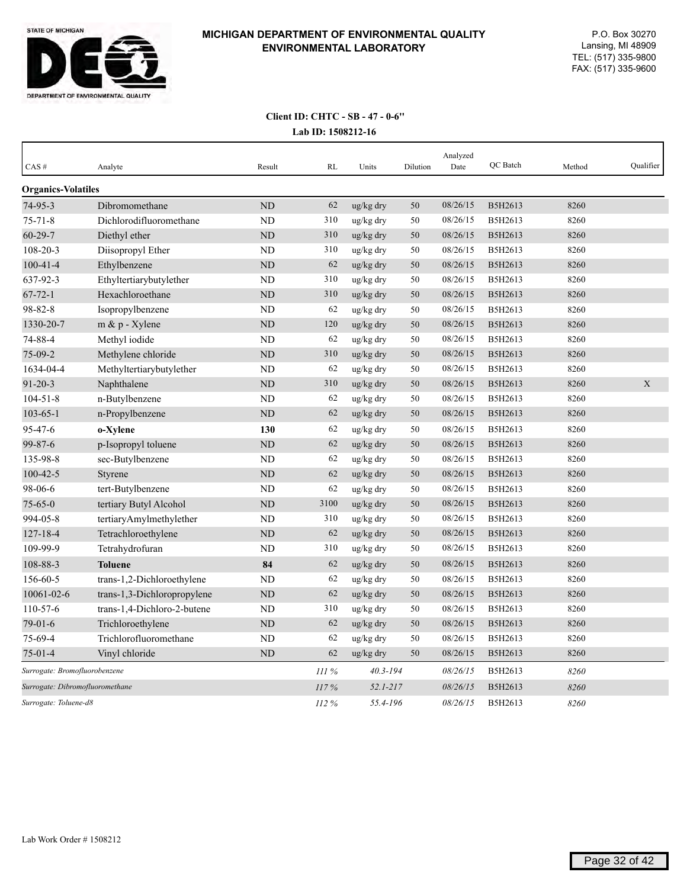**MICHIGAN DEPARTMENT OF ENVIRONMENTAL QUALITY**
**ENVIRONMENTAL LABORATORY**

P.O. Box 30270
Lansing, MI 48909
TEL: (517) 335-9800
FAX: (517) 335-9600

**Client ID: CHTC - SB - 47 - 0-6"**
**Lab ID: 1508212-16**

| CAS # | Analyte | Result | RL | Units | Dilution | Analyzed Date | QC Batch | Method | Qualifier |
|---|---|---|---|---|---|---|---|---|---|
| **Organics-Volatiles** | | | | | | | | | |
| 74-95-3 | Dibromomethane | ND | 62 | ug/kg dry | 50 | 08/26/15 | B5H2613 | 8260 | |
| 75-71-8 | Dichlorodifluoromethane | ND | 310 | ug/kg dry | 50 | 08/26/15 | B5H2613 | 8260 | |
| 60-29-7 | Diethyl ether | ND | 310 | ug/kg dry | 50 | 08/26/15 | B5H2613 | 8260 | |
| 108-20-3 | Diisopropyl Ether | ND | 310 | ug/kg dry | 50 | 08/26/15 | B5H2613 | 8260 | |
| 100-41-4 | Ethylbenzene | ND | 62 | ug/kg dry | 50 | 08/26/15 | B5H2613 | 8260 | |
| 637-92-3 | Ethyltertiarybutylether | ND | 310 | ug/kg dry | 50 | 08/26/15 | B5H2613 | 8260 | |
| 67-72-1 | Hexachloroethane | ND | 310 | ug/kg dry | 50 | 08/26/15 | B5H2613 | 8260 | |
| 98-82-8 | Isopropylbenzene | ND | 62 | ug/kg dry | 50 | 08/26/15 | B5H2613 | 8260 | |
| 1330-20-7 | m & p - Xylene | ND | 120 | ug/kg dry | 50 | 08/26/15 | B5H2613 | 8260 | |
| 74-88-4 | Methyl iodide | ND | 62 | ug/kg dry | 50 | 08/26/15 | B5H2613 | 8260 | |
| 75-09-2 | Methylene chloride | ND | 310 | ug/kg dry | 50 | 08/26/15 | B5H2613 | 8260 | |
| 1634-04-4 | Methyltertiarybutylether | ND | 62 | ug/kg dry | 50 | 08/26/15 | B5H2613 | 8260 | |
| 91-20-3 | Naphthalene | ND | 310 | ug/kg dry | 50 | 08/26/15 | B5H2613 | 8260 | X |
| 104-51-8 | n-Butylbenzene | ND | 62 | ug/kg dry | 50 | 08/26/15 | B5H2613 | 8260 | |
| 103-65-1 | n-Propylbenzene | ND | 62 | ug/kg dry | 50 | 08/26/15 | B5H2613 | 8260 | |
| 95-47-6 | **o-Xylene** | **130** | 62 | ug/kg dry | 50 | 08/26/15 | B5H2613 | 8260 | |
| 99-87-6 | p-Isopropyl toluene | ND | 62 | ug/kg dry | 50 | 08/26/15 | B5H2613 | 8260 | |
| 135-98-8 | sec-Butylbenzene | ND | 62 | ug/kg dry | 50 | 08/26/15 | B5H2613 | 8260 | |
| 100-42-5 | Styrene | ND | 62 | ug/kg dry | 50 | 08/26/15 | B5H2613 | 8260 | |
| 98-06-6 | tert-Butylbenzene | ND | 62 | ug/kg dry | 50 | 08/26/15 | B5H2613 | 8260 | |
| 75-65-0 | tertiary Butyl Alcohol | ND | 3100 | ug/kg dry | 50 | 08/26/15 | B5H2613 | 8260 | |
| 994-05-8 | tertiaryAmylmethylether | ND | 310 | ug/kg dry | 50 | 08/26/15 | B5H2613 | 8260 | |
| 127-18-4 | Tetrachloroethylene | ND | 62 | ug/kg dry | 50 | 08/26/15 | B5H2613 | 8260 | |
| 109-99-9 | Tetrahydrofuran | ND | 310 | ug/kg dry | 50 | 08/26/15 | B5H2613 | 8260 | |
| 108-88-3 | **Toluene** | **84** | 62 | ug/kg dry | 50 | 08/26/15 | B5H2613 | 8260 | |
| 156-60-5 | trans-1,2-Dichloroethylene | ND | 62 | ug/kg dry | 50 | 08/26/15 | B5H2613 | 8260 | |
| 10061-02-6 | trans-1,3-Dichloropropylene | ND | 62 | ug/kg dry | 50 | 08/26/15 | B5H2613 | 8260 | |
| 110-57-6 | trans-1,4-Dichloro-2-butene | ND | 310 | ug/kg dry | 50 | 08/26/15 | B5H2613 | 8260 | |
| 79-01-6 | Trichloroethylene | ND | 62 | ug/kg dry | 50 | 08/26/15 | B5H2613 | 8260 | |
| 75-69-4 | Trichlorofluoromethane | ND | 62 | ug/kg dry | 50 | 08/26/15 | B5H2613 | 8260 | |
| 75-01-4 | Vinyl chloride | ND | 62 | ug/kg dry | 50 | 08/26/15 | B5H2613 | 8260 | |
| *Surrogate: Bromofluorobenzene* | | | *111 %* | *40.3-194* | | *08/26/15* | B5H2613 | *8260* | |
| *Surrogate: Dibromofluoromethane* | | | *117 %* | *52.1-217* | | *08/26/15* | B5H2613 | *8260* | |
| *Surrogate: Toluene-d8* | | | *112 %* | *55.4-196* | | *08/26/15* | B5H2613 | *8260* | |

Lab Work Order # 1508212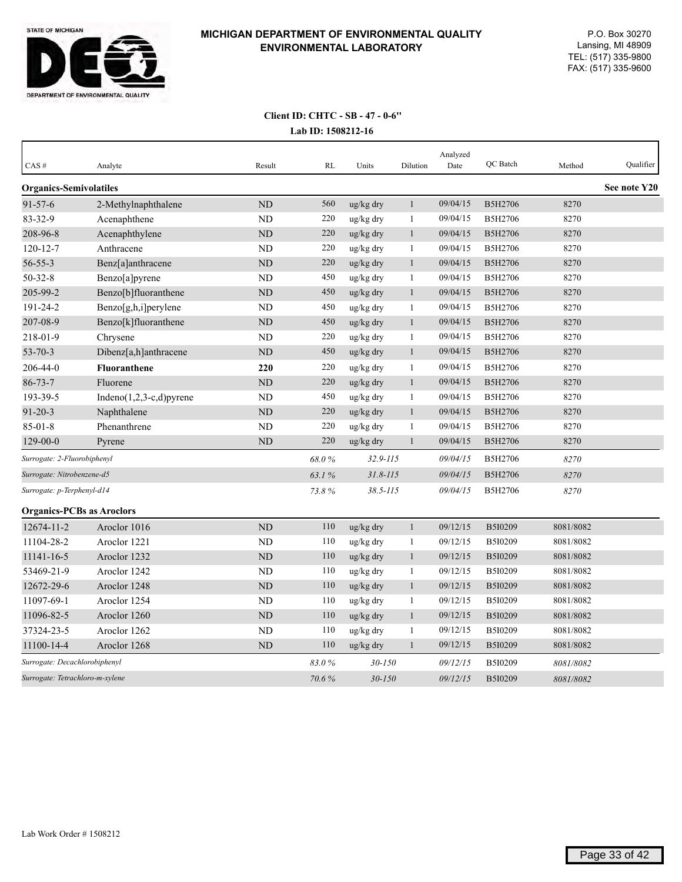**STATE OF MICHIGAN**
**DEPARTMENT OF ENVIRONMENTAL QUALITY**

# MICHIGAN DEPARTMENT OF ENVIRONMENTAL QUALITY
# ENVIRONMENTAL LABORATORY

P.O. Box 30270
Lansing, MI 48909
TEL: (517) 335-9800
FAX: (517) 335-9600

**Client ID: CHTC - SB - 47 - 0-6"**
**Lab ID: 1508212-16**

| CAS # | Analyte | Result | RL | Units | Dilution | Analyzed Date | QC Batch | Method | Qualifier |
|---|---|---|---|---|---|---|---|---|---|
| **Organics-Semivolatiles** | | | | | | | | | **See note Y20** |
| 91-57-6 | 2-Methylnaphthalene | ND | 560 | ug/kg dry | 1 | 09/04/15 | B5H2706 | 8270 | |
| 83-32-9 | Acenaphthene | ND | 220 | ug/kg dry | 1 | 09/04/15 | B5H2706 | 8270 | |
| 208-96-8 | Acenaphthylene | ND | 220 | ug/kg dry | 1 | 09/04/15 | B5H2706 | 8270 | |
| 120-12-7 | Anthracene | ND | 220 | ug/kg dry | 1 | 09/04/15 | B5H2706 | 8270 | |
| 56-55-3 | Benz[a]anthracene | ND | 220 | ug/kg dry | 1 | 09/04/15 | B5H2706 | 8270 | |
| 50-32-8 | Benzo[a]pyrene | ND | 450 | ug/kg dry | 1 | 09/04/15 | B5H2706 | 8270 | |
| 205-99-2 | Benzo[b]fluoranthene | ND | 450 | ug/kg dry | 1 | 09/04/15 | B5H2706 | 8270 | |
| 191-24-2 | Benzo[g,h,i]perylene | ND | 450 | ug/kg dry | 1 | 09/04/15 | B5H2706 | 8270 | |
| 207-08-9 | Benzo[k]fluoranthene | ND | 450 | ug/kg dry | 1 | 09/04/15 | B5H2706 | 8270 | |
| 218-01-9 | Chrysene | ND | 220 | ug/kg dry | 1 | 09/04/15 | B5H2706 | 8270 | |
| 53-70-3 | Dibenz[a,h]anthracene | ND | 450 | ug/kg dry | 1 | 09/04/15 | B5H2706 | 8270 | |
| 206-44-0 | **Fluoranthene** | **220** | 220 | ug/kg dry | 1 | 09/04/15 | B5H2706 | 8270 | |
| 86-73-7 | Fluorene | ND | 220 | ug/kg dry | 1 | 09/04/15 | B5H2706 | 8270 | |
| 193-39-5 | Indeno(1,2,3-c,d)pyrene | ND | 450 | ug/kg dry | 1 | 09/04/15 | B5H2706 | 8270 | |
| 91-20-3 | Naphthalene | ND | 220 | ug/kg dry | 1 | 09/04/15 | B5H2706 | 8270 | |
| 85-01-8 | Phenanthrene | ND | 220 | ug/kg dry | 1 | 09/04/15 | B5H2706 | 8270 | |
| 129-00-0 | Pyrene | ND | 220 | ug/kg dry | 1 | 09/04/15 | B5H2706 | 8270 | |
| *Surrogate: 2-Fluorobiphenyl* | | | *68.0 %* | *32.9-115* | | *09/04/15* | B5H2706 | *8270* | |
| *Surrogate: Nitrobenzene-d5* | | | *63.1 %* | *31.8-115* | | *09/04/15* | B5H2706 | *8270* | |
| *Surrogate: p-Terphenyl-d14* | | | *73.8 %* | *38.5-115* | | *09/04/15* | B5H2706 | *8270* | |
| **Organics-PCBs as Aroclors** | | | | | | | | | |
| 12674-11-2 | Aroclor 1016 | ND | 110 | ug/kg dry | 1 | 09/12/15 | B5I0209 | 8081/8082 | |
| 11104-28-2 | Aroclor 1221 | ND | 110 | ug/kg dry | 1 | 09/12/15 | B5I0209 | 8081/8082 | |
| 11141-16-5 | Aroclor 1232 | ND | 110 | ug/kg dry | 1 | 09/12/15 | B5I0209 | 8081/8082 | |
| 53469-21-9 | Aroclor 1242 | ND | 110 | ug/kg dry | 1 | 09/12/15 | B5I0209 | 8081/8082 | |
| 12672-29-6 | Aroclor 1248 | ND | 110 | ug/kg dry | 1 | 09/12/15 | B5I0209 | 8081/8082 | |
| 11097-69-1 | Aroclor 1254 | ND | 110 | ug/kg dry | 1 | 09/12/15 | B5I0209 | 8081/8082 | |
| 11096-82-5 | Aroclor 1260 | ND | 110 | ug/kg dry | 1 | 09/12/15 | B5I0209 | 8081/8082 | |
| 37324-23-5 | Aroclor 1262 | ND | 110 | ug/kg dry | 1 | 09/12/15 | B5I0209 | 8081/8082 | |
| 11100-14-4 | Aroclor 1268 | ND | 110 | ug/kg dry | 1 | 09/12/15 | B5I0209 | 8081/8082 | |
| *Surrogate: Decachlorobiphenyl* | | | *83.0 %* | *30-150* | | *09/12/15* | B5I0209 | *8081/8082* | |
| *Surrogate: Tetrachloro-m-xylene* | | | *70.6 %* | *30-150* | | *09/12/15* | B5I0209 | *8081/8082* | |

Lab Work Order # 1508212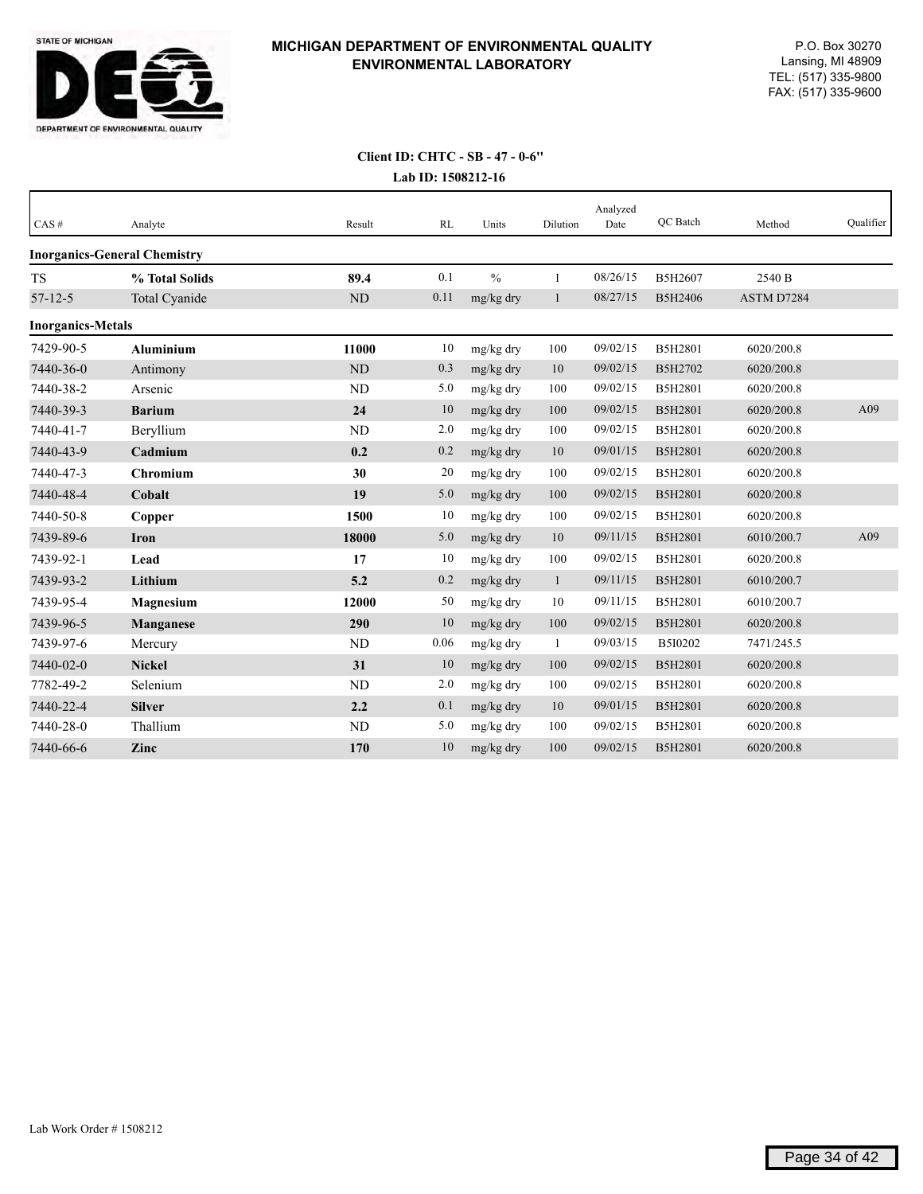**STATE OF MICHIGAN**
**DEPARTMENT OF ENVIRONMENTAL QUALITY**

**MICHIGAN DEPARTMENT OF ENVIRONMENTAL QUALITY**
**ENVIRONMENTAL LABORATORY**

P.O. Box 30270
Lansing, MI 48909
TEL: (517) 335-9800
FAX: (517) 335-9600

**Client ID: CHTC - SB - 47 - 0-6"**
**Lab ID: 1508212-16**

| CAS # | Analyte | Result | RL | Units | Dilution | Analyzed Date | QC Batch | Method | Qualifier |
|---|---|---|---|---|---|---|---|---|---|
| **Inorganics-General Chemistry** | | | | | | | | | |
| TS | **% Total Solids** | **89.4** | 0.1 | % | 1 | 08/26/15 | B5H2607 | 2540 B | |
| 57-12-5 | Total Cyanide | ND | 0.11 | mg/kg dry | 1 | 08/27/15 | B5H2406 | ASTM D7284 | |
| **Inorganics-Metals** | | | | | | | | | |
| 7429-90-5 | **Aluminium** | **11000** | 10 | mg/kg dry | 100 | 09/02/15 | B5H2801 | 6020/200.8 | |
| 7440-36-0 | Antimony | ND | 0.3 | mg/kg dry | 10 | 09/02/15 | B5H2702 | 6020/200.8 | |
| 7440-38-2 | Arsenic | ND | 5.0 | mg/kg dry | 100 | 09/02/15 | B5H2801 | 6020/200.8 | |
| 7440-39-3 | **Barium** | **24** | 10 | mg/kg dry | 100 | 09/02/15 | B5H2801 | 6020/200.8 | A09 |
| 7440-41-7 | Beryllium | ND | 2.0 | mg/kg dry | 100 | 09/02/15 | B5H2801 | 6020/200.8 | |
| 7440-43-9 | **Cadmium** | **0.2** | 0.2 | mg/kg dry | 10 | 09/01/15 | B5H2801 | 6020/200.8 | |
| 7440-47-3 | **Chromium** | **30** | 20 | mg/kg dry | 100 | 09/02/15 | B5H2801 | 6020/200.8 | |
| 7440-48-4 | **Cobalt** | **19** | 5.0 | mg/kg dry | 100 | 09/02/15 | B5H2801 | 6020/200.8 | |
| 7440-50-8 | **Copper** | **1500** | 10 | mg/kg dry | 100 | 09/02/15 | B5H2801 | 6020/200.8 | |
| 7439-89-6 | **Iron** | **18000** | 5.0 | mg/kg dry | 10 | 09/11/15 | B5H2801 | 6010/200.7 | A09 |
| 7439-92-1 | **Lead** | **17** | 10 | mg/kg dry | 100 | 09/02/15 | B5H2801 | 6020/200.8 | |
| 7439-93-2 | **Lithium** | **5.2** | 0.2 | mg/kg dry | 1 | 09/11/15 | B5H2801 | 6010/200.7 | |
| 7439-95-4 | **Magnesium** | **12000** | 50 | mg/kg dry | 10 | 09/11/15 | B5H2801 | 6010/200.7 | |
| 7439-96-5 | **Manganese** | **290** | 10 | mg/kg dry | 100 | 09/02/15 | B5H2801 | 6020/200.8 | |
| 7439-97-6 | Mercury | ND | 0.06 | mg/kg dry | 1 | 09/03/15 | B5I0202 | 7471/245.5 | |
| 7440-02-0 | **Nickel** | **31** | 10 | mg/kg dry | 100 | 09/02/15 | B5H2801 | 6020/200.8 | |
| 7782-49-2 | Selenium | ND | 2.0 | mg/kg dry | 100 | 09/02/15 | B5H2801 | 6020/200.8 | |
| 7440-22-4 | **Silver** | **2.2** | 0.1 | mg/kg dry | 10 | 09/01/15 | B5H2801 | 6020/200.8 | |
| 7440-28-0 | Thallium | ND | 5.0 | mg/kg dry | 100 | 09/02/15 | B5H2801 | 6020/200.8 | |
| 7440-66-6 | **Zinc** | **170** | 10 | mg/kg dry | 100 | 09/02/15 | B5H2801 | 6020/200.8 | |

Lab Work Order # 1508212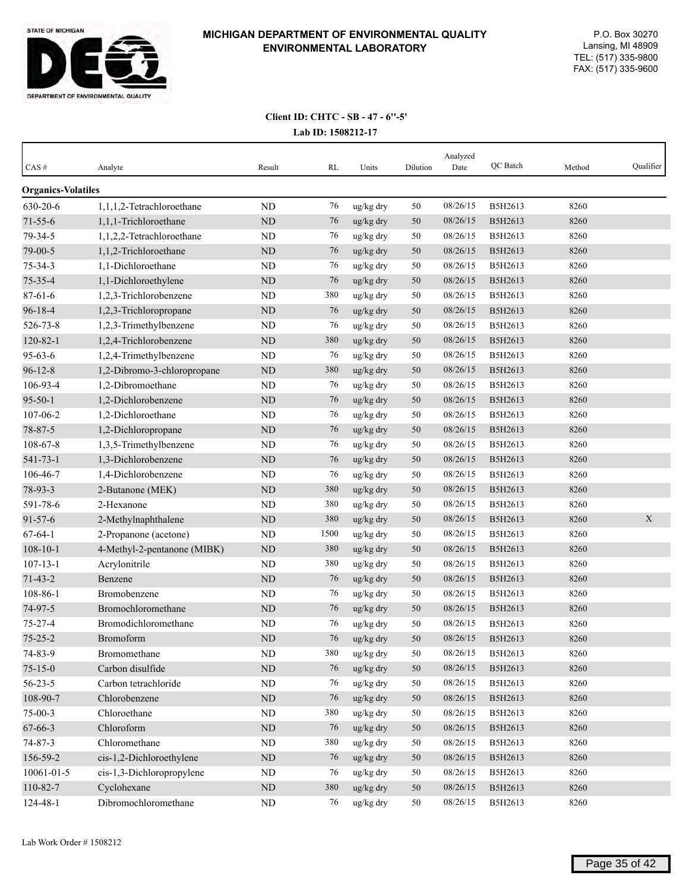# MICHIGAN DEPARTMENT OF ENVIRONMENTAL QUALITY
## ENVIRONMENTAL LABORATORY

P.O. Box 30270
Lansing, MI 48909
TEL: (517) 335-9800
FAX: (517) 335-9600

**Client ID: CHTC - SB - 47 - 6''-5'**

**Lab ID: 1508212-17**

| CAS # | Analyte | Result | RL | Units | Dilution | Analyzed Date | QC Batch | Method | Qualifier |
|---|---|---|---|---|---|---|---|---|---|
| **Organics-Volatiles** | | | | | | | | | |
| 630-20-6 | 1,1,1,2-Tetrachloroethane | ND | 76 | ug/kg dry | 50 | 08/26/15 | B5H2613 | 8260 | |
| 71-55-6 | 1,1,1-Trichloroethane | ND | 76 | ug/kg dry | 50 | 08/26/15 | B5H2613 | 8260 | |
| 79-34-5 | 1,1,2,2-Tetrachloroethane | ND | 76 | ug/kg dry | 50 | 08/26/15 | B5H2613 | 8260 | |
| 79-00-5 | 1,1,2-Trichloroethane | ND | 76 | ug/kg dry | 50 | 08/26/15 | B5H2613 | 8260 | |
| 75-34-3 | 1,1-Dichloroethane | ND | 76 | ug/kg dry | 50 | 08/26/15 | B5H2613 | 8260 | |
| 75-35-4 | 1,1-Dichloroethylene | ND | 76 | ug/kg dry | 50 | 08/26/15 | B5H2613 | 8260 | |
| 87-61-6 | 1,2,3-Trichlorobenzene | ND | 380 | ug/kg dry | 50 | 08/26/15 | B5H2613 | 8260 | |
| 96-18-4 | 1,2,3-Trichloropropane | ND | 76 | ug/kg dry | 50 | 08/26/15 | B5H2613 | 8260 | |
| 526-73-8 | 1,2,3-Trimethylbenzene | ND | 76 | ug/kg dry | 50 | 08/26/15 | B5H2613 | 8260 | |
| 120-82-1 | 1,2,4-Trichlorobenzene | ND | 380 | ug/kg dry | 50 | 08/26/15 | B5H2613 | 8260 | |
| 95-63-6 | 1,2,4-Trimethylbenzene | ND | 76 | ug/kg dry | 50 | 08/26/15 | B5H2613 | 8260 | |
| 96-12-8 | 1,2-Dibromo-3-chloropropane | ND | 380 | ug/kg dry | 50 | 08/26/15 | B5H2613 | 8260 | |
| 106-93-4 | 1,2-Dibromoethane | ND | 76 | ug/kg dry | 50 | 08/26/15 | B5H2613 | 8260 | |
| 95-50-1 | 1,2-Dichlorobenzene | ND | 76 | ug/kg dry | 50 | 08/26/15 | B5H2613 | 8260 | |
| 107-06-2 | 1,2-Dichloroethane | ND | 76 | ug/kg dry | 50 | 08/26/15 | B5H2613 | 8260 | |
| 78-87-5 | 1,2-Dichloropropane | ND | 76 | ug/kg dry | 50 | 08/26/15 | B5H2613 | 8260 | |
| 108-67-8 | 1,3,5-Trimethylbenzene | ND | 76 | ug/kg dry | 50 | 08/26/15 | B5H2613 | 8260 | |
| 541-73-1 | 1,3-Dichlorobenzene | ND | 76 | ug/kg dry | 50 | 08/26/15 | B5H2613 | 8260 | |
| 106-46-7 | 1,4-Dichlorobenzene | ND | 76 | ug/kg dry | 50 | 08/26/15 | B5H2613 | 8260 | |
| 78-93-3 | 2-Butanone (MEK) | ND | 380 | ug/kg dry | 50 | 08/26/15 | B5H2613 | 8260 | |
| 591-78-6 | 2-Hexanone | ND | 380 | ug/kg dry | 50 | 08/26/15 | B5H2613 | 8260 | |
| 91-57-6 | 2-Methylnaphthalene | ND | 380 | ug/kg dry | 50 | 08/26/15 | B5H2613 | 8260 | X |
| 67-64-1 | 2-Propanone (acetone) | ND | 1500 | ug/kg dry | 50 | 08/26/15 | B5H2613 | 8260 | |
| 108-10-1 | 4-Methyl-2-pentanone (MIBK) | ND | 380 | ug/kg dry | 50 | 08/26/15 | B5H2613 | 8260 | |
| 107-13-1 | Acrylonitrile | ND | 380 | ug/kg dry | 50 | 08/26/15 | B5H2613 | 8260 | |
| 71-43-2 | Benzene | ND | 76 | ug/kg dry | 50 | 08/26/15 | B5H2613 | 8260 | |
| 108-86-1 | Bromobenzene | ND | 76 | ug/kg dry | 50 | 08/26/15 | B5H2613 | 8260 | |
| 74-97-5 | Bromochloromethane | ND | 76 | ug/kg dry | 50 | 08/26/15 | B5H2613 | 8260 | |
| 75-27-4 | Bromodichloromethane | ND | 76 | ug/kg dry | 50 | 08/26/15 | B5H2613 | 8260 | |
| 75-25-2 | Bromoform | ND | 76 | ug/kg dry | 50 | 08/26/15 | B5H2613 | 8260 | |
| 74-83-9 | Bromomethane | ND | 380 | ug/kg dry | 50 | 08/26/15 | B5H2613 | 8260 | |
| 75-15-0 | Carbon disulfide | ND | 76 | ug/kg dry | 50 | 08/26/15 | B5H2613 | 8260 | |
| 56-23-5 | Carbon tetrachloride | ND | 76 | ug/kg dry | 50 | 08/26/15 | B5H2613 | 8260 | |
| 108-90-7 | Chlorobenzene | ND | 76 | ug/kg dry | 50 | 08/26/15 | B5H2613 | 8260 | |
| 75-00-3 | Chloroethane | ND | 380 | ug/kg dry | 50 | 08/26/15 | B5H2613 | 8260 | |
| 67-66-3 | Chloroform | ND | 76 | ug/kg dry | 50 | 08/26/15 | B5H2613 | 8260 | |
| 74-87-3 | Chloromethane | ND | 380 | ug/kg dry | 50 | 08/26/15 | B5H2613 | 8260 | |
| 156-59-2 | cis-1,2-Dichloroethylene | ND | 76 | ug/kg dry | 50 | 08/26/15 | B5H2613 | 8260 | |
| 10061-01-5 | cis-1,3-Dichloropropylene | ND | 76 | ug/kg dry | 50 | 08/26/15 | B5H2613 | 8260 | |
| 110-82-7 | Cyclohexane | ND | 380 | ug/kg dry | 50 | 08/26/15 | B5H2613 | 8260 | |
| 124-48-1 | Dibromochloromethane | ND | 76 | ug/kg dry | 50 | 08/26/15 | B5H2613 | 8260 | |

Lab Work Order # 1508212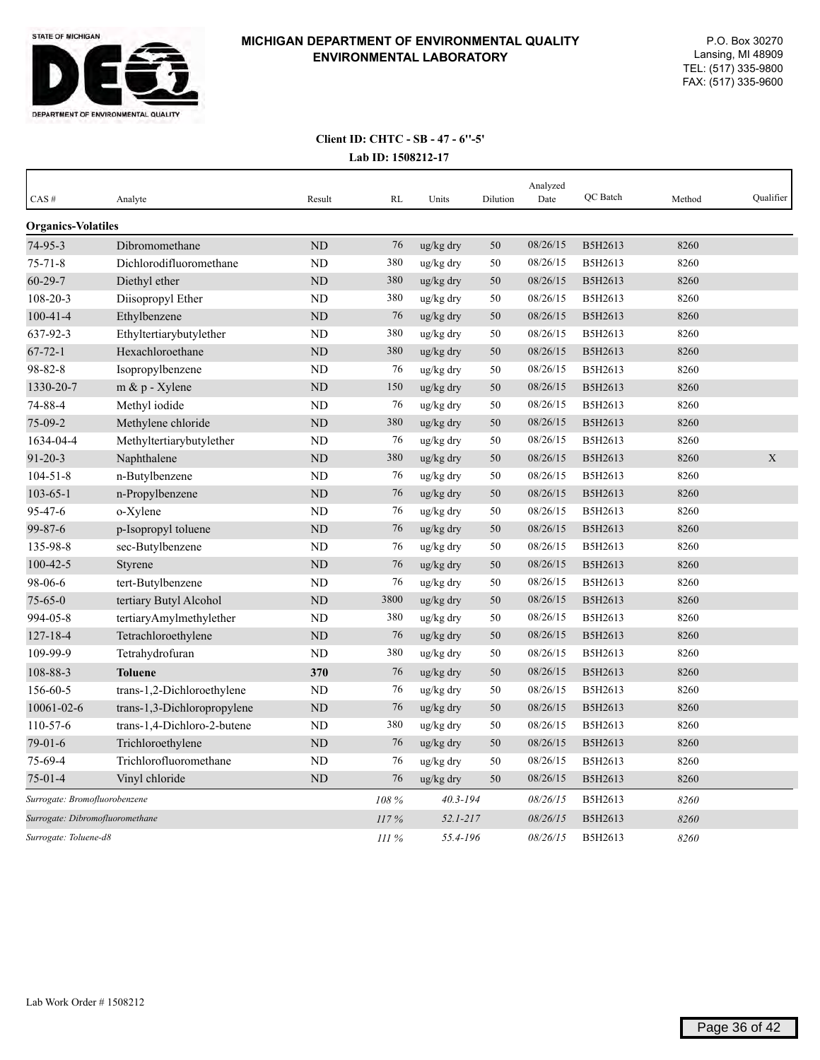**MICHIGAN DEPARTMENT OF ENVIRONMENTAL QUALITY**
**ENVIRONMENTAL LABORATORY**

P.O. Box 30270
Lansing, MI 48909
TEL: (517) 335-9800
FAX: (517) 335-9600

**Client ID: CHTC - SB - 47 - 6''-5'**

**Lab ID: 1508212-17**

| CAS # | Analyte | Result | RL | Units | Dilution | Analyzed Date | QC Batch | Method | Qualifier |
|---|---|---|---|---|---|---|---|---|---|
| **Organics-Volatiles** | | | | | | | | | |
| 74-95-3 | Dibromomethane | ND | 76 | ug/kg dry | 50 | 08/26/15 | B5H2613 | 8260 | |
| 75-71-8 | Dichlorodifluoromethane | ND | 380 | ug/kg dry | 50 | 08/26/15 | B5H2613 | 8260 | |
| 60-29-7 | Diethyl ether | ND | 380 | ug/kg dry | 50 | 08/26/15 | B5H2613 | 8260 | |
| 108-20-3 | Diisopropyl Ether | ND | 380 | ug/kg dry | 50 | 08/26/15 | B5H2613 | 8260 | |
| 100-41-4 | Ethylbenzene | ND | 76 | ug/kg dry | 50 | 08/26/15 | B5H2613 | 8260 | |
| 637-92-3 | Ethyltertiarybutylether | ND | 380 | ug/kg dry | 50 | 08/26/15 | B5H2613 | 8260 | |
| 67-72-1 | Hexachloroethane | ND | 380 | ug/kg dry | 50 | 08/26/15 | B5H2613 | 8260 | |
| 98-82-8 | Isopropylbenzene | ND | 76 | ug/kg dry | 50 | 08/26/15 | B5H2613 | 8260 | |
| 1330-20-7 | m & p - Xylene | ND | 150 | ug/kg dry | 50 | 08/26/15 | B5H2613 | 8260 | |
| 74-88-4 | Methyl iodide | ND | 76 | ug/kg dry | 50 | 08/26/15 | B5H2613 | 8260 | |
| 75-09-2 | Methylene chloride | ND | 380 | ug/kg dry | 50 | 08/26/15 | B5H2613 | 8260 | |
| 1634-04-4 | Methyltertiarybutylether | ND | 76 | ug/kg dry | 50 | 08/26/15 | B5H2613 | 8260 | |
| 91-20-3 | Naphthalene | ND | 380 | ug/kg dry | 50 | 08/26/15 | B5H2613 | 8260 | X |
| 104-51-8 | n-Butylbenzene | ND | 76 | ug/kg dry | 50 | 08/26/15 | B5H2613 | 8260 | |
| 103-65-1 | n-Propylbenzene | ND | 76 | ug/kg dry | 50 | 08/26/15 | B5H2613 | 8260 | |
| 95-47-6 | o-Xylene | ND | 76 | ug/kg dry | 50 | 08/26/15 | B5H2613 | 8260 | |
| 99-87-6 | p-Isopropyl toluene | ND | 76 | ug/kg dry | 50 | 08/26/15 | B5H2613 | 8260 | |
| 135-98-8 | sec-Butylbenzene | ND | 76 | ug/kg dry | 50 | 08/26/15 | B5H2613 | 8260 | |
| 100-42-5 | Styrene | ND | 76 | ug/kg dry | 50 | 08/26/15 | B5H2613 | 8260 | |
| 98-06-6 | tert-Butylbenzene | ND | 76 | ug/kg dry | 50 | 08/26/15 | B5H2613 | 8260 | |
| 75-65-0 | tertiary Butyl Alcohol | ND | 3800 | ug/kg dry | 50 | 08/26/15 | B5H2613 | 8260 | |
| 994-05-8 | tertiaryAmylmethylether | ND | 380 | ug/kg dry | 50 | 08/26/15 | B5H2613 | 8260 | |
| 127-18-4 | Tetrachloroethylene | ND | 76 | ug/kg dry | 50 | 08/26/15 | B5H2613 | 8260 | |
| 109-99-9 | Tetrahydrofuran | ND | 380 | ug/kg dry | 50 | 08/26/15 | B5H2613 | 8260 | |
| 108-88-3 | **Toluene** | **370** | 76 | ug/kg dry | 50 | 08/26/15 | B5H2613 | 8260 | |
| 156-60-5 | trans-1,2-Dichloroethylene | ND | 76 | ug/kg dry | 50 | 08/26/15 | B5H2613 | 8260 | |
| 10061-02-6 | trans-1,3-Dichloropropylene | ND | 76 | ug/kg dry | 50 | 08/26/15 | B5H2613 | 8260 | |
| 110-57-6 | trans-1,4-Dichloro-2-butene | ND | 380 | ug/kg dry | 50 | 08/26/15 | B5H2613 | 8260 | |
| 79-01-6 | Trichloroethylene | ND | 76 | ug/kg dry | 50 | 08/26/15 | B5H2613 | 8260 | |
| 75-69-4 | Trichlorofluoromethane | ND | 76 | ug/kg dry | 50 | 08/26/15 | B5H2613 | 8260 | |
| 75-01-4 | Vinyl chloride | ND | 76 | ug/kg dry | 50 | 08/26/15 | B5H2613 | 8260 | |
| *Surrogate: Bromofluorobenzene* | | | *108 %* | *40.3-194* | | *08/26/15* | B5H2613 | *8260* | |
| *Surrogate: Dibromofluoromethane* | | | *117 %* | *52.1-217* | | *08/26/15* | B5H2613 | *8260* | |
| *Surrogate: Toluene-d8* | | | *111 %* | *55.4-196* | | *08/26/15* | B5H2613 | *8260* | |

Lab Work Order # 1508212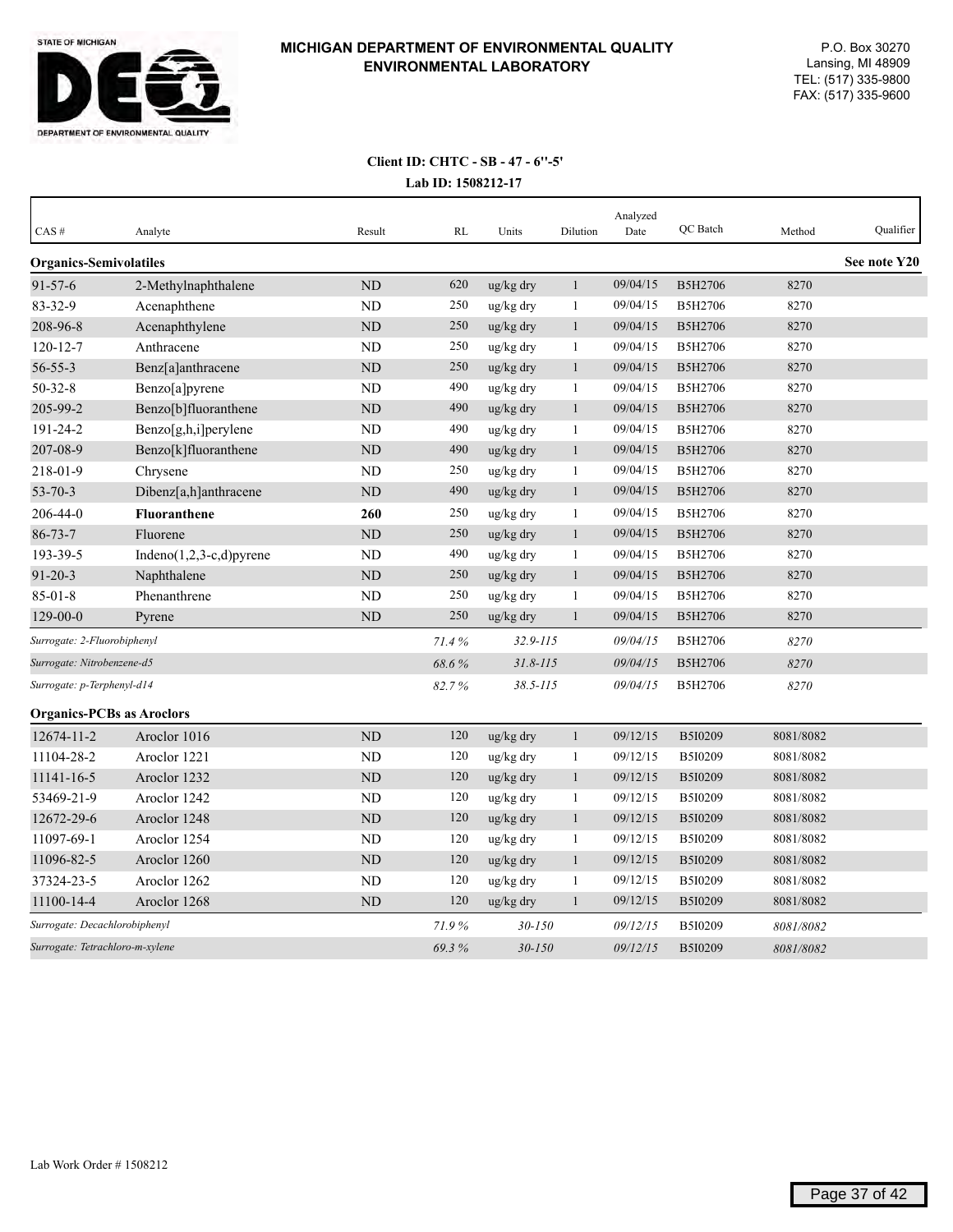# MICHIGAN DEPARTMENT OF ENVIRONMENTAL QUALITY
## ENVIRONMENTAL LABORATORY

P.O. Box 30270
Lansing, MI 48909
TEL: (517) 335-9800
FAX: (517) 335-9600

**Client ID: CHTC - SB - 47 - 6''-5'**

**Lab ID: 1508212-17**

| CAS # | Analyte | Result | RL | Units | Dilution | Analyzed Date | QC Batch | Method | Qualifier |
|---|---|---|---|---|---|---|---|---|---|
| **Organics-Semivolatiles** | | | | | | | | | **See note Y20** |
| 91-57-6 | 2-Methylnaphthalene | ND | 620 | ug/kg dry | 1 | 09/04/15 | B5H2706 | 8270 | |
| 83-32-9 | Acenaphthene | ND | 250 | ug/kg dry | 1 | 09/04/15 | B5H2706 | 8270 | |
| 208-96-8 | Acenaphthylene | ND | 250 | ug/kg dry | 1 | 09/04/15 | B5H2706 | 8270 | |
| 120-12-7 | Anthracene | ND | 250 | ug/kg dry | 1 | 09/04/15 | B5H2706 | 8270 | |
| 56-55-3 | Benz[a]anthracene | ND | 250 | ug/kg dry | 1 | 09/04/15 | B5H2706 | 8270 | |
| 50-32-8 | Benzo[a]pyrene | ND | 490 | ug/kg dry | 1 | 09/04/15 | B5H2706 | 8270 | |
| 205-99-2 | Benzo[b]fluoranthene | ND | 490 | ug/kg dry | 1 | 09/04/15 | B5H2706 | 8270 | |
| 191-24-2 | Benzo[g,h,i]perylene | ND | 490 | ug/kg dry | 1 | 09/04/15 | B5H2706 | 8270 | |
| 207-08-9 | Benzo[k]fluoranthene | ND | 490 | ug/kg dry | 1 | 09/04/15 | B5H2706 | 8270 | |
| 218-01-9 | Chrysene | ND | 250 | ug/kg dry | 1 | 09/04/15 | B5H2706 | 8270 | |
| 53-70-3 | Dibenz[a,h]anthracene | ND | 490 | ug/kg dry | 1 | 09/04/15 | B5H2706 | 8270 | |
| 206-44-0 | **Fluoranthene** | **260** | 250 | ug/kg dry | 1 | 09/04/15 | B5H2706 | 8270 | |
| 86-73-7 | Fluorene | ND | 250 | ug/kg dry | 1 | 09/04/15 | B5H2706 | 8270 | |
| 193-39-5 | Indeno(1,2,3-c,d)pyrene | ND | 490 | ug/kg dry | 1 | 09/04/15 | B5H2706 | 8270 | |
| 91-20-3 | Naphthalene | ND | 250 | ug/kg dry | 1 | 09/04/15 | B5H2706 | 8270 | |
| 85-01-8 | Phenanthrene | ND | 250 | ug/kg dry | 1 | 09/04/15 | B5H2706 | 8270 | |
| 129-00-0 | Pyrene | ND | 250 | ug/kg dry | 1 | 09/04/15 | B5H2706 | 8270 | |
| *Surrogate: 2-Fluorobiphenyl* | | | *71.4 %* | *32.9-115* | | *09/04/15* | B5H2706 | *8270* | |
| *Surrogate: Nitrobenzene-d5* | | | *68.6 %* | *31.8-115* | | *09/04/15* | B5H2706 | *8270* | |
| *Surrogate: p-Terphenyl-d14* | | | *82.7 %* | *38.5-115* | | *09/04/15* | B5H2706 | *8270* | |
| **Organics-PCBs as Aroclors** | | | | | | | | | |
| 12674-11-2 | Aroclor 1016 | ND | 120 | ug/kg dry | 1 | 09/12/15 | B5I0209 | 8081/8082 | |
| 11104-28-2 | Aroclor 1221 | ND | 120 | ug/kg dry | 1 | 09/12/15 | B5I0209 | 8081/8082 | |
| 11141-16-5 | Aroclor 1232 | ND | 120 | ug/kg dry | 1 | 09/12/15 | B5I0209 | 8081/8082 | |
| 53469-21-9 | Aroclor 1242 | ND | 120 | ug/kg dry | 1 | 09/12/15 | B5I0209 | 8081/8082 | |
| 12672-29-6 | Aroclor 1248 | ND | 120 | ug/kg dry | 1 | 09/12/15 | B5I0209 | 8081/8082 | |
| 11097-69-1 | Aroclor 1254 | ND | 120 | ug/kg dry | 1 | 09/12/15 | B5I0209 | 8081/8082 | |
| 11096-82-5 | Aroclor 1260 | ND | 120 | ug/kg dry | 1 | 09/12/15 | B5I0209 | 8081/8082 | |
| 37324-23-5 | Aroclor 1262 | ND | 120 | ug/kg dry | 1 | 09/12/15 | B5I0209 | 8081/8082 | |
| 11100-14-4 | Aroclor 1268 | ND | 120 | ug/kg dry | 1 | 09/12/15 | B5I0209 | 8081/8082 | |
| *Surrogate: Decachlorobiphenyl* | | | *71.9 %* | *30-150* | | *09/12/15* | B5I0209 | *8081/8082* | |
| *Surrogate: Tetrachloro-m-xylene* | | | *69.3 %* | *30-150* | | *09/12/15* | B5I0209 | *8081/8082* | |

Lab Work Order # 1508212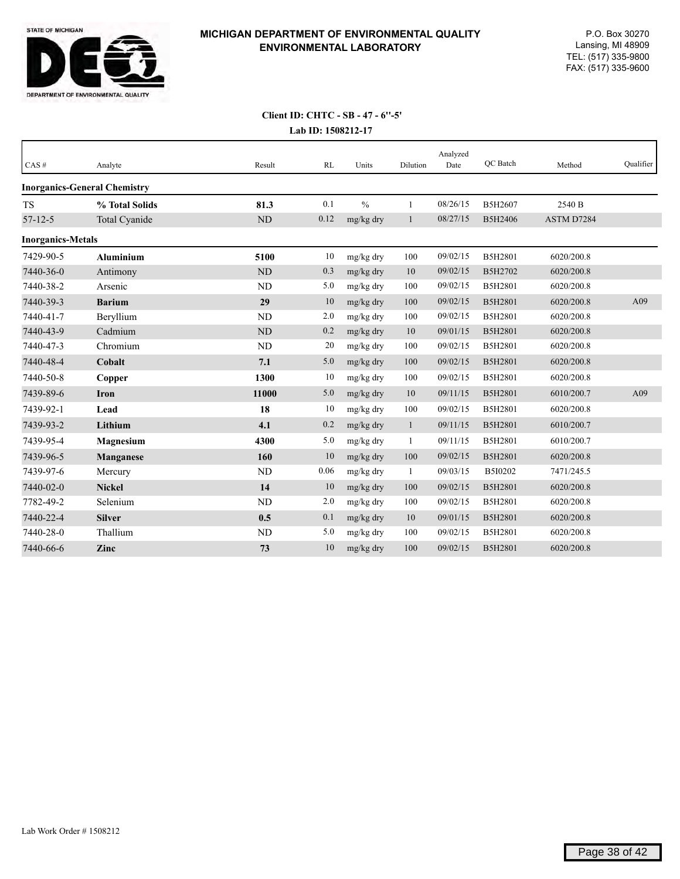# MICHIGAN DEPARTMENT OF ENVIRONMENTAL QUALITY ENVIRONMENTAL LABORATORY

STATE OF MICHIGAN
DEPARTMENT OF ENVIRONMENTAL QUALITY

P.O. Box 30270
Lansing, MI 48909
TEL: (517) 335-9800
FAX: (517) 335-9600

**Client ID: CHTC - SB - 47 - 6''-5'**
**Lab ID: 1508212-17**

| CAS # | Analyte | Result | RL | Units | Dilution | Analyzed Date | QC Batch | Method | Qualifier |
|---|---|---|---|---|---|---|---|---|---|
| **Inorganics-General Chemistry** | | | | | | | | | |
| TS | **% Total Solids** | **81.3** | 0.1 | % | 1 | 08/26/15 | B5H2607 | 2540 B | |
| 57-12-5 | Total Cyanide | ND | 0.12 | mg/kg dry | 1 | 08/27/15 | B5H2406 | ASTM D7284 | |
| **Inorganics-Metals** | | | | | | | | | |
| 7429-90-5 | **Aluminium** | **5100** | 10 | mg/kg dry | 100 | 09/02/15 | B5H2801 | 6020/200.8 | |
| 7440-36-0 | Antimony | ND | 0.3 | mg/kg dry | 10 | 09/02/15 | B5H2702 | 6020/200.8 | |
| 7440-38-2 | Arsenic | ND | 5.0 | mg/kg dry | 100 | 09/02/15 | B5H2801 | 6020/200.8 | |
| 7440-39-3 | **Barium** | **29** | 10 | mg/kg dry | 100 | 09/02/15 | B5H2801 | 6020/200.8 | A09 |
| 7440-41-7 | Beryllium | ND | 2.0 | mg/kg dry | 100 | 09/02/15 | B5H2801 | 6020/200.8 | |
| 7440-43-9 | Cadmium | ND | 0.2 | mg/kg dry | 10 | 09/01/15 | B5H2801 | 6020/200.8 | |
| 7440-47-3 | Chromium | ND | 20 | mg/kg dry | 100 | 09/02/15 | B5H2801 | 6020/200.8 | |
| 7440-48-4 | **Cobalt** | **7.1** | 5.0 | mg/kg dry | 100 | 09/02/15 | B5H2801 | 6020/200.8 | |
| 7440-50-8 | **Copper** | **1300** | 10 | mg/kg dry | 100 | 09/02/15 | B5H2801 | 6020/200.8 | |
| 7439-89-6 | **Iron** | **11000** | 5.0 | mg/kg dry | 10 | 09/11/15 | B5H2801 | 6010/200.7 | A09 |
| 7439-92-1 | **Lead** | **18** | 10 | mg/kg dry | 100 | 09/02/15 | B5H2801 | 6020/200.8 | |
| 7439-93-2 | **Lithium** | **4.1** | 0.2 | mg/kg dry | 1 | 09/11/15 | B5H2801 | 6010/200.7 | |
| 7439-95-4 | **Magnesium** | **4300** | 5.0 | mg/kg dry | 1 | 09/11/15 | B5H2801 | 6010/200.7 | |
| 7439-96-5 | **Manganese** | **160** | 10 | mg/kg dry | 100 | 09/02/15 | B5H2801 | 6020/200.8 | |
| 7439-97-6 | Mercury | ND | 0.06 | mg/kg dry | 1 | 09/03/15 | B5I0202 | 7471/245.5 | |
| 7440-02-0 | **Nickel** | **14** | 10 | mg/kg dry | 100 | 09/02/15 | B5H2801 | 6020/200.8 | |
| 7782-49-2 | Selenium | ND | 2.0 | mg/kg dry | 100 | 09/02/15 | B5H2801 | 6020/200.8 | |
| 7440-22-4 | **Silver** | **0.5** | 0.1 | mg/kg dry | 10 | 09/01/15 | B5H2801 | 6020/200.8 | |
| 7440-28-0 | Thallium | ND | 5.0 | mg/kg dry | 100 | 09/02/15 | B5H2801 | 6020/200.8 | |
| 7440-66-6 | **Zinc** | **73** | 10 | mg/kg dry | 100 | 09/02/15 | B5H2801 | 6020/200.8 | |

Lab Work Order # 1508212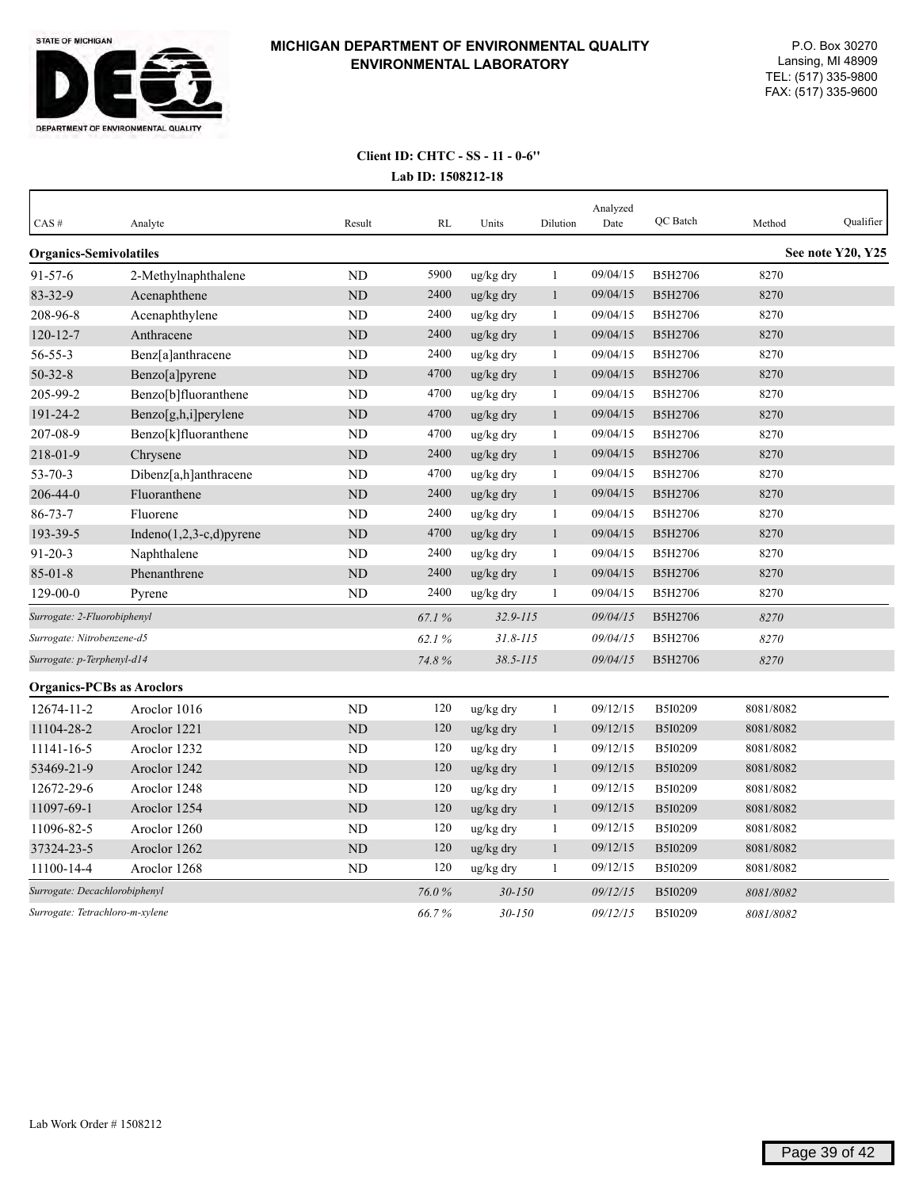**MICHIGAN DEPARTMENT OF ENVIRONMENTAL QUALITY**
**ENVIRONMENTAL LABORATORY**

P.O. Box 30270
Lansing, MI 48909
TEL: (517) 335-9800
FAX: (517) 335-9600

**Client ID: CHTC - SS - 11 - 0-6"**
**Lab ID: 1508212-18**

| CAS # | Analyte | Result | RL | Units | Dilution | Analyzed Date | QC Batch | Method | Qualifier |
|---|---|---|---|---|---|---|---|---|---|
| **Organics-Semivolatiles** | | | | | | | | | **See note Y20, Y25** |
| 91-57-6 | 2-Methylnaphthalene | ND | 5900 | ug/kg dry | 1 | 09/04/15 | B5H2706 | 8270 | |
| 83-32-9 | Acenaphthene | ND | 2400 | ug/kg dry | 1 | 09/04/15 | B5H2706 | 8270 | |
| 208-96-8 | Acenaphthylene | ND | 2400 | ug/kg dry | 1 | 09/04/15 | B5H2706 | 8270 | |
| 120-12-7 | Anthracene | ND | 2400 | ug/kg dry | 1 | 09/04/15 | B5H2706 | 8270 | |
| 56-55-3 | Benz[a]anthracene | ND | 2400 | ug/kg dry | 1 | 09/04/15 | B5H2706 | 8270 | |
| 50-32-8 | Benzo[a]pyrene | ND | 4700 | ug/kg dry | 1 | 09/04/15 | B5H2706 | 8270 | |
| 205-99-2 | Benzo[b]fluoranthene | ND | 4700 | ug/kg dry | 1 | 09/04/15 | B5H2706 | 8270 | |
| 191-24-2 | Benzo[g,h,i]perylene | ND | 4700 | ug/kg dry | 1 | 09/04/15 | B5H2706 | 8270 | |
| 207-08-9 | Benzo[k]fluoranthene | ND | 4700 | ug/kg dry | 1 | 09/04/15 | B5H2706 | 8270 | |
| 218-01-9 | Chrysene | ND | 2400 | ug/kg dry | 1 | 09/04/15 | B5H2706 | 8270 | |
| 53-70-3 | Dibenz[a,h]anthracene | ND | 4700 | ug/kg dry | 1 | 09/04/15 | B5H2706 | 8270 | |
| 206-44-0 | Fluoranthene | ND | 2400 | ug/kg dry | 1 | 09/04/15 | B5H2706 | 8270 | |
| 86-73-7 | Fluorene | ND | 2400 | ug/kg dry | 1 | 09/04/15 | B5H2706 | 8270 | |
| 193-39-5 | Indeno(1,2,3-c,d)pyrene | ND | 4700 | ug/kg dry | 1 | 09/04/15 | B5H2706 | 8270 | |
| 91-20-3 | Naphthalene | ND | 2400 | ug/kg dry | 1 | 09/04/15 | B5H2706 | 8270 | |
| 85-01-8 | Phenanthrene | ND | 2400 | ug/kg dry | 1 | 09/04/15 | B5H2706 | 8270 | |
| 129-00-0 | Pyrene | ND | 2400 | ug/kg dry | 1 | 09/04/15 | B5H2706 | 8270 | |
| *Surrogate: 2-Fluorobiphenyl* | | | *67.1 %* | *32.9-115* | | *09/04/15* | B5H2706 | *8270* | |
| *Surrogate: Nitrobenzene-d5* | | | *62.1 %* | *31.8-115* | | *09/04/15* | B5H2706 | *8270* | |
| *Surrogate: p-Terphenyl-d14* | | | *74.8 %* | *38.5-115* | | *09/04/15* | B5H2706 | *8270* | |
| **Organics-PCBs as Aroclors** | | | | | | | | | |
| 12674-11-2 | Aroclor 1016 | ND | 120 | ug/kg dry | 1 | 09/12/15 | B5I0209 | 8081/8082 | |
| 11104-28-2 | Aroclor 1221 | ND | 120 | ug/kg dry | 1 | 09/12/15 | B5I0209 | 8081/8082 | |
| 11141-16-5 | Aroclor 1232 | ND | 120 | ug/kg dry | 1 | 09/12/15 | B5I0209 | 8081/8082 | |
| 53469-21-9 | Aroclor 1242 | ND | 120 | ug/kg dry | 1 | 09/12/15 | B5I0209 | 8081/8082 | |
| 12672-29-6 | Aroclor 1248 | ND | 120 | ug/kg dry | 1 | 09/12/15 | B5I0209 | 8081/8082 | |
| 11097-69-1 | Aroclor 1254 | ND | 120 | ug/kg dry | 1 | 09/12/15 | B5I0209 | 8081/8082 | |
| 11096-82-5 | Aroclor 1260 | ND | 120 | ug/kg dry | 1 | 09/12/15 | B5I0209 | 8081/8082 | |
| 37324-23-5 | Aroclor 1262 | ND | 120 | ug/kg dry | 1 | 09/12/15 | B5I0209 | 8081/8082 | |
| 11100-14-4 | Aroclor 1268 | ND | 120 | ug/kg dry | 1 | 09/12/15 | B5I0209 | 8081/8082 | |
| *Surrogate: Decachlorobiphenyl* | | | *76.0 %* | *30-150* | | *09/12/15* | B5I0209 | *8081/8082* | |
| *Surrogate: Tetrachloro-m-xylene* | | | *66.7 %* | *30-150* | | *09/12/15* | B5I0209 | *8081/8082* | |

Lab Work Order # 1508212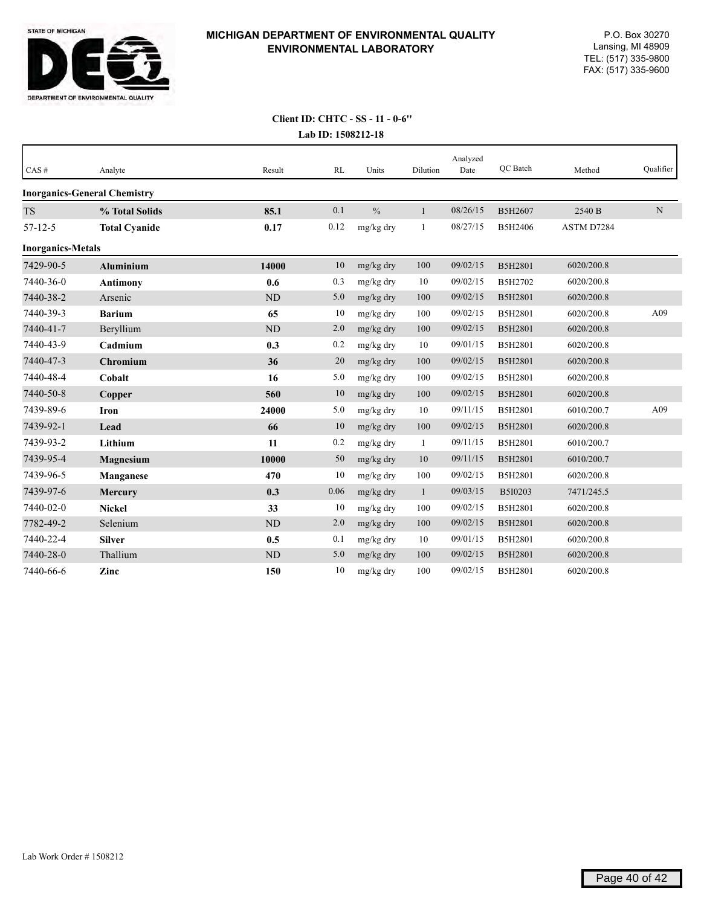**MICHIGAN DEPARTMENT OF ENVIRONMENTAL QUALITY**
**ENVIRONMENTAL LABORATORY**

P.O. Box 30270
Lansing, MI 48909
TEL: (517) 335-9800
FAX: (517) 335-9600

**Client ID: CHTC - SS - 11 - 0-6"**
**Lab ID: 1508212-18**

| CAS # | Analyte | Result | RL | Units | Dilution | Analyzed Date | QC Batch | Method | Qualifier |
|---|---|---|---|---|---|---|---|---|---|
| **Inorganics-General Chemistry** | | | | | | | | | |
| TS | **% Total Solids** | **85.1** | 0.1 | % | 1 | 08/26/15 | B5H2607 | 2540 B | N |
| 57-12-5 | **Total Cyanide** | **0.17** | 0.12 | mg/kg dry | 1 | 08/27/15 | B5H2406 | ASTM D7284 | |
| **Inorganics-Metals** | | | | | | | | | |
| 7429-90-5 | **Aluminium** | **14000** | 10 | mg/kg dry | 100 | 09/02/15 | B5H2801 | 6020/200.8 | |
| 7440-36-0 | **Antimony** | **0.6** | 0.3 | mg/kg dry | 10 | 09/02/15 | B5H2702 | 6020/200.8 | |
| 7440-38-2 | Arsenic | ND | 5.0 | mg/kg dry | 100 | 09/02/15 | B5H2801 | 6020/200.8 | |
| 7440-39-3 | **Barium** | **65** | 10 | mg/kg dry | 100 | 09/02/15 | B5H2801 | 6020/200.8 | A09 |
| 7440-41-7 | Beryllium | ND | 2.0 | mg/kg dry | 100 | 09/02/15 | B5H2801 | 6020/200.8 | |
| 7440-43-9 | **Cadmium** | **0.3** | 0.2 | mg/kg dry | 10 | 09/01/15 | B5H2801 | 6020/200.8 | |
| 7440-47-3 | **Chromium** | **36** | 20 | mg/kg dry | 100 | 09/02/15 | B5H2801 | 6020/200.8 | |
| 7440-48-4 | **Cobalt** | **16** | 5.0 | mg/kg dry | 100 | 09/02/15 | B5H2801 | 6020/200.8 | |
| 7440-50-8 | **Copper** | **560** | 10 | mg/kg dry | 100 | 09/02/15 | B5H2801 | 6020/200.8 | |
| 7439-89-6 | **Iron** | **24000** | 5.0 | mg/kg dry | 10 | 09/11/15 | B5H2801 | 6010/200.7 | A09 |
| 7439-92-1 | **Lead** | **66** | 10 | mg/kg dry | 100 | 09/02/15 | B5H2801 | 6020/200.8 | |
| 7439-93-2 | **Lithium** | **11** | 0.2 | mg/kg dry | 1 | 09/11/15 | B5H2801 | 6010/200.7 | |
| 7439-95-4 | **Magnesium** | **10000** | 50 | mg/kg dry | 10 | 09/11/15 | B5H2801 | 6010/200.7 | |
| 7439-96-5 | **Manganese** | **470** | 10 | mg/kg dry | 100 | 09/02/15 | B5H2801 | 6020/200.8 | |
| 7439-97-6 | **Mercury** | **0.3** | 0.06 | mg/kg dry | 1 | 09/03/15 | B5I0203 | 7471/245.5 | |
| 7440-02-0 | **Nickel** | **33** | 10 | mg/kg dry | 100 | 09/02/15 | B5H2801 | 6020/200.8 | |
| 7782-49-2 | Selenium | ND | 2.0 | mg/kg dry | 100 | 09/02/15 | B5H2801 | 6020/200.8 | |
| 7440-22-4 | **Silver** | **0.5** | 0.1 | mg/kg dry | 10 | 09/01/15 | B5H2801 | 6020/200.8 | |
| 7440-28-0 | Thallium | ND | 5.0 | mg/kg dry | 100 | 09/02/15 | B5H2801 | 6020/200.8 | |
| 7440-66-6 | **Zinc** | **150** | 10 | mg/kg dry | 100 | 09/02/15 | B5H2801 | 6020/200.8 | |

Lab Work Order # 1508212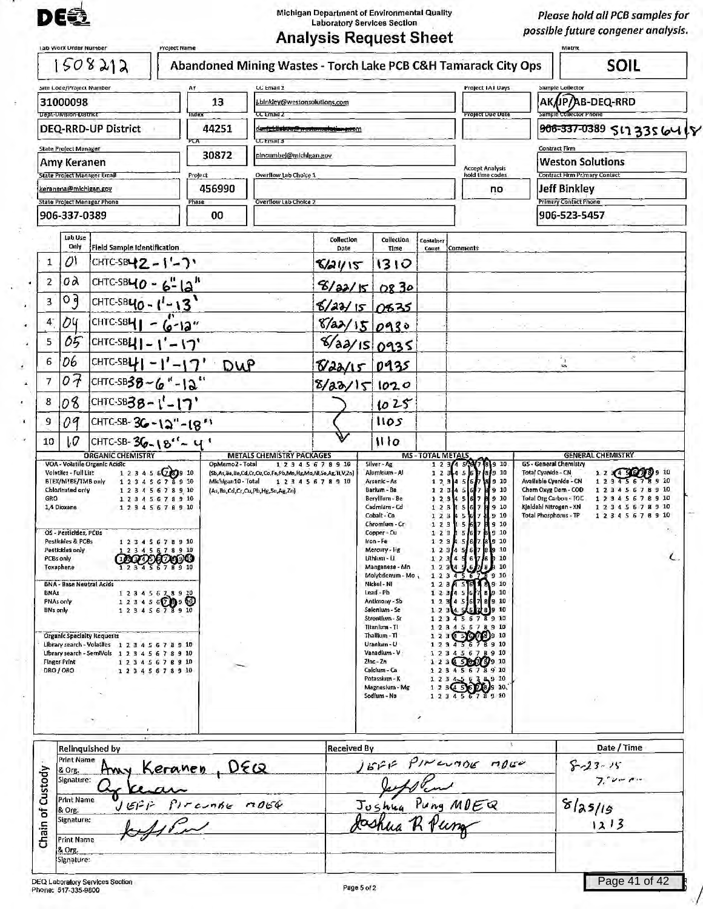DEQ

Michigan Department of Environmental Quality
Laboratory Services Section

# Analysis Request Sheet

*Please hold all PCB samples for possible future congener analysis.*

| Lab Work Order Number | Project Name | Matrix |
|---|---|---|
| 1508212 | Abandoned Mining Wastes - Torch Lake PCB C&H Tamarack City Ops | SOIL |

| Field | Value | Field | Value | Field | Value | Field | Value | Field | Value |
|---|---|---|---|---|---|---|---|---|---|
| Site Code/Project Number | 31000098 | AY | 13 | CC Email 1 | j.binkley@westonsolutions.com | Project TAT Days | | Sample Collector | AK/JP/AB-DEQ-RRD |
| Dept-Division-District | DEQ-RRD-UP District | Index | 44251 | CC Email 2 | ~~daniel.bosso@westonsolutions.com~~ | Project Due Date | | Sample Collector Phone | ~~906-337-0389~~ 517 335 6418 |
| State Project Manager | Amy Keranen | PCA | 30872 | CC Email 3 | pincumbej@michigan.gov | | | Contract Firm | Weston Solutions |
| State Project Manager Email | keranena@michigan.gov | Project | 456990 | Overflow Lab Choice 1 | | Accept Analysis hold time codes | no | Contract Firm Primary Contact | Jeff Binkley |
| State Project Manager Phone | 906-337-0389 | Phase | 00 | Overflow Lab Choice 2 | | | | Primary Contact Phone | 906-523-5457 |

| | Lab Use Only | Field Sample Identification | Collection Date | Collection Time | Container Count | Comments |
|---|---|---|---|---|---|---|
| 1 | 01 | CHTC-SB42 - 1'-7' | 8/21/15 | 1310 | | |
| 2 | 02 | CHTC-SB40 - 6"-12" | 8/22/15 | 0830 | | |
| 3 | 03 | CHTC-SB40 - 1'-13' | 8/22/15 | 0835 | | |
| 4 | 04 | CHTC-SB41 - 6"-12" | 8/22/15 | 0930 | | |
| 5 | 05 | CHTC-SB41 - 1'-17' | 8/22/15 | 0935 | | |
| 6 | 06 | CHTC-SB41 - 1'-17' DUP | 8/22/15 | 0935 | | |
| 7 | 07 | CHTC-SB38 - 6"-12" | 8/22/15 | 1020 | | |
| 8 | 08 | CHTC-SB38 - 1'-17' | ↓ | 1025 | | |
| 9 | 09 | CHTC-SB-36 - 12"-18" | ↓ | 1105 | | |
| 10 | 10 | CHTC-SB-36 - 18"-4' | ↓ | 1110 | | |

**ORGANIC CHEMISTRY**

VOA - Volatile Organic Acidic
- Volatiles - Full List 1 2 3 4 5 6 (7)(8) 9 10
- BTEX/MTBE/TMB only 1 2 3 4 5 6 7 8 9 10
- Chlorinated only 1 2 3 4 5 6 7 8 9 10
- GRO 1 2 3 4 5 6 7 8 9 10
- 1,4 Dioxane 1 2 3 4 5 6 7 8 9 10

OS - Pesticides, PCBs
- Pesticides & PCBs 1 2 3 4 5 6 7 8 9 10
- Pesticides only 1 2 3 4 5 6 7 8 9 10
- PCBs only (1)(2)(3)(4)(5)(6)(7)(8)(9)(10)
- Toxaphene 1 2 3 4 5 6 7 8 9 10

BNA - Base Neutral Acids
- BNAs 1 2 3 4 5 6 7 8 9 10
- PNAs only 1 2 3 4 5 6 (7)(8) 9 (10)
- BNs only 1 2 3 4 5 6 7 8 9 10

Organic Specialty Requests
- Library search - Volatiles 1 2 3 4 5 6 7 8 9 10
- Library search - SemiVols 1 2 3 4 5 6 7 8 9 10
- Finger Print 1 2 3 4 5 6 7 8 9 10
- DRO / ORO 1 2 3 4 5 6 7 8 9 10

**METALS CHEMISTRY PACKAGES**
- OpMemo2 - Total 1 2 3 4 5 6 7 8 9 10 (Sb,As,Ba,Be,Cd,Cr,Cu,Co,Fe,Pb,Mn,Hg,Mo,Ni,Se,Ag,Tl,V,Zn)
- Michigan10 - Total 1 2 3 4 5 6 7 8 9 10 (As,Ba,Cd,Cr,Cu,Pb,Hg,Se,Ag,Zn)

**MS - TOTAL METALS**
- Silver - Ag 1 2 3 (4 5 6 7 8) 9 10
- Aluminum - Al 1 2 3 (4 5 6 7 8) 9 10
- Arsenic - As 1 2 3 (4 5 6 7 8) 9 10
- Barium - Ba 1 2 3 (4 5 6 7 8) 9 10
- Beryllium - Be 1 2 3 (4 5 6 7 8) 9 10
- Cadmium - Cd 1 2 3 (4 5 6 7 8) 9 10
- Cobalt - Co 1 2 3 (4 5 6 7 8) 9 10
- Chromium - Cr 1 2 3 (4 5 6 7 8) 9 10
- Copper - Cu 1 2 3 (4 5 6 7 8) 9 10
- Iron - Fe 1 2 3 (4 5 6 7 8) 9 10
- Mercury - Hg 1 2 3 (4 5 6 7 8) 9 10
- Lithium - Li 1 2 3 (4 5 6 7 8) 9 10
- Manganese - Mn 1 2 3 (4 5 6 7 8) 9 10
- Molybdenum - Mo 1 2 3 4 5 6 7 8 9 10
- Nickel - Ni 1 2 3 (4 5 6 7 8) 9 10
- Lead - Pb 1 2 3 (4 5 6 7 8) 9 10
- Antimony - Sb 1 2 3 (4 5 6 7 8) 9 10
- Selenium - Se 1 2 3 (4 5 6 7 8) 9 10
- Strontium - Sr 1 2 3 4 5 6 7 8 9 10
- Titanium - Ti 1 2 3 4 5 6 7 8 9 10
- Thallium - Tl 1 2 3 (4)(5)(6)(7)(8) 9 10
- Uranium - U 1 2 3 4 5 6 7 8 9 10
- Vanadium - V 1 2 3 4 5 6 7 8 9 10
- Zinc - Zn 1 2 3 (4)(5)(6)(7)(8) 9 10
- Calcium - Ca 1 2 3 4 5 6 7 8 9 10
- Potassium - K 1 2 3 4 5 6 7 8 9 10
- Magnesium - Mg 1 2 3 (4)(5)(6)(7)(8) 9 10
- Sodium - Na 1 2 3 4 5 6 7 8 9 10

**GENERAL CHEMISTRY**

GS - General Chemistry
- Total Cyanide - CN 1 2 3 (4)(5)(6)(7)(8) 9 10
- Available Cyanide - CN 1 2 3 4 5 6 7 8 9 10
- Chem Oxyg Dem - COD 1 2 3 4 5 6 7 8 9 10
- Total Org Carbon - TOC 1 2 3 4 5 6 7 8 9 10
- Kjeldahl Nitrogen - KN 1 2 3 4 5 6 7 8 9 10
- Total Phosphorus - TP 1 2 3 4 5 6 7 8 9 10

**Chain of Custody**

| Relinquished by | Received By | Date / Time |
|---|---|---|
| Print Name & Org.: Amy Keranen, DEQ / Signature: A Keranen | JEFF PINCUMBE MDEQ / Signature: Jeff Pin | 8-23-15 7:00 pm |
| Print Name & Org.: JEFF PINCUMBE MDEQ / Signature: Jeff Pin | Joshua Pung MDEQ / Signature: Joshua R Pung | 8/25/15 1213 |
| Print Name & Org.: / Signature: | | |

DEQ Laboratory Services Section
Phone: 517-335-9800

Page 5 of 2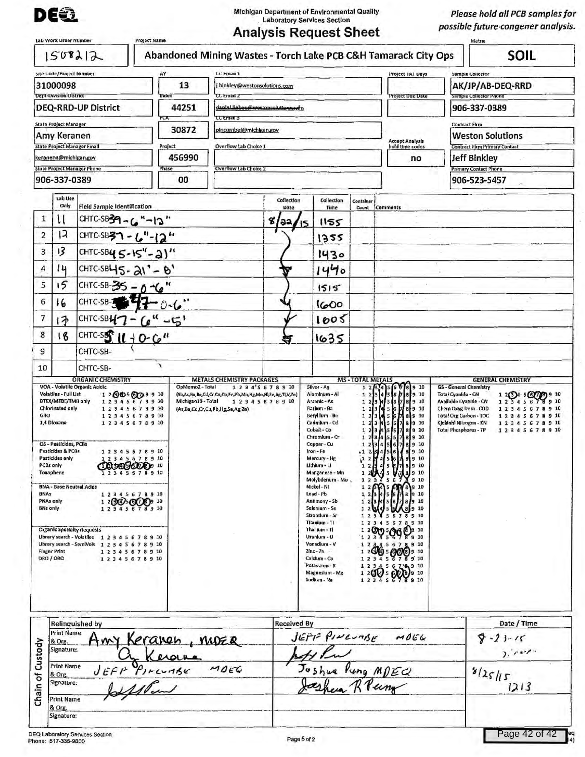DEQ

Michigan Department of Environmental Quality
Laboratory Services Section

# Analysis Request Sheet

*Please hold all PCB samples for possible future congener analysis.*

| Lab Work Order Number | Project Name | Matrix |
|---|---|---|
| 1508212 | Abandoned Mining Wastes - Torch Lake PCB C&H Tamarack City Ops | SOIL |

| | | | | |
|---|---|---|---|---|
| Site Code/Project Number: 31000098 | AY: 13 | CC Email 1: j.binkley@westonsolutions.com | Project TAT Days: | Sample Collector: AK/JP/AB-DEQ-RRD |
| Dept-Division-District: DEQ-RRD-UP District | Index: 44251 | CC Email 2: daniel.liebau@westonsolutions.com | Project Due Date: | Sample Collector Phone: 906-337-0389 |
| State Project Manager: Amy Keranen | PCA: 30872 | CC Email 3: pincumbej@michigan.gov | | Contract Firm: Weston Solutions |
| State Project Manager Email: keranena@michigan.gov | Project: 456990 | Overflow Lab Choice 1: | Accept Analysis hold time codes: no | Contract Firm Primary Contact: Jeff Binkley |
| State Project Manager Phone: 906-337-0389 | Phase: 00 | Overflow Lab Choice 2: | | Primary Contact Phone: 906-523-5457 |

| | Lab Use Only | Field Sample Identification | Collection Date | Collection Time | Container Count | Comments |
|---|---|---|---|---|---|---|
| 1 | 11 | CHTC-SB39-6"-12" | 8/22/15 | 1155 | | |
| 2 | 12 | CHTC-SB37-6"-12" | | 1355 | | |
| 3 | 13 | CHTC-SB45-15"-21" | | 1430 | | |
| 4 | 14 | CHTC-SB45-21"-8' | | 1440 | | |
| 5 | 15 | CHTC-SB-35-0-6" | | 1515 | | |
| 6 | 16 | CHTC-SB-47-0-6" | | 1600 | | |
| 7 | 17 | CHTC-SB47-6"-5' | | 1605 | | |
| 8 | 18 | CHTC-SB11-0-6" | | 1635 | | |
| 9 | | CHTC-SB- | | | | |
| 10 | | CHTC-SB- | | | | |

**ORGANIC CHEMISTRY**

VOA - Volatile Organic Acidic
- Volatiles - Full List: 1 2 3 4 5 6 7 8 9 10 (3, 4, 6, 7 circled)
- BTEX/MTBE/TMB only: 1 2 3 4 5 6 7 8 9 10
- Chlorinated only: 1 2 3 4 5 6 7 8 9 10
- GRO: 1 2 3 4 5 6 7 8 9 10
- 1,4 Dioxane: 1 2 3 4 5 6 7 8 9 10

OS - Pesticides, PCBs
- Pesticides & PCBs: 1 2 3 4 5 6 7 8 9 10
- Pesticides only: 1 2 3 4 5 6 7 8 9 10
- PCBs only: 1 2 3 4 5 6 7 8 9 10 (1–8 circled)
- Toxaphene: 1 2 3 4 5 6 7 8 9 10

BNA - Base Neutral Acids
- BNAs: 1 2 3 4 5 6 7 8 9 10
- PNAs only: 1 2 3 4 5 6 7 8 9 10 (3, 4, 6, 7, 8 circled)
- BNs only: 1 2 3 4 5 6 7 8 9 10

Organic Specialty Requests
- Library search - Volatiles: 1 2 3 4 5 6 7 8 9 10
- Library search - Semivols: 1 2 3 4 5 6 7 8 9 10
- Finger Print: 1 2 3 4 5 6 7 8 9 10
- DRO / ORO: 1 2 3 4 5 6 7 8 9 10

**METALS CHEMISTRY PACKAGES**
- OpMemo2 - Total: 1 2 3 4 5 6 7 8 9 10 (Sb,As,Ba,Be,Cd,Cr,Cu,Co,Fe,Pb,Mn,Hg,Mo,Ni,Se,Ag,Tl,V,Zn)
- Michigan10 - Total: 1 2 3 4 5 6 7 8 9 10 (As,Ba,Cd,Cr,Cu,Pb,Hg,Se,Ag,Zn)

**MS - TOTAL METALS**
- Silver - Ag: 1 2 3 4 5 6 7 8 9 10
- Aluminum - Al: 1 2 3 4 5 6 7 8 9 10
- Arsenic - As: 1 2 3 4 5 6 7 8 9 10
- Barium - Ba: 1 2 3 4 5 6 7 8 9 10
- Beryllium - Be: 1 2 3 4 5 6 7 8 9 10
- Cadmium - Cd: 1 2 3 4 5 6 7 8 9 10
- Cobalt - Co: 1 2 3 4 5 6 7 8 9 10
- Chromium - Cr: 1 2 3 4 5 6 7 8 9 10
- Copper - Cu: 1 2 3 4 5 6 7 8 9 10
- Iron - Fe: 1 2 3 4 5 6 7 8 9 10
- Mercury - Hg: 1 2 3 4 5 6 7 8 9 10
- Lithium - Li: 1 2 3 4 5 6 7 8 9 10
- Manganese - Mn: 1 2 3 4 5 6 7 8 9 10
- Molybdenum - Mo: 1 2 3 4 5 6 7 8 9 10
- Nickel - Ni: 1 2 3 4 5 6 7 8 9 10
- Lead - Pb: 1 2 3 4 5 6 7 8 9 10
- Antimony - Sb: 1 2 3 4 5 6 7 8 9 10
- Selenium - Se: 1 2 3 4 5 6 7 8 9 10
- Strontium - Sr: 1 2 3 4 5 6 7 8 9 10
- Titanium - Ti: 1 2 3 4 5 6 7 8 9 10
- Thallium - Tl: 1 2 3 4 5 6 7 8 9 10
- Uranium - U: 1 2 3 4 5 6 7 8 9 10
- Vanadium - V: 1 2 3 4 5 6 7 8 9 10
- Zinc - Zn: 1 2 3 4 5 6 7 8 9 10
- Calcium - Ca: 1 2 3 4 5 6 7 8 9 10
- Potassium - K: 1 2 3 4 5 6 7 8 9 10
- Magnesium - Mg: 1 2 3 4 5 6 7 8 9 10
- Sodium - Na: 1 2 3 4 5 6 7 8 9 10

**GENERAL CHEMISTRY**

GS - General Chemistry
- Total Cyanide - CN: 1 2 3 4 5 6 7 8 9 10 (3, 6, 7, 8 circled)
- Available Cyanide - CN: 1 2 3 4 5 6 7 8 9 10
- Chem Oxyg Dem - COD: 1 2 3 4 5 6 7 8 9 10
- Total Org Carbon - TOC: 1 2 3 4 5 6 7 8 9 10
- Kjeldahl Nitrogen - KN: 1 2 3 4 5 6 7 8 9 10
- Total Phosphorus - TP: 1 2 3 4 5 6 7 8 9 10

**Chain of Custody**

| Relinquished by | Received By | Date / Time |
|---|---|---|
| Print Name & Org.: Amy Keranen, MDEQ | JEFF PINCUMBE MDEQ | 8-23-15 |
| Signature: A. Keranen | (signature) | |
| Print Name & Org.: JEFF PINCUMBE MDEQ | Joshua Peng MDEQ | 8/25/15 1213 |
| Signature: (signature) | Joshua R Peng | |
| Print Name & Org.: | | |
| Signature: | | |

DEQ Laboratory Services Section
Phone: 517-335-9800